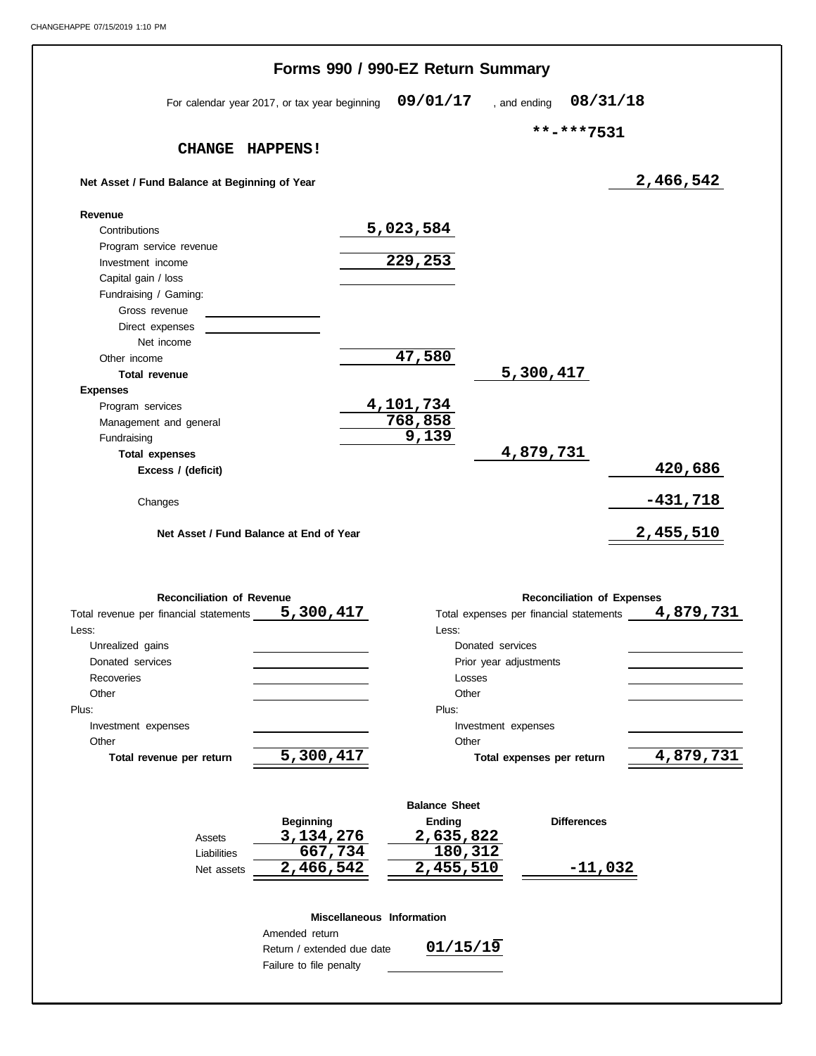CHANGEHAPPE 07/15/2019 1:10 PM

# Forms 990 / 990-EZ Return Summary

For calendar year 2017, or tax year beginning **09/01/17** , and ending **08/31/18**

**\*\*-\*\*\*7531**

**CHANGE HAPPENS!**

| | | | |
|---|---|---|---|
| **Net Asset / Fund Balance at Beginning of Year** | | | 2,466,542 |
| **Revenue** | | | |
| Contributions | 5,023,584 | | |
| Program service revenue | | | |
| Investment income | 229,253 | | |
| Capital gain / loss | | | |
| Fundraising / Gaming: | | | |
| Gross revenue | | | |
| Direct expenses | | | |
| Net income | | | |
| Other income | 47,580 | | |
| **Total revenue** | | 5,300,417 | |
| **Expenses** | | | |
| Program services | 4,101,734 | | |
| Management and general | 768,858 | | |
| Fundraising | 9,139 | | |
| **Total expenses** | | 4,879,731 | |
| **Excess / (deficit)** | | | 420,686 |
| Changes | | | -431,718 |
| **Net Asset / Fund Balance at End of Year** | | | 2,455,510 |

| **Reconciliation of Revenue** | | **Reconciliation of Expenses** | |
|---|---|---|---|
| Total revenue per financial statements | 5,300,417 | Total expenses per financial statements | 4,879,731 |
| Less: | | Less: | |
| Unrealized gains | | Donated services | |
| Donated services | | Prior year adjustments | |
| Recoveries | | Losses | |
| Other | | Other | |
| Plus: | | Plus: | |
| Investment expenses | | Investment expenses | |
| Other | | Other | |
| **Total revenue per return** | 5,300,417 | **Total expenses per return** | 4,879,731 |

**Balance Sheet**

| | Beginning | Ending | Differences |
|---|---|---|---|
| Assets | 3,134,276 | 2,635,822 | |
| Liabilities | 667,734 | 180,312 | |
| Net assets | 2,466,542 | 2,455,510 | -11,032 |

**Miscellaneous Information**

| | |
|---|---|
| Amended return | |
| Return / extended due date | 01/15/19 |
| Failure to file penalty | |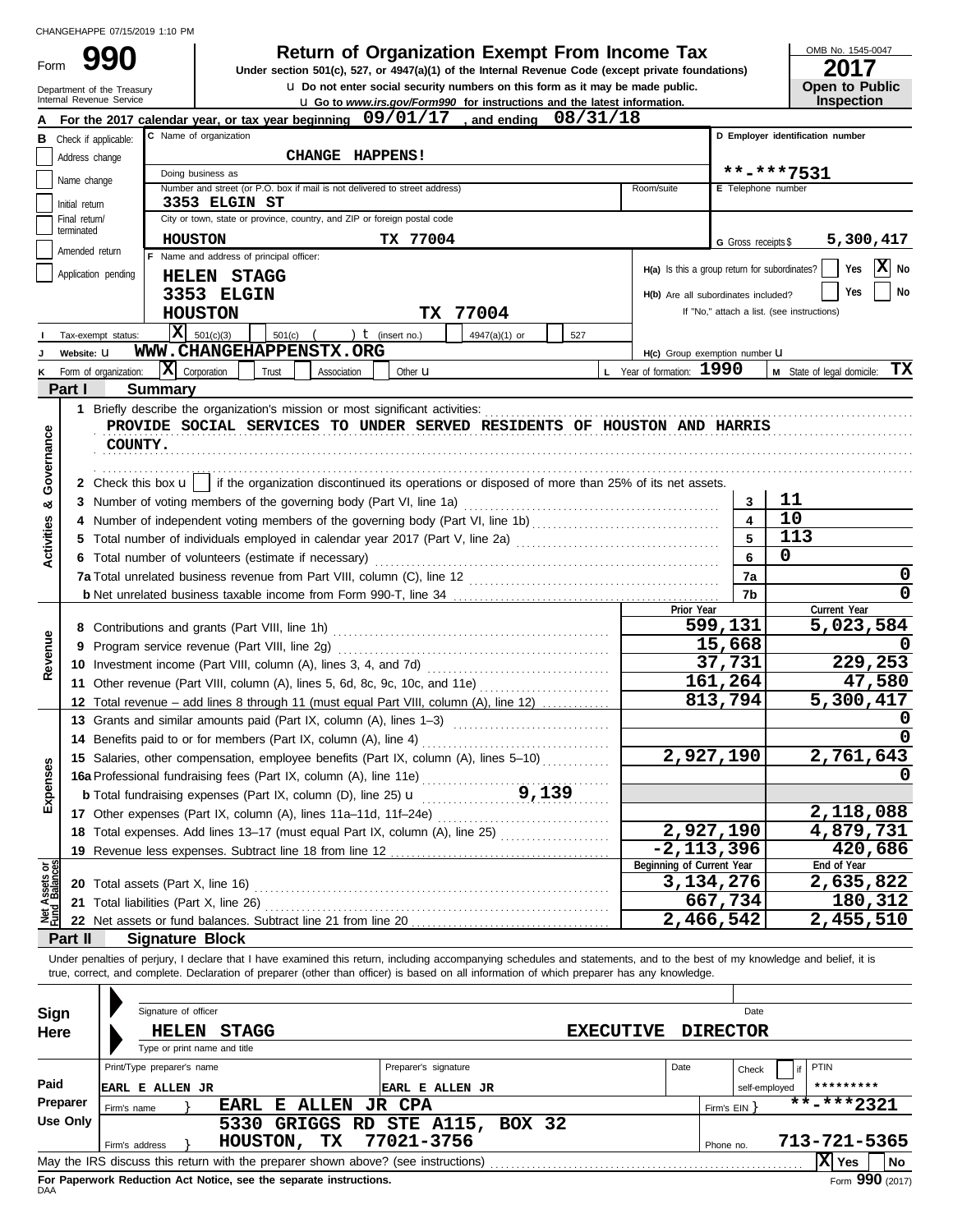CHANGEHAPPE 07/15/2019 1:10 PM

# Form 990 — Return of Organization Exempt From Income Tax

**Under section 501(c), 527, or 4947(a)(1) of the Internal Revenue Code (except private foundations)**

u Do not enter social security numbers on this form as it may be made public.

u Go to *www.irs.gov/Form990* for instructions and the latest information.

Department of the Treasury
Internal Revenue Service

OMB No. 1545-0047

**2017**

**Open to Public Inspection**

**A** For the 2017 calendar year, or tax year beginning 09/01/17 , and ending 08/31/18

**B** Check if applicable:
- [ ] Address change
- [ ] Name change
- [ ] Initial return
- [ ] Final return/terminated
- [ ] Amended return
- [ ] Application pending

**C** Name of organization: CHANGE HAPPENS!

Doing business as

Number and street (or P.O. box if mail is not delivered to street address): 3353 ELGIN ST — Room/suite

City or town, state or province, country, and ZIP or foreign postal code: HOUSTON TX 77004

**D** Employer identification number: **-***7531

**E** Telephone number

**G** Gross receipts $ 5,300,417

**F** Name and address of principal officer:
HELEN STAGG
3353 ELGIN
HOUSTON TX 77004

**H(a)** Is this a group return for subordinates? [ ] Yes [X] No

**H(b)** Are all subordinates included? [ ] Yes [ ] No
If "No," attach a list. (see instructions)

**I** Tax-exempt status: [X] 501(c)(3) [ ] 501(c) ( ) t (insert no.) [ ] 4947(a)(1) or [ ] 527

**J** Website: u WWW.CHANGEHAPPENSTX.ORG

**H(c)** Group exemption number u

**K** Form of organization: [X] Corporation [ ] Trust [ ] Association [ ] Other u

**L** Year of formation: 1990

**M** State of legal domicile: TX

## Part I Summary

### Activities & Governance

1 Briefly describe the organization's mission or most significant activities:
PROVIDE SOCIAL SERVICES TO UNDER SERVED RESIDENTS OF HOUSTON AND HARRIS COUNTY.

2 Check this box u [ ] if the organization discontinued its operations or disposed of more than 25% of its net assets.

| | | |
|---|---|---|
| 3 Number of voting members of the governing body (Part VI, line 1a) | 3 | 11 |
| 4 Number of independent voting members of the governing body (Part VI, line 1b) | 4 | 10 |
| 5 Total number of individuals employed in calendar year 2017 (Part V, line 2a) | 5 | 113 |
| 6 Total number of volunteers (estimate if necessary) | 6 | 0 |
| 7a Total unrelated business revenue from Part VIII, column (C), line 12 | 7a | 0 |
| b Net unrelated business taxable income from Form 990-T, line 34 | 7b | 0 |

### Revenue / Expenses

| | Prior Year | Current Year |
|---|---|---|
| 8 Contributions and grants (Part VIII, line 1h) | 599,131 | 5,023,584 |
| 9 Program service revenue (Part VIII, line 2g) | 15,668 | 0 |
| 10 Investment income (Part VIII, column (A), lines 3, 4, and 7d) | 37,731 | 229,253 |
| 11 Other revenue (Part VIII, column (A), lines 5, 6d, 8c, 9c, 10c, and 11e) | 161,264 | 47,580 |
| 12 Total revenue – add lines 8 through 11 (must equal Part VIII, column (A), line 12) | 813,794 | 5,300,417 |
| 13 Grants and similar amounts paid (Part IX, column (A), lines 1–3) | | 0 |
| 14 Benefits paid to or for members (Part IX, column (A), line 4) | | 0 |
| 15 Salaries, other compensation, employee benefits (Part IX, column (A), lines 5–10) | 2,927,190 | 2,761,643 |
| 16a Professional fundraising fees (Part IX, column (A), line 11e) | | 0 |
| b Total fundraising expenses (Part IX, column (D), line 25) u 9,139 | | |
| 17 Other expenses (Part IX, column (A), lines 11a–11d, 11f–24e) | | 2,118,088 |
| 18 Total expenses. Add lines 13–17 (must equal Part IX, column (A), line 25) | 2,927,190 | 4,879,731 |
| 19 Revenue less expenses. Subtract line 18 from line 12 | -2,113,396 | 420,686 |

### Net Assets or Fund Balances

| | Beginning of Current Year | End of Year |
|---|---|---|
| 20 Total assets (Part X, line 16) | 3,134,276 | 2,635,822 |
| 21 Total liabilities (Part X, line 26) | 667,734 | 180,312 |
| 22 Net assets or fund balances. Subtract line 21 from line 20 | 2,466,542 | 2,455,510 |

## Part II Signature Block

Under penalties of perjury, I declare that I have examined this return, including accompanying schedules and statements, and to the best of my knowledge and belief, it is true, correct, and complete. Declaration of preparer (other than officer) is based on all information of which preparer has any knowledge.

**Sign Here**

Signature of officer — Date

HELEN STAGG — EXECUTIVE DIRECTOR

Type or print name and title

**Paid Preparer Use Only**

| Print/Type preparer's name | Preparer's signature | Date | Check [ ] if self-employed | PTIN |
|---|---|---|---|---|
| EARL E ALLEN JR | EARL E ALLEN JR | | | ********* |

Firm's name } EARL E ALLEN JR CPA — Firm's EIN } **-***2321

Firm's address } 5330 GRIGGS RD STE A115, BOX 32, HOUSTON, TX 77021-3756 — Phone no. 713-721-5365

May the IRS discuss this return with the preparer shown above? (see instructions) [X] Yes [ ] No

**For Paperwork Reduction Act Notice, see the separate instructions.**

DAA

Form **990** (2017)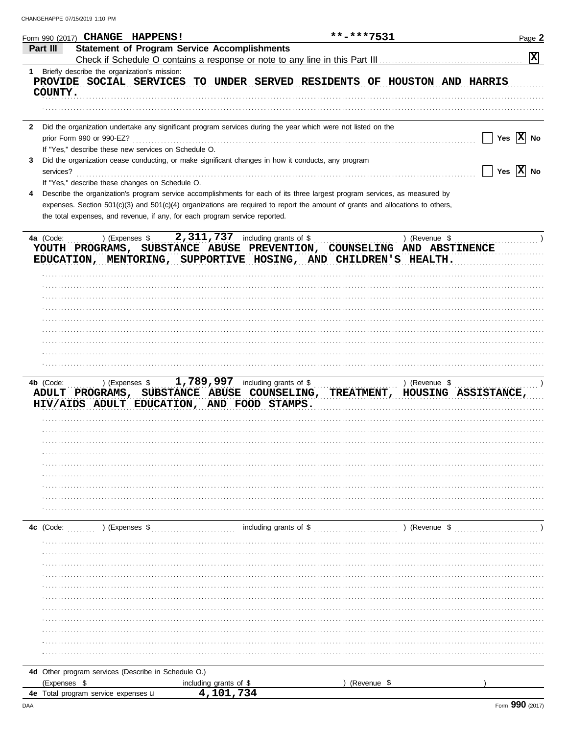Form 990 (2017) **CHANGE HAPPENS!** **\*\*-\*\*\*7531**

## Part III Statement of Program Service Accomplishments

Check if Schedule O contains a response or note to any line in this Part III .......... [X]

**1** Briefly describe the organization's mission:

PROVIDE SOCIAL SERVICES TO UNDER SERVED RESIDENTS OF HOUSTON AND HARRIS COUNTY.

**2** Did the organization undertake any significant program services during the year which were not listed on the prior Form 990 or 990-EZ? .......... [ ] Yes [X] No

If "Yes," describe these new services on Schedule O.

**3** Did the organization cease conducting, or make significant changes in how it conducts, any program services? .......... [ ] Yes [X] No

If "Yes," describe these changes on Schedule O.

**4** Describe the organization's program service accomplishments for each of its three largest program services, as measured by expenses. Section 501(c)(3) and 501(c)(4) organizations are required to report the amount of grants and allocations to others, the total expenses, and revenue, if any, for each program service reported.

**4a** (Code: ) (Expenses $ **2,311,737** including grants of $ ) (Revenue $ )

YOUTH PROGRAMS, SUBSTANCE ABUSE PREVENTION, COUNSELING AND ABSTINENCE EDUCATION, MENTORING, SUPPORTIVE HOSING, AND CHILDREN'S HEALTH.

**4b** (Code: ) (Expenses $ **1,789,997** including grants of $ ) (Revenue $ )

ADULT PROGRAMS, SUBSTANCE ABUSE COUNSELING, TREATMENT, HOUSING ASSISTANCE, HIV/AIDS ADULT EDUCATION, AND FOOD STAMPS.

**4c** (Code: ) (Expenses $ including grants of $ ) (Revenue $ )

**4d** Other program services (Describe in Schedule O.)

(Expenses $ including grants of $ ) (Revenue $ )

**4e** Total program service expenses **4,101,734**

Form **990** (2017)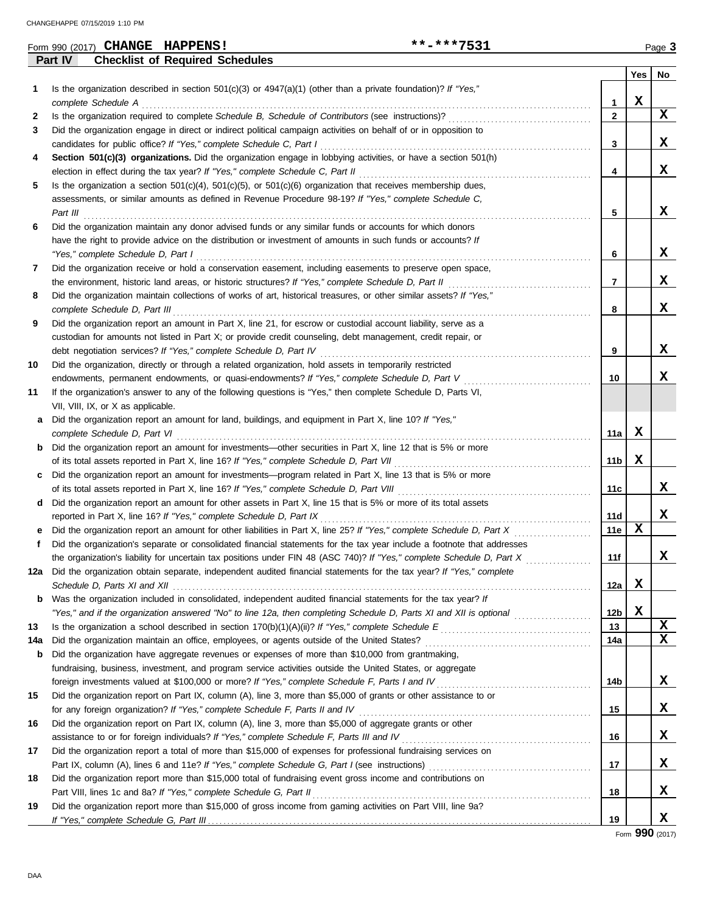Form 990 (2017) **CHANGE HAPPENS!** **-***7531 Page 3

**Part IV Checklist of Required Schedules**

| | | | Yes | No |
|---|---|---|---|---|
| 1 | Is the organization described in section 501(c)(3) or 4947(a)(1) (other than a private foundation)? *If "Yes," complete Schedule A* | 1 | X | |
| 2 | Is the organization required to complete *Schedule B, Schedule of Contributors* (see instructions)? | 2 | | X |
| 3 | Did the organization engage in direct or indirect political campaign activities on behalf of or in opposition to candidates for public office? *If "Yes," complete Schedule C, Part I* | 3 | | X |
| 4 | **Section 501(c)(3) organizations.** Did the organization engage in lobbying activities, or have a section 501(h) election in effect during the tax year? *If "Yes," complete Schedule C, Part II* | 4 | | X |
| 5 | Is the organization a section 501(c)(4), 501(c)(5), or 501(c)(6) organization that receives membership dues, assessments, or similar amounts as defined in Revenue Procedure 98-19? *If "Yes," complete Schedule C, Part III* | 5 | | X |
| 6 | Did the organization maintain any donor advised funds or any similar funds or accounts for which donors have the right to provide advice on the distribution or investment of amounts in such funds or accounts? *If "Yes," complete Schedule D, Part I* | 6 | | X |
| 7 | Did the organization receive or hold a conservation easement, including easements to preserve open space, the environment, historic land areas, or historic structures? *If "Yes," complete Schedule D, Part II* | 7 | | X |
| 8 | Did the organization maintain collections of works of art, historical treasures, or other similar assets? *If "Yes," complete Schedule D, Part III* | 8 | | X |
| 9 | Did the organization report an amount in Part X, line 21, for escrow or custodial account liability, serve as a custodian for amounts not listed in Part X; or provide credit counseling, debt management, credit repair, or debt negotiation services? *If "Yes," complete Schedule D, Part IV* | 9 | | X |
| 10 | Did the organization, directly or through a related organization, hold assets in temporarily restricted endowments, permanent endowments, or quasi-endowments? *If "Yes," complete Schedule D, Part V* | 10 | | X |
| 11 | If the organization's answer to any of the following questions is "Yes," then complete Schedule D, Parts VI, VII, VIII, IX, or X as applicable. | | | |
| a | Did the organization report an amount for land, buildings, and equipment in Part X, line 10? *If "Yes," complete Schedule D, Part VI* | 11a | X | |
| b | Did the organization report an amount for investments—other securities in Part X, line 12 that is 5% or more of its total assets reported in Part X, line 16? *If "Yes," complete Schedule D, Part VII* | 11b | X | |
| c | Did the organization report an amount for investments—program related in Part X, line 13 that is 5% or more of its total assets reported in Part X, line 16? *If "Yes," complete Schedule D, Part VIII* | 11c | | X |
| d | Did the organization report an amount for other assets in Part X, line 15 that is 5% or more of its total assets reported in Part X, line 16? *If "Yes," complete Schedule D, Part IX* | 11d | | X |
| e | Did the organization report an amount for other liabilities in Part X, line 25? *If "Yes," complete Schedule D, Part X* | 11e | X | |
| f | Did the organization's separate or consolidated financial statements for the tax year include a footnote that addresses the organization's liability for uncertain tax positions under FIN 48 (ASC 740)? *If "Yes," complete Schedule D, Part X* | 11f | | X |
| 12a | Did the organization obtain separate, independent audited financial statements for the tax year? *If "Yes," complete Schedule D, Parts XI and XII* | 12a | X | |
| b | Was the organization included in consolidated, independent audited financial statements for the tax year? *If "Yes," and if the organization answered "No" to line 12a, then completing Schedule D, Parts XI and XII is optional* | 12b | X | |
| 13 | Is the organization a school described in section 170(b)(1)(A)(ii)? *If "Yes," complete Schedule E* | 13 | | X |
| 14a | Did the organization maintain an office, employees, or agents outside of the United States? | 14a | | X |
| b | Did the organization have aggregate revenues or expenses of more than $10,000 from grantmaking, fundraising, business, investment, and program service activities outside the United States, or aggregate foreign investments valued at $100,000 or more? *If "Yes," complete Schedule F, Parts I and IV* | 14b | | X |
| 15 | Did the organization report on Part IX, column (A), line 3, more than $5,000 of grants or other assistance to or for any foreign organization? *If "Yes," complete Schedule F, Parts II and IV* | 15 | | X |
| 16 | Did the organization report on Part IX, column (A), line 3, more than $5,000 of aggregate grants or other assistance to or for foreign individuals? *If "Yes," complete Schedule F, Parts III and IV* | 16 | | X |
| 17 | Did the organization report a total of more than $15,000 of expenses for professional fundraising services on Part IX, column (A), lines 6 and 11e? *If "Yes," complete Schedule G, Part I* (see instructions) | 17 | | X |
| 18 | Did the organization report more than $15,000 total of fundraising event gross income and contributions on Part VIII, lines 1c and 8a? *If "Yes," complete Schedule G, Part II* | 18 | | X |
| 19 | Did the organization report more than $15,000 of gross income from gaming activities on Part VIII, line 9a? *If "Yes," complete Schedule G, Part III* | 19 | | X |

Form **990** (2017)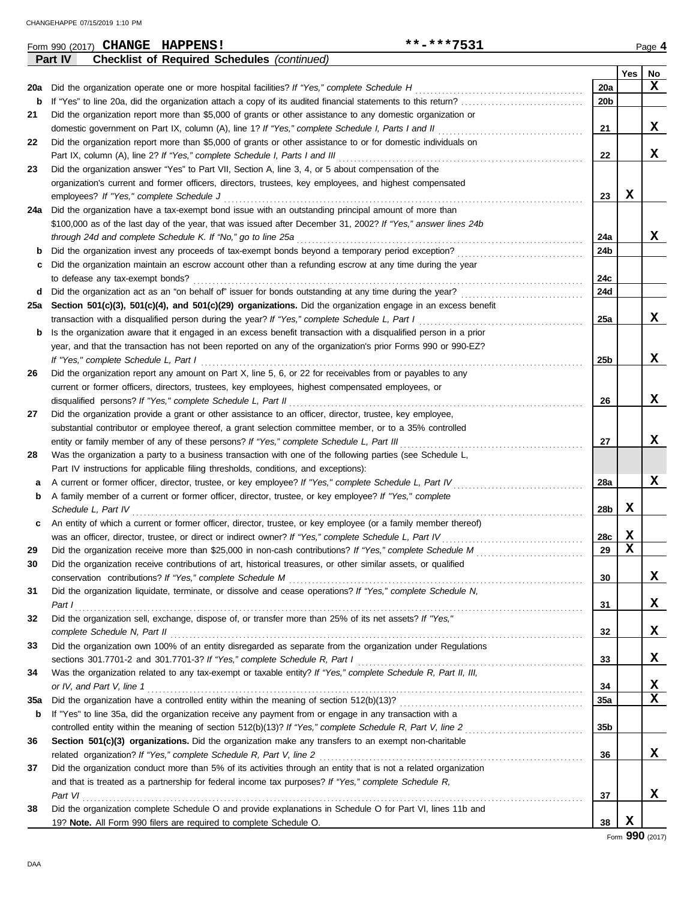CHANGEHAPPE 07/15/2019 1:10 PM

Form 990 (2017) **CHANGE HAPPENS!** **-***7531 Page **4**

**Part IV** **Checklist of Required Schedules** *(continued)*

| | | | Yes | No |
|---|---|---|---|---|
| **20a** | Did the organization operate one or more hospital facilities? *If "Yes," complete Schedule H* | 20a | | X |
| **b** | If "Yes" to line 20a, did the organization attach a copy of its audited financial statements to this return? | 20b | | |
| **21** | Did the organization report more than $5,000 of grants or other assistance to any domestic organization or domestic government on Part IX, column (A), line 1? *If "Yes," complete Schedule I, Parts I and II* | 21 | | X |
| **22** | Did the organization report more than $5,000 of grants or other assistance to or for domestic individuals on Part IX, column (A), line 2? *If "Yes," complete Schedule I, Parts I and III* | 22 | | X |
| **23** | Did the organization answer "Yes" to Part VII, Section A, line 3, 4, or 5 about compensation of the organization's current and former officers, directors, trustees, key employees, and highest compensated employees? *If "Yes," complete Schedule J* | 23 | X | |
| **24a** | Did the organization have a tax-exempt bond issue with an outstanding principal amount of more than $100,000 as of the last day of the year, that was issued after December 31, 2002? *If "Yes," answer lines 24b through 24d and complete Schedule K. If "No," go to line 25a* | 24a | | X |
| **b** | Did the organization invest any proceeds of tax-exempt bonds beyond a temporary period exception? | 24b | | |
| **c** | Did the organization maintain an escrow account other than a refunding escrow at any time during the year to defease any tax-exempt bonds? | 24c | | |
| **d** | Did the organization act as an "on behalf of" issuer for bonds outstanding at any time during the year? | 24d | | |
| **25a** | **Section 501(c)(3), 501(c)(4), and 501(c)(29) organizations.** Did the organization engage in an excess benefit transaction with a disqualified person during the year? *If "Yes," complete Schedule L, Part I* | 25a | | X |
| **b** | Is the organization aware that it engaged in an excess benefit transaction with a disqualified person in a prior year, and that the transaction has not been reported on any of the organization's prior Forms 990 or 990-EZ? *If "Yes," complete Schedule L, Part I* | 25b | | X |
| **26** | Did the organization report any amount on Part X, line 5, 6, or 22 for receivables from or payables to any current or former officers, directors, trustees, key employees, highest compensated employees, or disqualified persons? *If "Yes," complete Schedule L, Part II* | 26 | | X |
| **27** | Did the organization provide a grant or other assistance to an officer, director, trustee, key employee, substantial contributor or employee thereof, a grant selection committee member, or to a 35% controlled entity or family member of any of these persons? *If "Yes," complete Schedule L, Part III* | 27 | | X |
| **28** | Was the organization a party to a business transaction with one of the following parties (see Schedule L, Part IV instructions for applicable filing thresholds, conditions, and exceptions): | | | |
| **a** | A current or former officer, director, trustee, or key employee? *If "Yes," complete Schedule L, Part IV* | 28a | | X |
| **b** | A family member of a current or former officer, director, trustee, or key employee? *If "Yes," complete Schedule L, Part IV* | 28b | X | |
| **c** | An entity of which a current or former officer, director, trustee, or key employee (or a family member thereof) was an officer, director, trustee, or direct or indirect owner? *If "Yes," complete Schedule L, Part IV* | 28c | X | |
| **29** | Did the organization receive more than $25,000 in non-cash contributions? *If "Yes," complete Schedule M* | 29 | X | |
| **30** | Did the organization receive contributions of art, historical treasures, or other similar assets, or qualified conservation contributions? *If "Yes," complete Schedule M* | 30 | | X |
| **31** | Did the organization liquidate, terminate, or dissolve and cease operations? *If "Yes," complete Schedule N, Part I* | 31 | | X |
| **32** | Did the organization sell, exchange, dispose of, or transfer more than 25% of its net assets? *If "Yes," complete Schedule N, Part II* | 32 | | X |
| **33** | Did the organization own 100% of an entity disregarded as separate from the organization under Regulations sections 301.7701-2 and 301.7701-3? *If "Yes," complete Schedule R, Part I* | 33 | | X |
| **34** | Was the organization related to any tax-exempt or taxable entity? *If "Yes," complete Schedule R, Part II, III, or IV, and Part V, line 1* | 34 | | X |
| **35a** | Did the organization have a controlled entity within the meaning of section 512(b)(13)? | 35a | | X |
| **b** | If "Yes" to line 35a, did the organization receive any payment from or engage in any transaction with a controlled entity within the meaning of section 512(b)(13)? *If "Yes," complete Schedule R, Part V, line 2* | 35b | | |
| **36** | **Section 501(c)(3) organizations.** Did the organization make any transfers to an exempt non-charitable related organization? *If "Yes," complete Schedule R, Part V, line 2* | 36 | | X |
| **37** | Did the organization conduct more than 5% of its activities through an entity that is not a related organization and that is treated as a partnership for federal income tax purposes? *If "Yes," complete Schedule R, Part VI* | 37 | | X |
| **38** | Did the organization complete Schedule O and provide explanations in Schedule O for Part VI, lines 11b and 19? **Note.** All Form 990 filers are required to complete Schedule O. | 38 | X | |

Form **990** (2017)

DAA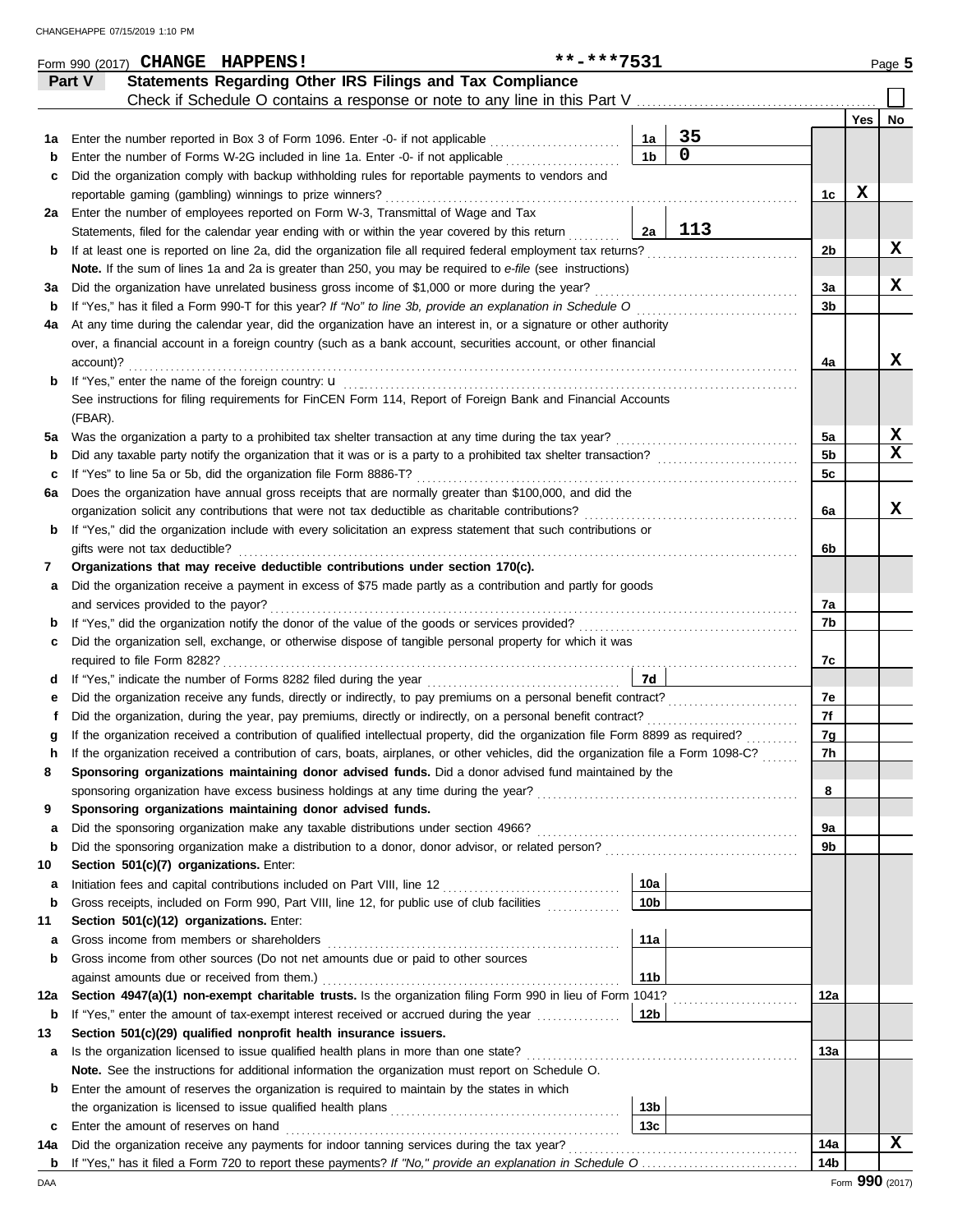Form 990 (2017) **CHANGE HAPPENS!** **-***7531 Page 5

## Part V Statements Regarding Other IRS Filings and Tax Compliance

Check if Schedule O contains a response or note to any line in this Part V ☐

| | | | | | Yes | No |
|---|---|---|---|---|---|---|
| **1a** | Enter the number reported in Box 3 of Form 1096. Enter -0- if not applicable | 1a | 35 | | | |
| **b** | Enter the number of Forms W-2G included in line 1a. Enter -0- if not applicable | 1b | 0 | | | |
| **c** | Did the organization comply with backup withholding rules for reportable payments to vendors and reportable gaming (gambling) winnings to prize winners? | | | 1c | X | |
| **2a** | Enter the number of employees reported on Form W-3, Transmittal of Wage and Tax Statements, filed for the calendar year ending with or within the year covered by this return | 2a | 113 | | | |
| **b** | If at least one is reported on line 2a, did the organization file all required federal employment tax returns? | | | 2b | | X |
| | **Note.** If the sum of lines 1a and 2a is greater than 250, you may be required to *e-file* (see instructions) | | | | | |
| **3a** | Did the organization have unrelated business gross income of $1,000 or more during the year? | | | 3a | | X |
| **b** | If "Yes," has it filed a Form 990-T for this year? *If "No" to line 3b, provide an explanation in Schedule O* | | | 3b | | |
| **4a** | At any time during the calendar year, did the organization have an interest in, or a signature or other authority over, a financial account in a foreign country (such as a bank account, securities account, or other financial account)? | | | 4a | | X |
| **b** | If "Yes," enter the name of the foreign country: u | | | | | |
| | See instructions for filing requirements for FinCEN Form 114, Report of Foreign Bank and Financial Accounts (FBAR). | | | | | |
| **5a** | Was the organization a party to a prohibited tax shelter transaction at any time during the tax year? | | | 5a | | X |
| **b** | Did any taxable party notify the organization that it was or is a party to a prohibited tax shelter transaction? | | | 5b | | X |
| **c** | If "Yes" to line 5a or 5b, did the organization file Form 8886-T? | | | 5c | | |
| **6a** | Does the organization have annual gross receipts that are normally greater than $100,000, and did the organization solicit any contributions that were not tax deductible as charitable contributions? | | | 6a | | X |
| **b** | If "Yes," did the organization include with every solicitation an express statement that such contributions or gifts were not tax deductible? | | | 6b | | |
| **7** | **Organizations that may receive deductible contributions under section 170(c).** | | | | | |
| **a** | Did the organization receive a payment in excess of $75 made partly as a contribution and partly for goods and services provided to the payor? | | | 7a | | |
| **b** | If "Yes," did the organization notify the donor of the value of the goods or services provided? | | | 7b | | |
| **c** | Did the organization sell, exchange, or otherwise dispose of tangible personal property for which it was required to file Form 8282? | | | 7c | | |
| **d** | If "Yes," indicate the number of Forms 8282 filed during the year | 7d | | | | |
| **e** | Did the organization receive any funds, directly or indirectly, to pay premiums on a personal benefit contract? | | | 7e | | |
| **f** | Did the organization, during the year, pay premiums, directly or indirectly, on a personal benefit contract? | | | 7f | | |
| **g** | If the organization received a contribution of qualified intellectual property, did the organization file Form 8899 as required? | | | 7g | | |
| **h** | If the organization received a contribution of cars, boats, airplanes, or other vehicles, did the organization file a Form 1098-C? | | | 7h | | |
| **8** | **Sponsoring organizations maintaining donor advised funds.** Did a donor advised fund maintained by the sponsoring organization have excess business holdings at any time during the year? | | | 8 | | |
| **9** | **Sponsoring organizations maintaining donor advised funds.** | | | | | |
| **a** | Did the sponsoring organization make any taxable distributions under section 4966? | | | 9a | | |
| **b** | Did the sponsoring organization make a distribution to a donor, donor advisor, or related person? | | | 9b | | |
| **10** | **Section 501(c)(7) organizations.** Enter: | | | | | |
| **a** | Initiation fees and capital contributions included on Part VIII, line 12 | 10a | | | | |
| **b** | Gross receipts, included on Form 990, Part VIII, line 12, for public use of club facilities | 10b | | | | |
| **11** | **Section 501(c)(12) organizations.** Enter: | | | | | |
| **a** | Gross income from members or shareholders | 11a | | | | |
| **b** | Gross income from other sources (Do not net amounts due or paid to other sources against amounts due or received from them.) | 11b | | | | |
| **12a** | **Section 4947(a)(1) non-exempt charitable trusts.** Is the organization filing Form 990 in lieu of Form 1041? | | | 12a | | |
| **b** | If "Yes," enter the amount of tax-exempt interest received or accrued during the year | 12b | | | | |
| **13** | **Section 501(c)(29) qualified nonprofit health insurance issuers.** | | | | | |
| **a** | Is the organization licensed to issue qualified health plans in more than one state? | | | 13a | | |
| | **Note.** See the instructions for additional information the organization must report on Schedule O. | | | | | |
| **b** | Enter the amount of reserves the organization is required to maintain by the states in which the organization is licensed to issue qualified health plans | 13b | | | | |
| **c** | Enter the amount of reserves on hand | 13c | | | | |
| **14a** | Did the organization receive any payments for indoor tanning services during the tax year? | | | 14a | | X |
| **b** | If "Yes," has it filed a Form 720 to report these payments? *If "No," provide an explanation in Schedule O* | | | 14b | | |

Form **990** (2017)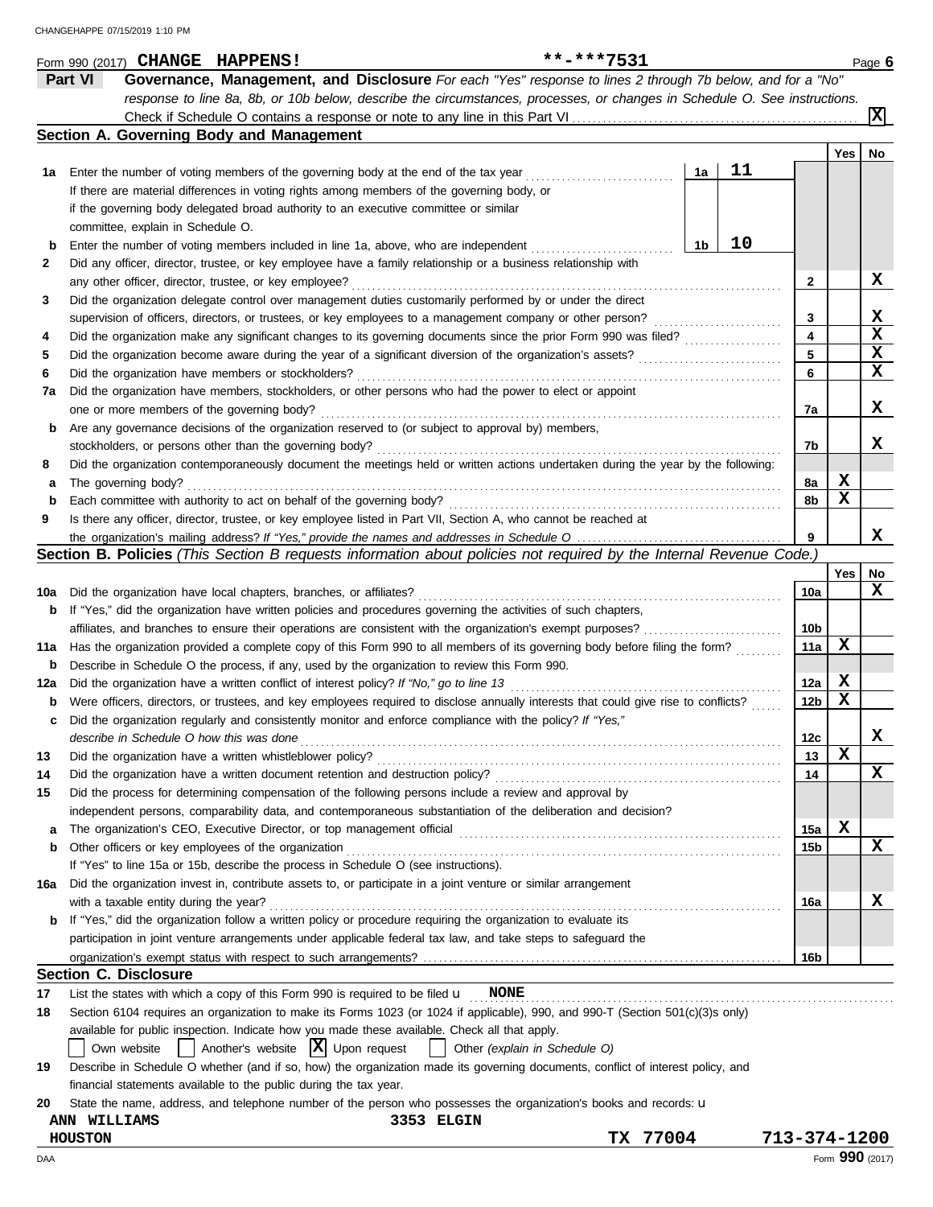Form 990 (2017) **CHANGE HAPPENS!** **-***7531 Page **6**

## Part VI Governance, Management, and Disclosure

*For each "Yes" response to lines 2 through 7b below, and for a "No" response to line 8a, 8b, or 10b below, describe the circumstances, processes, or changes in Schedule O. See instructions.*

Check if Schedule O contains a response or note to any line in this Part VI .......... [X]

### Section A. Governing Body and Management

| | | | | Yes | No |
|---|---|---|---|---|---|
| 1a | Enter the number of voting members of the governing body at the end of the tax year ... If there are material differences in voting rights among members of the governing body, or if the governing body delegated broad authority to an executive committee or similar committee, explain in Schedule O. | 1a: **11** | | | |
| b | Enter the number of voting members included in line 1a, above, who are independent ... | 1b: **10** | | | |
| 2 | Did any officer, director, trustee, or key employee have a family relationship or a business relationship with any other officer, director, trustee, or key employee? | | 2 | | X |
| 3 | Did the organization delegate control over management duties customarily performed by or under the direct supervision of officers, directors, or trustees, or key employees to a management company or other person? | | 3 | | X |
| 4 | Did the organization make any significant changes to its governing documents since the prior Form 990 was filed? | | 4 | | X |
| 5 | Did the organization become aware during the year of a significant diversion of the organization's assets? | | 5 | | X |
| 6 | Did the organization have members or stockholders? | | 6 | | X |
| 7a | Did the organization have members, stockholders, or other persons who had the power to elect or appoint one or more members of the governing body? | | 7a | | X |
| b | Are any governance decisions of the organization reserved to (or subject to approval by) members, stockholders, or persons other than the governing body? | | 7b | | X |
| 8 | Did the organization contemporaneously document the meetings held or written actions undertaken during the year by the following: | | | | |
| a | The governing body? | | 8a | X | |
| b | Each committee with authority to act on behalf of the governing body? | | 8b | X | |
| 9 | Is there any officer, director, trustee, or key employee listed in Part VII, Section A, who cannot be reached at the organization's mailing address? *If "Yes," provide the names and addresses in Schedule O* | | 9 | | X |

### Section B. Policies *(This Section B requests information about policies not required by the Internal Revenue Code.)*

| | | | Yes | No |
|---|---|---|---|---|
| 10a | Did the organization have local chapters, branches, or affiliates? | 10a | | X |
| b | If "Yes," did the organization have written policies and procedures governing the activities of such chapters, affiliates, and branches to ensure their operations are consistent with the organization's exempt purposes? | 10b | | |
| 11a | Has the organization provided a complete copy of this Form 990 to all members of its governing body before filing the form? | 11a | X | |
| b | Describe in Schedule O the process, if any, used by the organization to review this Form 990. | | | |
| 12a | Did the organization have a written conflict of interest policy? *If "No," go to line 13* | 12a | X | |
| b | Were officers, directors, or trustees, and key employees required to disclose annually interests that could give rise to conflicts? | 12b | X | |
| c | Did the organization regularly and consistently monitor and enforce compliance with the policy? *If "Yes," describe in Schedule O how this was done* | 12c | | X |
| 13 | Did the organization have a written whistleblower policy? | 13 | X | |
| 14 | Did the organization have a written document retention and destruction policy? | 14 | | X |
| 15 | Did the process for determining compensation of the following persons include a review and approval by independent persons, comparability data, and contemporaneous substantiation of the deliberation and decision? | | | |
| a | The organization's CEO, Executive Director, or top management official | 15a | X | |
| b | Other officers or key employees of the organization | 15b | | X |
| | If "Yes" to line 15a or 15b, describe the process in Schedule O (see instructions). | | | |
| 16a | Did the organization invest in, contribute assets to, or participate in a joint venture or similar arrangement with a taxable entity during the year? | 16a | | X |
| b | If "Yes," did the organization follow a written policy or procedure requiring the organization to evaluate its participation in joint venture arrangements under applicable federal tax law, and take steps to safeguard the organization's exempt status with respect to such arrangements? | 16b | | |

### Section C. Disclosure

17 List the states with which a copy of this Form 990 is required to be filed u **NONE**

18 Section 6104 requires an organization to make its Forms 1023 (or 1024 if applicable), 990, and 990-T (Section 501(c)(3)s only) available for public inspection. Indicate how you made these available. Check all that apply.

[ ] Own website [ ] Another's website [X] Upon request [ ] Other *(explain in Schedule O)*

19 Describe in Schedule O whether (and if so, how) the organization made its governing documents, conflict of interest policy, and financial statements available to the public during the tax year.

20 State the name, address, and telephone number of the person who possesses the organization's books and records: u

**ANN WILLIAMS** **3353 ELGIN**
**HOUSTON** **TX 77004** **713-374-1200**

DAA Form **990** (2017)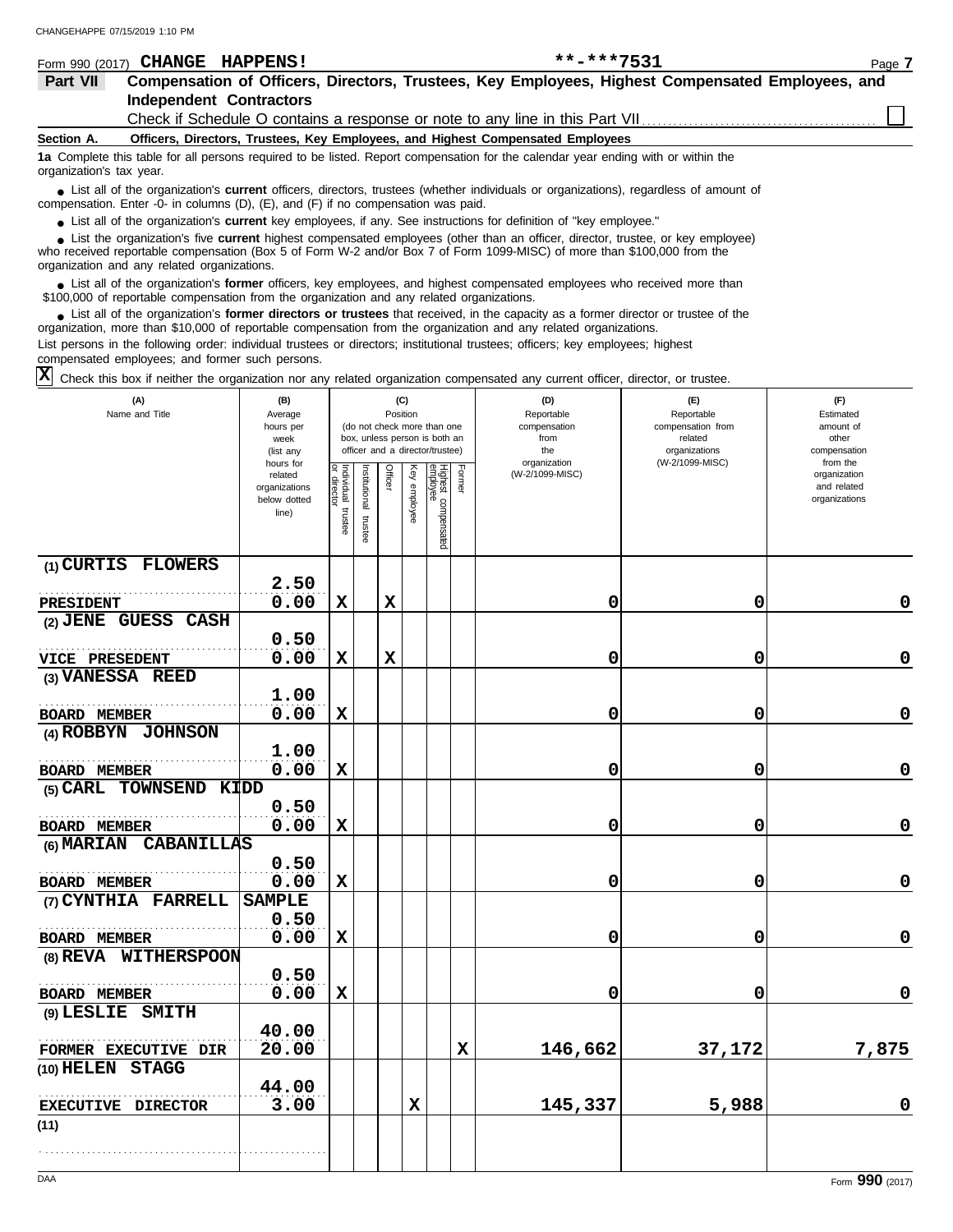Form 990 (2017) **CHANGE HAPPENS!** **-***7531 Page **7**

## Part VII Compensation of Officers, Directors, Trustees, Key Employees, Highest Compensated Employees, and Independent Contractors

Check if Schedule O contains a response or note to any line in this Part VII .......... ☐

### Section A. Officers, Directors, Trustees, Key Employees, and Highest Compensated Employees

**1a** Complete this table for all persons required to be listed. Report compensation for the calendar year ending with or within the organization's tax year.

- List all of the organization's **current** officers, directors, trustees (whether individuals or organizations), regardless of amount of compensation. Enter -0- in columns (D), (E), and (F) if no compensation was paid.
- List all of the organization's **current** key employees, if any. See instructions for definition of "key employee."
- List the organization's five **current** highest compensated employees (other than an officer, director, trustee, or key employee) who received reportable compensation (Box 5 of Form W-2 and/or Box 7 of Form 1099-MISC) of more than $100,000 from the organization and any related organizations.
- List all of the organization's **former** officers, key employees, and highest compensated employees who received more than $100,000 of reportable compensation from the organization and any related organizations.
- List all of the organization's **former directors or trustees** that received, in the capacity as a former director or trustee of the organization, more than $10,000 of reportable compensation from the organization and any related organizations.

List persons in the following order: individual trustees or directors; institutional trustees; officers; key employees; highest compensated employees; and former such persons.

☒ Check this box if neither the organization nor any related organization compensated any current officer, director, or trustee.

| (A) Name and Title | (B) Average hours per week (list any hours for related organizations below dotted line) | (C) Position (do not check more than one box, unless person is both an officer and a director/trustee) | | | | | | (D) Reportable compensation from the organization (W-2/1099-MISC) | (E) Reportable compensation from related organizations (W-2/1099-MISC) | (F) Estimated amount of other compensation from the organization and related organizations |
|---|---|---|---|---|---|---|---|---|---|---|
| | | Individual trustee or director | Institutional trustee | Officer | Key employee | Highest compensated employee | Former | | | |
| (1) CURTIS FLOWERS<br>PRESIDENT | 2.50<br>0.00 | X | | X | | | | 0 | 0 | 0 |
| (2) JENE GUESS CASH<br>VICE PRESEDENT | 0.50<br>0.00 | X | | X | | | | 0 | 0 | 0 |
| (3) VANESSA REED<br>BOARD MEMBER | 1.00<br>0.00 | X | | | | | | 0 | 0 | 0 |
| (4) ROBBYN JOHNSON<br>BOARD MEMBER | 1.00<br>0.00 | X | | | | | | 0 | 0 | 0 |
| (5) CARL TOWNSEND KIDD<br>BOARD MEMBER | 0.50<br>0.00 | X | | | | | | 0 | 0 | 0 |
| (6) MARIAN CABANILLAS<br>BOARD MEMBER | 0.50<br>0.00 | X | | | | | | 0 | 0 | 0 |
| (7) CYNTHIA FARRELL SAMPLE<br>BOARD MEMBER | 0.50<br>0.00 | X | | | | | | 0 | 0 | 0 |
| (8) REVA WITHERSPOON<br>BOARD MEMBER | 0.50<br>0.00 | X | | | | | | 0 | 0 | 0 |
| (9) LESLIE SMITH<br>FORMER EXECUTIVE DIR | 40.00<br>20.00 | | | | | | X | 146,662 | 37,172 | 7,875 |
| (10) HELEN STAGG<br>EXECUTIVE DIRECTOR | 44.00<br>3.00 | | | | X | | | 145,337 | 5,988 | 0 |
| (11) | | | | | | | | | | |

Form **990** (2017)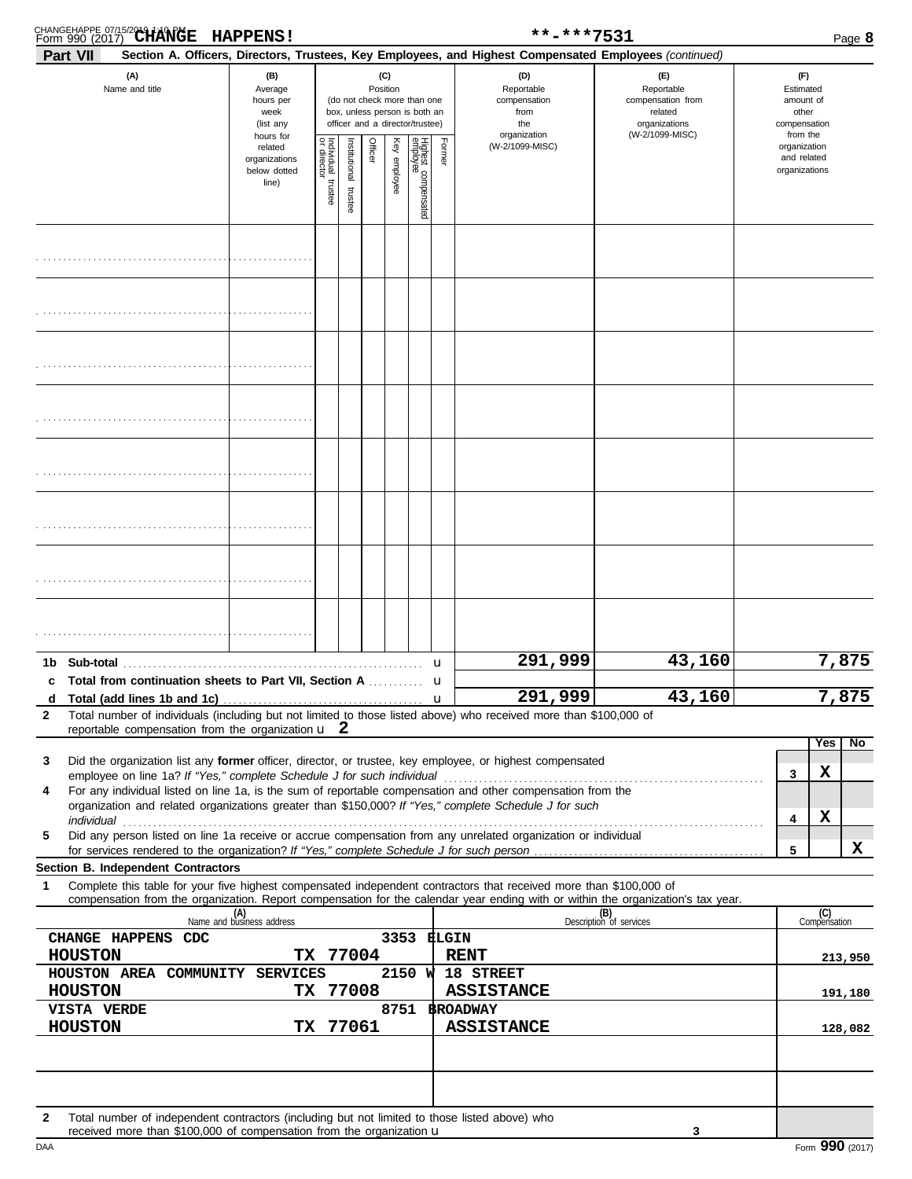Form 990 (2017) **CHANGE HAPPENS!** **-***7531 Page **8**

**Part VII** **Section A. Officers, Directors, Trustees, Key Employees, and Highest Compensated Employees** *(continued)*

| (A) Name and title | (B) Average hours per week (list any hours for related organizations below dotted line) | (C) Position (do not check more than one box, unless person is both an officer and a director/trustee): Individual trustee or director | Institutional trustee | Officer | Key employee | Highest compensated employee | Former | (D) Reportable compensation from the organization (W-2/1099-MISC) | (E) Reportable compensation from related organizations (W-2/1099-MISC) | (F) Estimated amount of other compensation from the organization and related organizations |
|---|---|---|---|---|---|---|---|---|---|---|
| | | | | | | | | | | |
| | | | | | | | | | | |
| | | | | | | | | | | |
| | | | | | | | | | | |
| | | | | | | | | | | |
| | | | | | | | | | | |
| | | | | | | | | | | |
| | | | | | | | | | | |

| | | (D) | (E) | (F) |
|---|---|---|---|---|
| **1b** | **Sub-total** | 291,999 | 43,160 | 7,875 |
| **c** | **Total from continuation sheets to Part VII, Section A** | | | |
| **d** | **Total (add lines 1b and 1c)** | 291,999 | 43,160 | 7,875 |

**2** Total number of individuals (including but not limited to those listed above) who received more than $100,000 of reportable compensation from the organization u **2**

| | | | Yes | No |
|---|---|---|---|---|
| **3** | Did the organization list any **former** officer, director, or trustee, key employee, or highest compensated employee on line 1a? *If "Yes," complete Schedule J for such individual* | 3 | X | |
| **4** | For any individual listed on line 1a, is the sum of reportable compensation and other compensation from the organization and related organizations greater than $150,000? *If "Yes," complete Schedule J for such individual* | 4 | X | |
| **5** | Did any person listed on line 1a receive or accrue compensation from any unrelated organization or individual for services rendered to the organization? *If "Yes," complete Schedule J for such person* | 5 | | X |

**Section B. Independent Contractors**

**1** Complete this table for your five highest compensated independent contractors that received more than $100,000 of compensation from the organization. Report compensation for the calendar year ending with or within the organization's tax year.

| (A) Name and business address | (B) Description of services | (C) Compensation |
|---|---|---|
| CHANGE HAPPENS CDC 3353 ELGIN HOUSTON TX 77004 | RENT | 213,950 |
| HOUSTON AREA COMMUNITY SERVICES 2150 W 18 STREET HOUSTON TX 77008 | ASSISTANCE | 191,180 |
| VISTA VERDE 8751 BROADWAY HOUSTON TX 77061 | ASSISTANCE | 128,082 |
| | | |
| | | |

**2** Total number of independent contractors (including but not limited to those listed above) who received more than $100,000 of compensation from the organization u **3**

Form **990** (2017)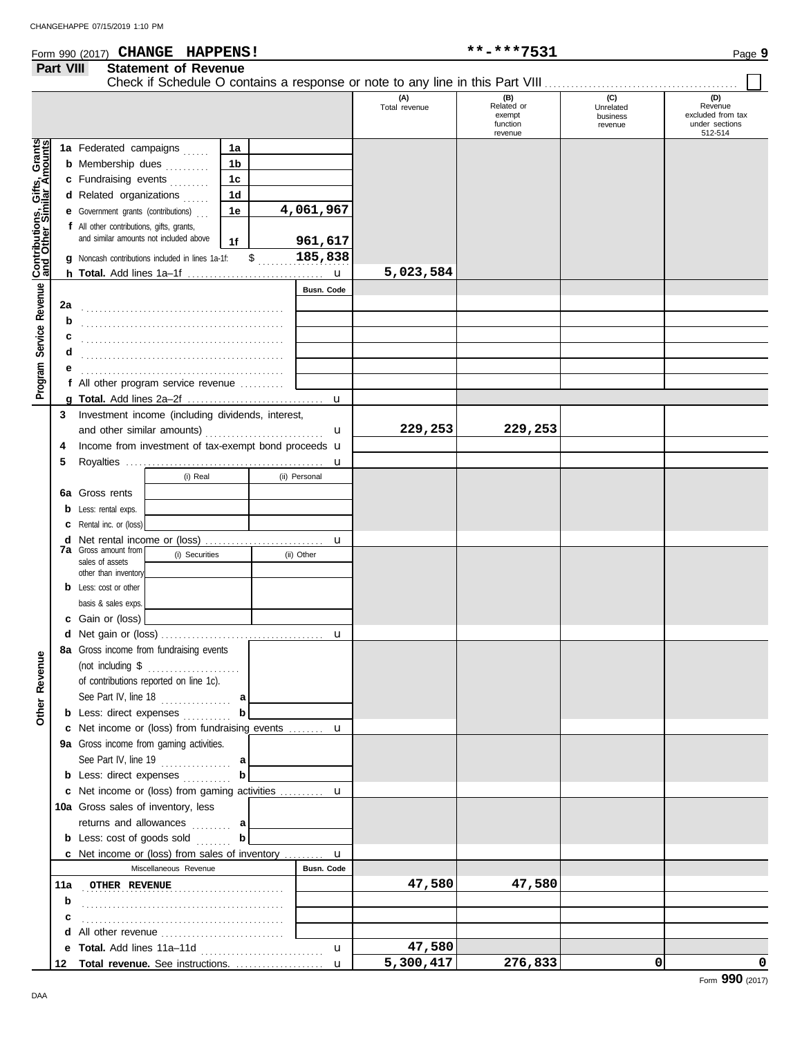Form 990 (2017) **CHANGE HAPPENS!** **-***7531

## Part VIII Statement of Revenue

Check if Schedule O contains a response or note to any line in this Part VIII ☐

| | | | (A) Total revenue | (B) Related or exempt function revenue | (C) Unrelated business revenue | (D) Revenue excluded from tax under sections 512-514 |
|---|---|---|---|---|---|---|
| **Contributions, Gifts, Grants and Other Similar Amounts** | 1a Federated campaigns | 1a | | | | |
| | b Membership dues | 1b | | | | |
| | c Fundraising events | 1c | | | | |
| | d Related organizations | 1d | | | | |
| | e Government grants (contributions) | 1e 4,061,967 | | | | |
| | f All other contributions, gifts, grants, and similar amounts not included above | 1f 961,617 | | | | |
| | g Noncash contributions included in lines 1a-1f: | $ 185,838 | | | | |
| | h **Total.** Add lines 1a–1f | | 5,023,584 | | | |
| **Program Service Revenue** | | Busn. Code | | | | |
| | 2a | | | | | |
| | b | | | | | |
| | c | | | | | |
| | d | | | | | |
| | e | | | | | |
| | f All other program service revenue | | | | | |
| | g **Total.** Add lines 2a–2f | | | | | |
| | 3 Investment income (including dividends, interest, and other similar amounts) | | 229,253 | 229,253 | | |
| | 4 Income from investment of tax-exempt bond proceeds | | | | | |
| | 5 Royalties | | | | | |
| | | (i) Real / (ii) Personal | | | | |
| | 6a Gross rents | | | | | |
| | b Less: rental exps. | | | | | |
| | c Rental inc. or (loss) | | | | | |
| | d Net rental income or (loss) | | | | | |
| | 7a Gross amount from sales of assets other than inventory | (i) Securities / (ii) Other | | | | |
| | b Less: cost or other basis & sales exps. | | | | | |
| | c Gain or (loss) | | | | | |
| | d Net gain or (loss) | | | | | |
| **Other Revenue** | 8a Gross income from fundraising events (not including $ of contributions reported on line 1c). See Part IV, line 18 | a | | | | |
| | b Less: direct expenses | b | | | | |
| | c Net income or (loss) from fundraising events | | | | | |
| | 9a Gross income from gaming activities. See Part IV, line 19 | a | | | | |
| | b Less: direct expenses | b | | | | |
| | c Net income or (loss) from gaming activities | | | | | |
| | 10a Gross sales of inventory, less returns and allowances | a | | | | |
| | b Less: cost of goods sold | b | | | | |
| | c Net income or (loss) from sales of inventory | | | | | |
| | Miscellaneous Revenue | Busn. Code | | | | |
| | 11a OTHER REVENUE | | 47,580 | 47,580 | | |
| | b | | | | | |
| | c | | | | | |
| | d All other revenue | | | | | |
| | e **Total.** Add lines 11a–11d | | 47,580 | | | |
| | 12 **Total revenue.** See instructions. | | 5,300,417 | 276,833 | 0 | 0 |

Form **990** (2017)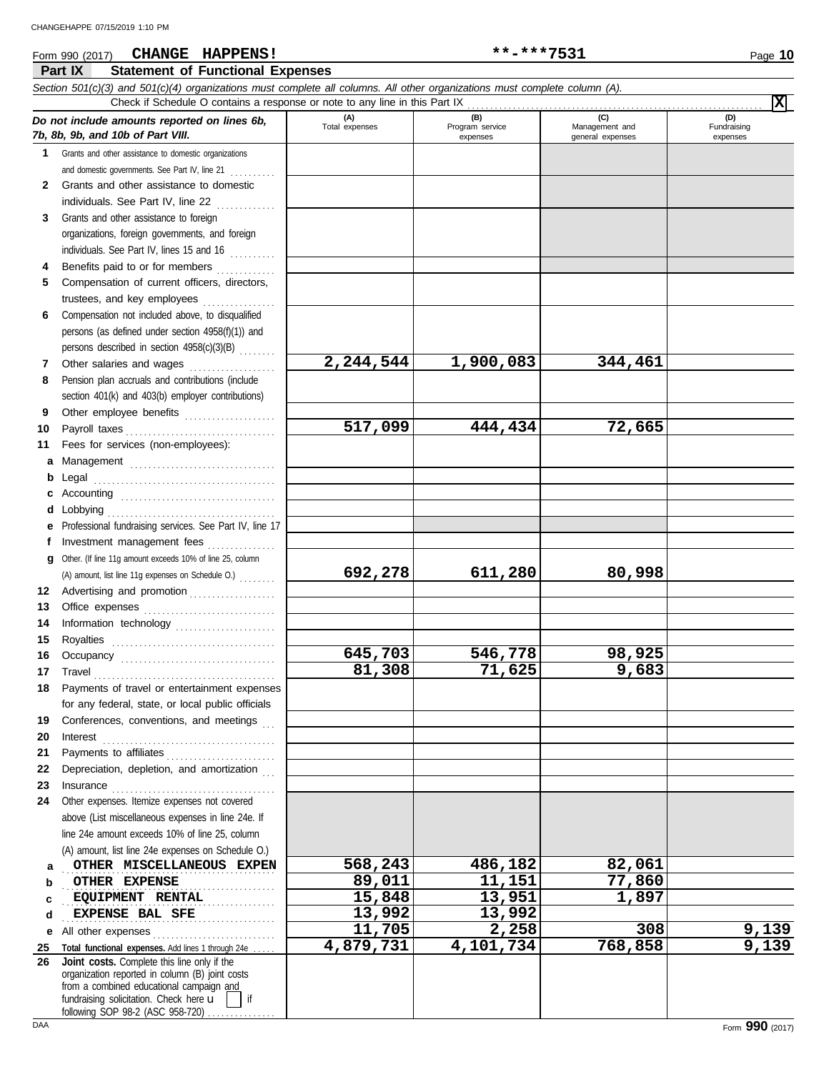Form 990 (2017) **CHANGE HAPPENS!** **-***7531 Page **10**

## Part IX Statement of Functional Expenses

*Section 501(c)(3) and 501(c)(4) organizations must complete all columns. All other organizations must complete column (A).*

Check if Schedule O contains a response or note to any line in this Part IX . . . [X]

| *Do not include amounts reported on lines 6b, 7b, 8b, 9b, and 10b of Part VIII.* | (A) Total expenses | (B) Program service expenses | (C) Management and general expenses | (D) Fundraising expenses |
|---|---|---|---|---|
| **1** Grants and other assistance to domestic organizations and domestic governments. See Part IV, line 21 | | | | |
| **2** Grants and other assistance to domestic individuals. See Part IV, line 22 | | | | |
| **3** Grants and other assistance to foreign organizations, foreign governments, and foreign individuals. See Part IV, lines 15 and 16 | | | | |
| **4** Benefits paid to or for members | | | | |
| **5** Compensation of current officers, directors, trustees, and key employees | | | | |
| **6** Compensation not included above, to disqualified persons (as defined under section 4958(f)(1)) and persons described in section 4958(c)(3)(B) | | | | |
| **7** Other salaries and wages | 2,244,544 | 1,900,083 | 344,461 | |
| **8** Pension plan accruals and contributions (include section 401(k) and 403(b) employer contributions) | | | | |
| **9** Other employee benefits | | | | |
| **10** Payroll taxes | 517,099 | 444,434 | 72,665 | |
| **11** Fees for services (non-employees): | | | | |
| **a** Management | | | | |
| **b** Legal | | | | |
| **c** Accounting | | | | |
| **d** Lobbying | | | | |
| **e** Professional fundraising services. See Part IV, line 17 | | | | |
| **f** Investment management fees | | | | |
| **g** Other. (If line 11g amount exceeds 10% of line 25, column (A) amount, list line 11g expenses on Schedule O.) | 692,278 | 611,280 | 80,998 | |
| **12** Advertising and promotion | | | | |
| **13** Office expenses | | | | |
| **14** Information technology | | | | |
| **15** Royalties | | | | |
| **16** Occupancy | 645,703 | 546,778 | 98,925 | |
| **17** Travel | 81,308 | 71,625 | 9,683 | |
| **18** Payments of travel or entertainment expenses for any federal, state, or local public officials | | | | |
| **19** Conferences, conventions, and meetings | | | | |
| **20** Interest | | | | |
| **21** Payments to affiliates | | | | |
| **22** Depreciation, depletion, and amortization | | | | |
| **23** Insurance | | | | |
| **24** Other expenses. Itemize expenses not covered above (List miscellaneous expenses in line 24e. If line 24e amount exceeds 10% of line 25, column (A) amount, list line 24e expenses on Schedule O.) | | | | |
| **a** OTHER MISCELLANEOUS EXPEN | 568,243 | 486,182 | 82,061 | |
| **b** OTHER EXPENSE | 89,011 | 11,151 | 77,860 | |
| **c** EQUIPMENT RENTAL | 15,848 | 13,951 | 1,897 | |
| **d** EXPENSE BAL SFE | 13,992 | 13,992 | | |
| **e** All other expenses | 11,705 | 2,258 | 308 | 9,139 |
| **25 Total functional expenses.** Add lines 1 through 24e | 4,879,731 | 4,101,734 | 768,858 | 9,139 |
| **26 Joint costs.** Complete this line only if the organization reported in column (B) joint costs from a combined educational campaign and fundraising solicitation. Check here [ ] if following SOP 98-2 (ASC 958-720) | | | | |

DAA Form **990** (2017)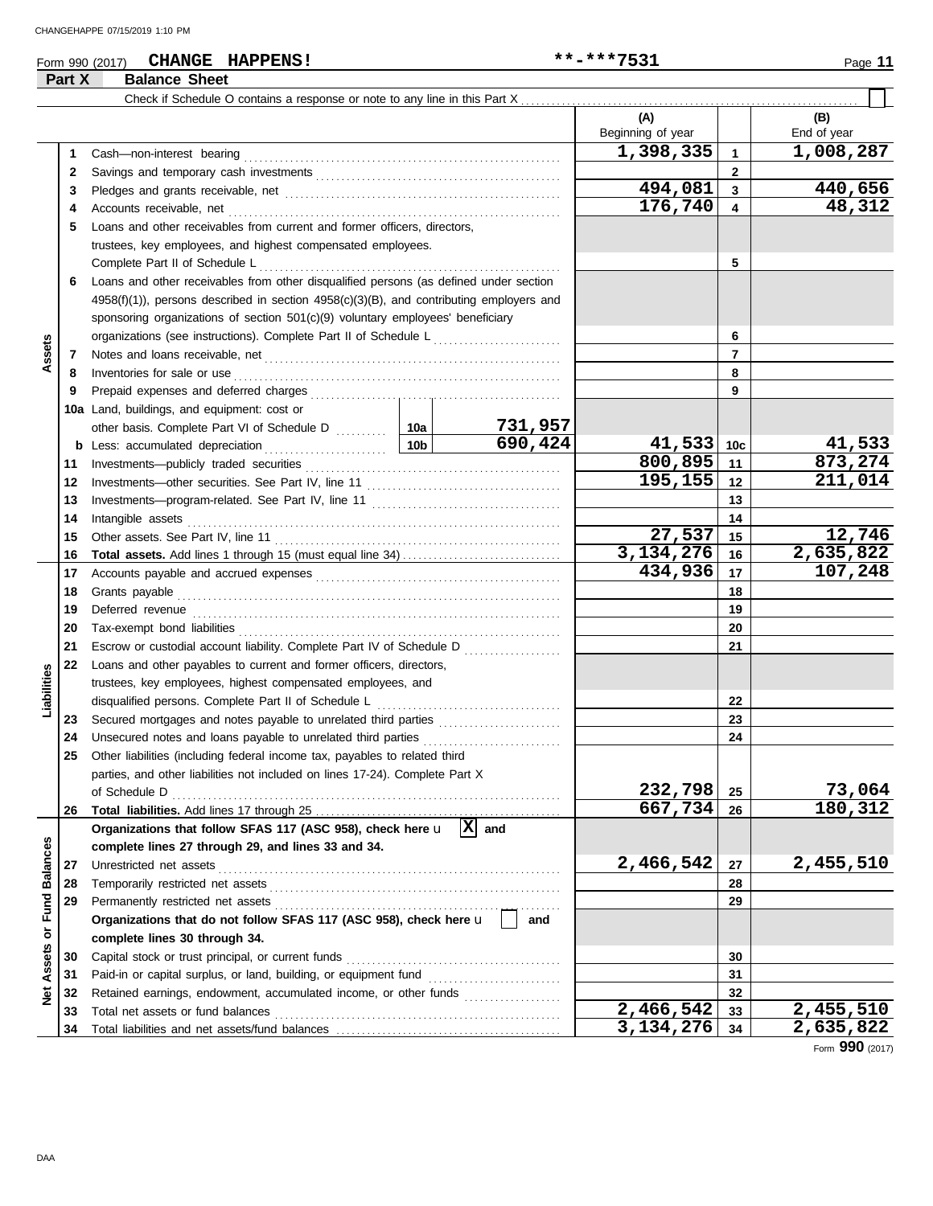Form 990 (2017) **CHANGE HAPPENS!** **-***7531

## Part X Balance Sheet

Check if Schedule O contains a response or note to any line in this Part X ☐

| Section | Line | Description | | | (A) Beginning of year | Line | (B) End of year |
|---|---|---|---|---|---|---|---|
| Assets | 1 | Cash—non-interest bearing | | | 1,398,335 | 1 | 1,008,287 |
| | 2 | Savings and temporary cash investments | | | | 2 | |
| | 3 | Pledges and grants receivable, net | | | 494,081 | 3 | 440,656 |
| | 4 | Accounts receivable, net | | | 176,740 | 4 | 48,312 |
| | 5 | Loans and other receivables from current and former officers, directors, trustees, key employees, and highest compensated employees. Complete Part II of Schedule L | | | | 5 | |
| | 6 | Loans and other receivables from other disqualified persons (as defined under section 4958(f)(1)), persons described in section 4958(c)(3)(B), and contributing employers and sponsoring organizations of section 501(c)(9) voluntary employees' beneficiary organizations (see instructions). Complete Part II of Schedule L | | | | 6 | |
| | 7 | Notes and loans receivable, net | | | | 7 | |
| | 8 | Inventories for sale or use | | | | 8 | |
| | 9 | Prepaid expenses and deferred charges | | | | 9 | |
| | 10a | Land, buildings, and equipment: cost or other basis. Complete Part VI of Schedule D | 10a | 731,957 | | | |
| | b | Less: accumulated depreciation | 10b | 690,424 | 41,533 | 10c | 41,533 |
| | 11 | Investments—publicly traded securities | | | 800,895 | 11 | 873,274 |
| | 12 | Investments—other securities. See Part IV, line 11 | | | 195,155 | 12 | 211,014 |
| | 13 | Investments—program-related. See Part IV, line 11 | | | | 13 | |
| | 14 | Intangible assets | | | | 14 | |
| | 15 | Other assets. See Part IV, line 11 | | | 27,537 | 15 | 12,746 |
| | 16 | **Total assets.** Add lines 1 through 15 (must equal line 34) | | | 3,134,276 | 16 | 2,635,822 |
| Liabilities | 17 | Accounts payable and accrued expenses | | | 434,936 | 17 | 107,248 |
| | 18 | Grants payable | | | | 18 | |
| | 19 | Deferred revenue | | | | 19 | |
| | 20 | Tax-exempt bond liabilities | | | | 20 | |
| | 21 | Escrow or custodial account liability. Complete Part IV of Schedule D | | | | 21 | |
| | 22 | Loans and other payables to current and former officers, directors, trustees, key employees, highest compensated employees, and disqualified persons. Complete Part II of Schedule L | | | | 22 | |
| | 23 | Secured mortgages and notes payable to unrelated third parties | | | | 23 | |
| | 24 | Unsecured notes and loans payable to unrelated third parties | | | | 24 | |
| | 25 | Other liabilities (including federal income tax, payables to related third parties, and other liabilities not included on lines 17-24). Complete Part X of Schedule D | | | 232,798 | 25 | 73,064 |
| | 26 | **Total liabilities.** Add lines 17 through 25 | | | 667,734 | 26 | 180,312 |
| Net Assets or Fund Balances | | **Organizations that follow SFAS 117 (ASC 958), check here** ☒ **and complete lines 27 through 29, and lines 33 and 34.** | | | | | |
| | 27 | Unrestricted net assets | | | 2,466,542 | 27 | 2,455,510 |
| | 28 | Temporarily restricted net assets | | | | 28 | |
| | 29 | Permanently restricted net assets | | | | 29 | |
| | | **Organizations that do not follow SFAS 117 (ASC 958), check here** ☐ **and complete lines 30 through 34.** | | | | | |
| | 30 | Capital stock or trust principal, or current funds | | | | 30 | |
| | 31 | Paid-in or capital surplus, or land, building, or equipment fund | | | | 31 | |
| | 32 | Retained earnings, endowment, accumulated income, or other funds | | | | 32 | |
| | 33 | Total net assets or fund balances | | | 2,466,542 | 33 | 2,455,510 |
| | 34 | Total liabilities and net assets/fund balances | | | 3,134,276 | 34 | 2,635,822 |

Form **990** (2017)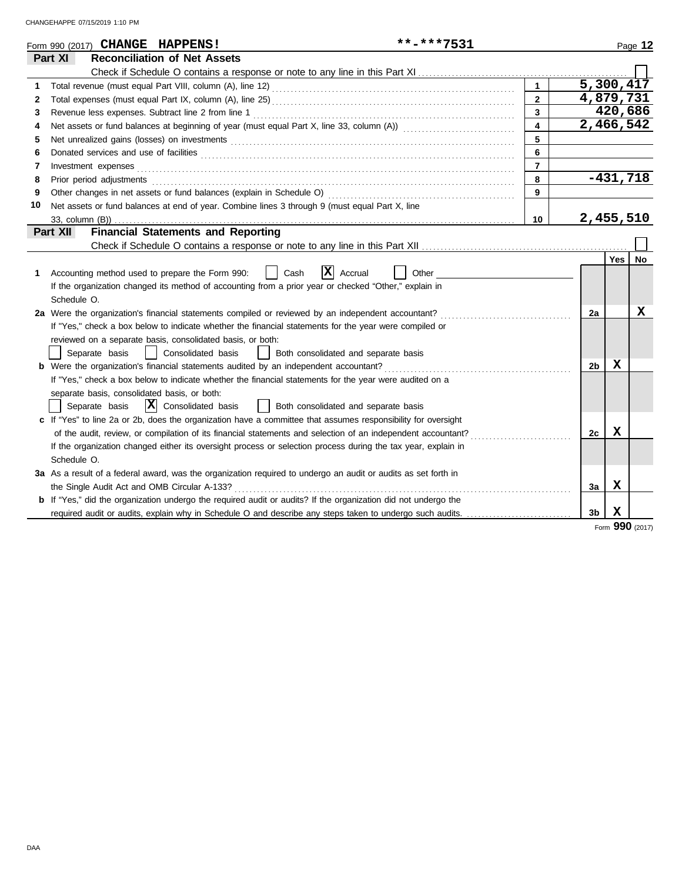Form 990 (2017) **CHANGE HAPPENS!** **-***7531

## Part XI Reconciliation of Net Assets

Check if Schedule O contains a response or note to any line in this Part XI ☐

| | | | |
|---|---|---|---|
| 1 | Total revenue (must equal Part VIII, column (A), line 12) | 1 | 5,300,417 |
| 2 | Total expenses (must equal Part IX, column (A), line 25) | 2 | 4,879,731 |
| 3 | Revenue less expenses. Subtract line 2 from line 1 | 3 | 420,686 |
| 4 | Net assets or fund balances at beginning of year (must equal Part X, line 33, column (A)) | 4 | 2,466,542 |
| 5 | Net unrealized gains (losses) on investments | 5 | |
| 6 | Donated services and use of facilities | 6 | |
| 7 | Investment expenses | 7 | |
| 8 | Prior period adjustments | 8 | -431,718 |
| 9 | Other changes in net assets or fund balances (explain in Schedule O) | 9 | |
| 10 | Net assets or fund balances at end of year. Combine lines 3 through 9 (must equal Part X, line 33, column (B)) | 10 | 2,455,510 |

## Part XII Financial Statements and Reporting

Check if Schedule O contains a response or note to any line in this Part XII ☐

| | | | Yes | No |
|---|---|---|---|---|
| 1 | Accounting method used to prepare the Form 990: ☐ Cash ☒ Accrual ☐ Other<br>If the organization changed its method of accounting from a prior year or checked "Other," explain in Schedule O. | | | |
| 2a | Were the organization's financial statements compiled or reviewed by an independent accountant?<br>If "Yes," check a box below to indicate whether the financial statements for the year were compiled or reviewed on a separate basis, consolidated basis, or both:<br>☐ Separate basis ☐ Consolidated basis ☐ Both consolidated and separate basis | 2a | | X |
| b | Were the organization's financial statements audited by an independent accountant?<br>If "Yes," check a box below to indicate whether the financial statements for the year were audited on a separate basis, consolidated basis, or both:<br>☐ Separate basis ☒ Consolidated basis ☐ Both consolidated and separate basis | 2b | X | |
| c | If "Yes" to line 2a or 2b, does the organization have a committee that assumes responsibility for oversight of the audit, review, or compilation of its financial statements and selection of an independent accountant?<br>If the organization changed either its oversight process or selection process during the tax year, explain in Schedule O. | 2c | X | |
| 3a | As a result of a federal award, was the organization required to undergo an audit or audits as set forth in the Single Audit Act and OMB Circular A-133? | 3a | X | |
| b | If "Yes," did the organization undergo the required audit or audits? If the organization did not undergo the required audit or audits, explain why in Schedule O and describe any steps taken to undergo such audits. | 3b | X | |

Form **990** (2017)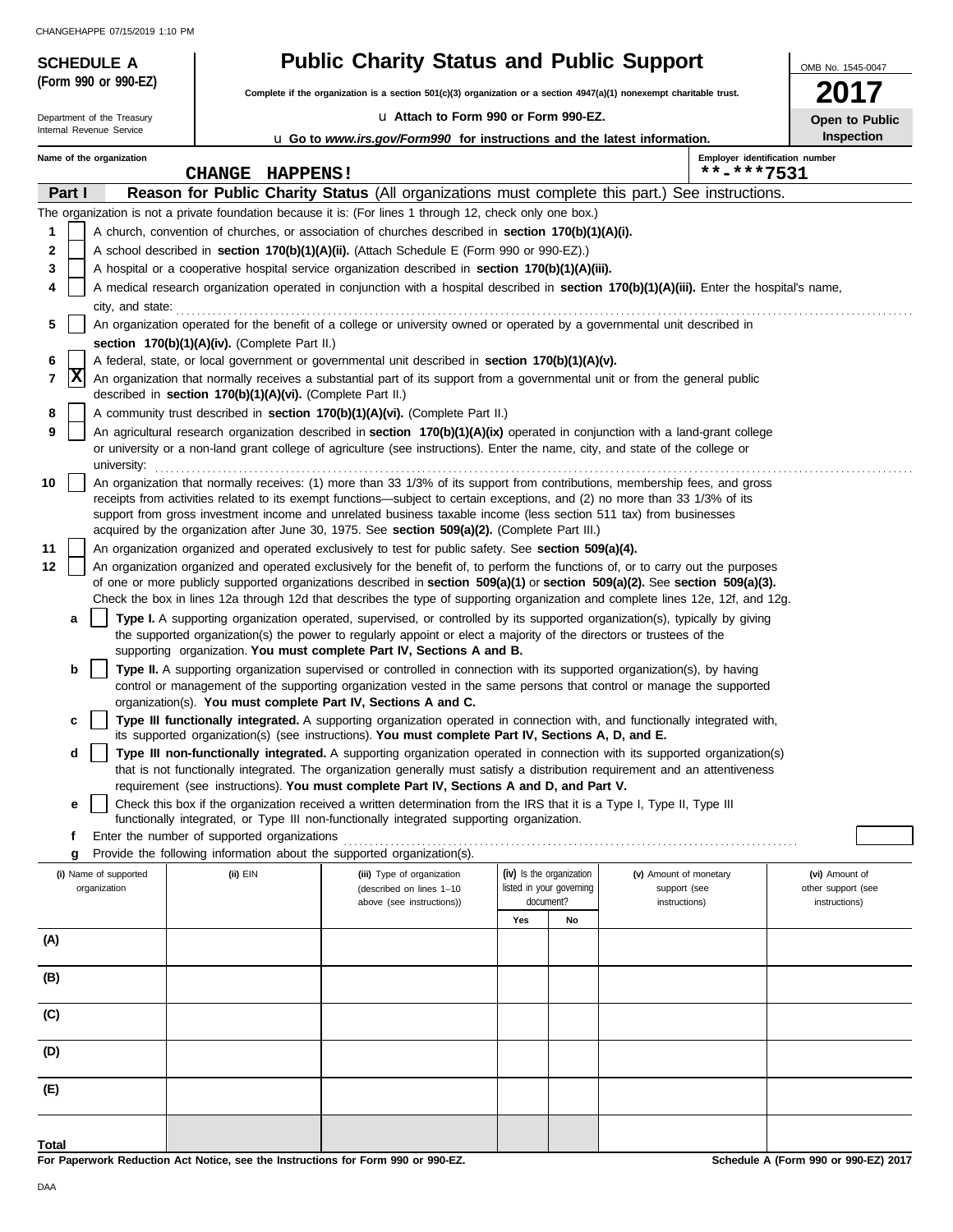**SCHEDULE A (Form 990 or 990-EZ)**

Department of the Treasury
Internal Revenue Service

# Public Charity Status and Public Support

**Complete if the organization is a section 501(c)(3) organization or a section 4947(a)(1) nonexempt charitable trust.**

u **Attach to Form 990 or Form 990-EZ.**

u **Go to** ***www.irs.gov/Form990*** **for instructions and the latest information.**

OMB No. 1545-0047

**2017**

**Open to Public Inspection**

Name of the organization: **CHANGE HAPPENS!**

Employer identification number: **\*\*-\*\*\*7531**

## Part I Reason for Public Charity Status (All organizations must complete this part.) See instructions.

The organization is not a private foundation because it is: (For lines 1 through 12, check only one box.)

1 [ ] A church, convention of churches, or association of churches described in **section 170(b)(1)(A)(i).**

2 [ ] A school described in **section 170(b)(1)(A)(ii).** (Attach Schedule E (Form 990 or 990-EZ).)

3 [ ] A hospital or a cooperative hospital service organization described in **section 170(b)(1)(A)(iii).**

4 [ ] A medical research organization operated in conjunction with a hospital described in **section 170(b)(1)(A)(iii).** Enter the hospital's name, city, and state:

5 [ ] An organization operated for the benefit of a college or university owned or operated by a governmental unit described in **section 170(b)(1)(A)(iv).** (Complete Part II.)

6 [ ] A federal, state, or local government or governmental unit described in **section 170(b)(1)(A)(v).**

7 [X] An organization that normally receives a substantial part of its support from a governmental unit or from the general public described in **section 170(b)(1)(A)(vi).** (Complete Part II.)

8 [ ] A community trust described in **section 170(b)(1)(A)(vi).** (Complete Part II.)

9 [ ] An agricultural research organization described in **section 170(b)(1)(A)(ix)** operated in conjunction with a land-grant college or university or a non-land grant college of agriculture (see instructions). Enter the name, city, and state of the college or university:

10 [ ] An organization that normally receives: (1) more than 33 1/3% of its support from contributions, membership fees, and gross receipts from activities related to its exempt functions—subject to certain exceptions, and (2) no more than 33 1/3% of its support from gross investment income and unrelated business taxable income (less section 511 tax) from businesses acquired by the organization after June 30, 1975. See **section 509(a)(2).** (Complete Part III.)

11 [ ] An organization organized and operated exclusively to test for public safety. See **section 509(a)(4).**

12 [ ] An organization organized and operated exclusively for the benefit of, to perform the functions of, or to carry out the purposes of one or more publicly supported organizations described in **section 509(a)(1)** or **section 509(a)(2).** See **section 509(a)(3).** Check the box in lines 12a through 12d that describes the type of supporting organization and complete lines 12e, 12f, and 12g.

a [ ] **Type I.** A supporting organization operated, supervised, or controlled by its supported organization(s), typically by giving the supported organization(s) the power to regularly appoint or elect a majority of the directors or trustees of the supporting organization. **You must complete Part IV, Sections A and B.**

b [ ] **Type II.** A supporting organization supervised or controlled in connection with its supported organization(s), by having control or management of the supporting organization vested in the same persons that control or manage the supported organization(s). **You must complete Part IV, Sections A and C.**

c [ ] **Type III functionally integrated.** A supporting organization operated in connection with, and functionally integrated with, its supported organization(s) (see instructions). **You must complete Part IV, Sections A, D, and E.**

d [ ] **Type III non-functionally integrated.** A supporting organization operated in connection with its supported organization(s) that is not functionally integrated. The organization generally must satisfy a distribution requirement and an attentiveness requirement (see instructions). **You must complete Part IV, Sections A and D, and Part V.**

e [ ] Check this box if the organization received a written determination from the IRS that it is a Type I, Type II, Type III functionally integrated, or Type III non-functionally integrated supporting organization.

f Enter the number of supported organizations

g Provide the following information about the supported organization(s).

| (i) Name of supported organization | (ii) EIN | (iii) Type of organization (described on lines 1–10 above (see instructions)) | (iv) Is the organization listed in your governing document? Yes | No | (v) Amount of monetary support (see instructions) | (vi) Amount of other support (see instructions) |
|---|---|---|---|---|---|---|
| (A) | | | | | | |
| (B) | | | | | | |
| (C) | | | | | | |
| (D) | | | | | | |
| (E) | | | | | | |
| **Total** | | | | | | |

**For Paperwork Reduction Act Notice, see the Instructions for Form 990 or 990-EZ.** **Schedule A (Form 990 or 990-EZ) 2017**

DAA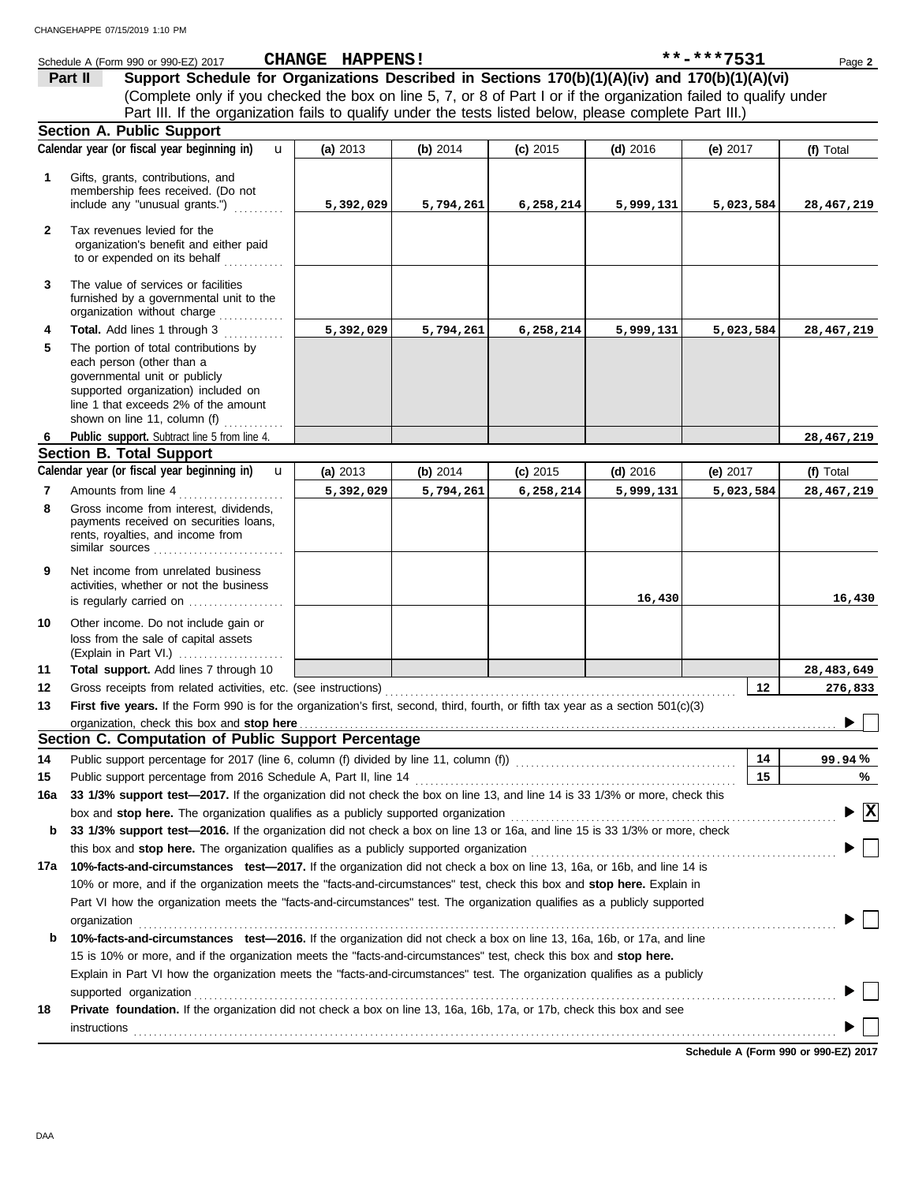Schedule A (Form 990 or 990-EZ) 2017 **CHANGE HAPPENS!** **-***7531

**Part II** **Support Schedule for Organizations Described in Sections 170(b)(1)(A)(iv) and 170(b)(1)(A)(vi)**
(Complete only if you checked the box on line 5, 7, or 8 of Part I or if the organization failed to qualify under Part III. If the organization fails to qualify under the tests listed below, please complete Part III.)

## Section A. Public Support

| Calendar year (or fiscal year beginning in) | (a) 2013 | (b) 2014 | (c) 2015 | (d) 2016 | (e) 2017 | (f) Total |
|---|---|---|---|---|---|---|
| **1** Gifts, grants, contributions, and membership fees received. (Do not include any "unusual grants.") | 5,392,029 | 5,794,261 | 6,258,214 | 5,999,131 | 5,023,584 | 28,467,219 |
| **2** Tax revenues levied for the organization's benefit and either paid to or expended on its behalf | | | | | | |
| **3** The value of services or facilities furnished by a governmental unit to the organization without charge | | | | | | |
| **4** **Total.** Add lines 1 through 3 | 5,392,029 | 5,794,261 | 6,258,214 | 5,999,131 | 5,023,584 | 28,467,219 |
| **5** The portion of total contributions by each person (other than a governmental unit or publicly supported organization) included on line 1 that exceeds 2% of the amount shown on line 11, column (f) | | | | | | |
| **6** **Public support.** Subtract line 5 from line 4. | | | | | | 28,467,219 |

## Section B. Total Support

| Calendar year (or fiscal year beginning in) | (a) 2013 | (b) 2014 | (c) 2015 | (d) 2016 | (e) 2017 | (f) Total |
|---|---|---|---|---|---|---|
| **7** Amounts from line 4 | 5,392,029 | 5,794,261 | 6,258,214 | 5,999,131 | 5,023,584 | 28,467,219 |
| **8** Gross income from interest, dividends, payments received on securities loans, rents, royalties, and income from similar sources | | | | | | |
| **9** Net income from unrelated business activities, whether or not the business is regularly carried on | | | | 16,430 | | 16,430 |
| **10** Other income. Do not include gain or loss from the sale of capital assets (Explain in Part VI.) | | | | | | |
| **11** **Total support.** Add lines 7 through 10 | | | | | | 28,483,649 |

**12** Gross receipts from related activities, etc. (see instructions) | **12** | 276,833

**13** **First five years.** If the Form 990 is for the organization's first, second, third, fourth, or fifth tax year as a section 501(c)(3) organization, check this box and **stop here** ☐

## Section C. Computation of Public Support Percentage

**14** Public support percentage for 2017 (line 6, column (f) divided by line 11, column (f)) | **14** | 99.94 %

**15** Public support percentage from 2016 Schedule A, Part II, line 14 | **15** | %

**16a** **33 1/3% support test—2017.** If the organization did not check the box on line 13, and line 14 is 33 1/3% or more, check this box and **stop here.** The organization qualifies as a publicly supported organization ☒

**b** **33 1/3% support test—2016.** If the organization did not check a box on line 13 or 16a, and line 15 is 33 1/3% or more, check this box and **stop here.** The organization qualifies as a publicly supported organization ☐

**17a** **10%-facts-and-circumstances test—2017.** If the organization did not check a box on line 13, 16a, or 16b, and line 14 is 10% or more, and if the organization meets the "facts-and-circumstances" test, check this box and **stop here.** Explain in Part VI how the organization meets the "facts-and-circumstances" test. The organization qualifies as a publicly supported organization ☐

**b** **10%-facts-and-circumstances test—2016.** If the organization did not check a box on line 13, 16a, 16b, or 17a, and line 15 is 10% or more, and if the organization meets the "facts-and-circumstances" test, check this box and **stop here.** Explain in Part VI how the organization meets the "facts-and-circumstances" test. The organization qualifies as a publicly supported organization ☐

**18** **Private foundation.** If the organization did not check a box on line 13, 16a, 16b, 17a, or 17b, check this box and see instructions ☐

**Schedule A (Form 990 or 990-EZ) 2017**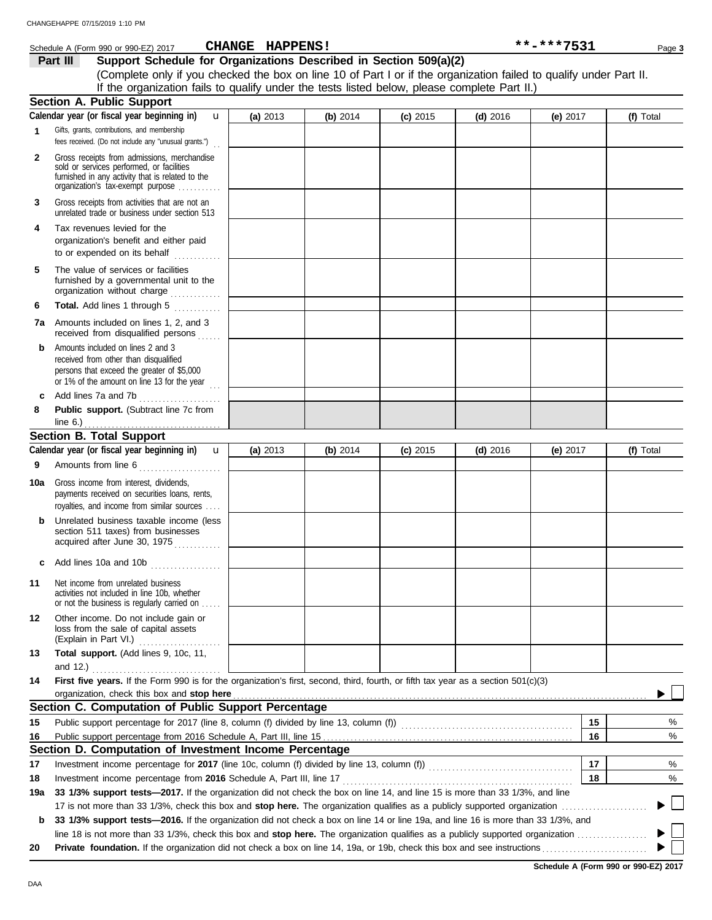Schedule A (Form 990 or 990-EZ) 2017 **CHANGE HAPPENS!** **-***7531

## Part III Support Schedule for Organizations Described in Section 509(a)(2)

(Complete only if you checked the box on line 10 of Part I or if the organization failed to qualify under Part II. If the organization fails to qualify under the tests listed below, please complete Part II.)

### Section A. Public Support

| Calendar year (or fiscal year beginning in) | (a) 2013 | (b) 2014 | (c) 2015 | (d) 2016 | (e) 2017 | (f) Total |
|---|---|---|---|---|---|---|
| **1** Gifts, grants, contributions, and membership fees received. (Do not include any "unusual grants.") | | | | | | |
| **2** Gross receipts from admissions, merchandise sold or services performed, or facilities furnished in any activity that is related to the organization's tax-exempt purpose | | | | | | |
| **3** Gross receipts from activities that are not an unrelated trade or business under section 513 | | | | | | |
| **4** Tax revenues levied for the organization's benefit and either paid to or expended on its behalf | | | | | | |
| **5** The value of services or facilities furnished by a governmental unit to the organization without charge | | | | | | |
| **6** **Total.** Add lines 1 through 5 | | | | | | |
| **7a** Amounts included on lines 1, 2, and 3 received from disqualified persons | | | | | | |
| **b** Amounts included on lines 2 and 3 received from other than disqualified persons that exceed the greater of $5,000 or 1% of the amount on line 13 for the year | | | | | | |
| **c** Add lines 7a and 7b | | | | | | |
| **8** **Public support.** (Subtract line 7c from line 6.) | | | | | | |

### Section B. Total Support

| Calendar year (or fiscal year beginning in) | (a) 2013 | (b) 2014 | (c) 2015 | (d) 2016 | (e) 2017 | (f) Total |
|---|---|---|---|---|---|---|
| **9** Amounts from line 6 | | | | | | |
| **10a** Gross income from interest, dividends, payments received on securities loans, rents, royalties, and income from similar sources | | | | | | |
| **b** Unrelated business taxable income (less section 511 taxes) from businesses acquired after June 30, 1975 | | | | | | |
| **c** Add lines 10a and 10b | | | | | | |
| **11** Net income from unrelated business activities not included in line 10b, whether or not the business is regularly carried on | | | | | | |
| **12** Other income. Do not include gain or loss from the sale of capital assets (Explain in Part VI.) | | | | | | |
| **13** **Total support.** (Add lines 9, 10c, 11, and 12.) | | | | | | |

**14** **First five years.** If the Form 990 is for the organization's first, second, third, fourth, or fifth tax year as a section 501(c)(3) organization, check this box and **stop here** ☐

### Section C. Computation of Public Support Percentage

| | | | |
|---|---|---|---|
| **15** | Public support percentage for 2017 (line 8, column (f) divided by line 13, column (f)) | 15 | % |
| **16** | Public support percentage from 2016 Schedule A, Part III, line 15 | 16 | % |

### Section D. Computation of Investment Income Percentage

| | | | |
|---|---|---|---|
| **17** | Investment income percentage for **2017** (line 10c, column (f) divided by line 13, column (f)) | 17 | % |
| **18** | Investment income percentage from **2016** Schedule A, Part III, line 17 | 18 | % |

**19a** **33 1/3% support tests—2017.** If the organization did not check the box on line 14, and line 15 is more than 33 1/3%, and line 17 is not more than 33 1/3%, check this box and **stop here.** The organization qualifies as a publicly supported organization ☐

**b** **33 1/3% support tests—2016.** If the organization did not check a box on line 14 or line 19a, and line 16 is more than 33 1/3%, and line 18 is not more than 33 1/3%, check this box and **stop here.** The organization qualifies as a publicly supported organization ☐

**20** **Private foundation.** If the organization did not check a box on line 14, 19a, or 19b, check this box and see instructions ☐

**Schedule A (Form 990 or 990-EZ) 2017**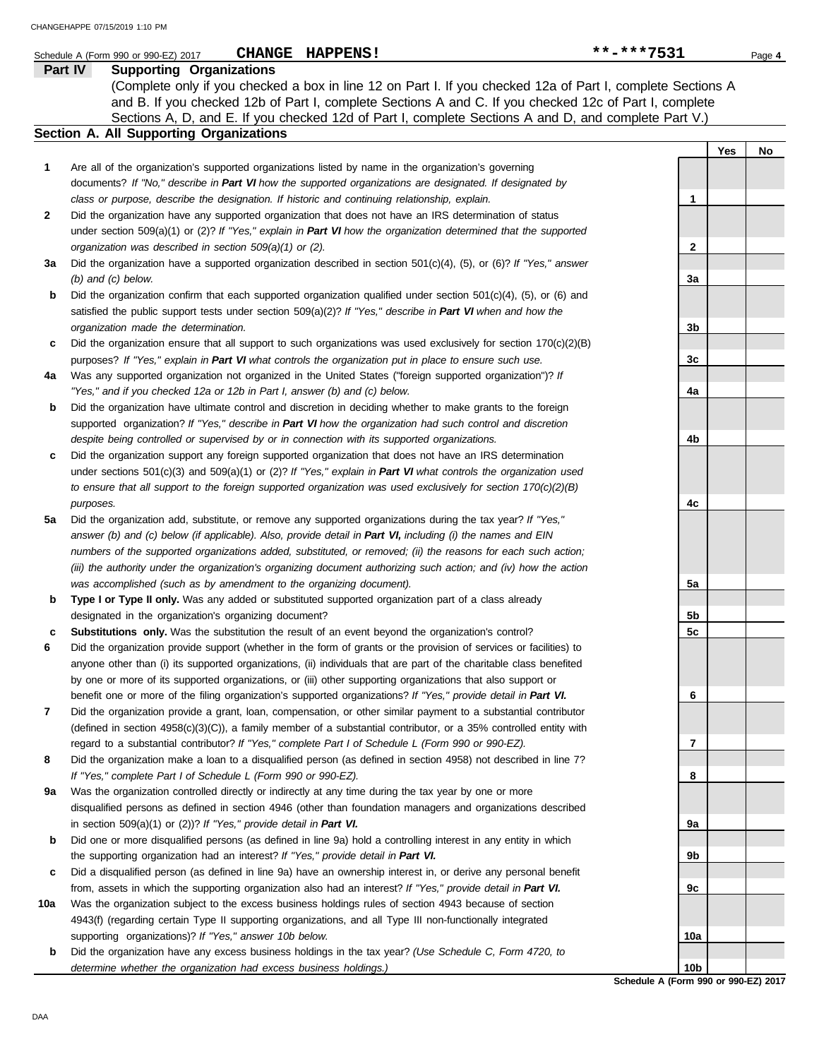Schedule A (Form 990 or 990-EZ) 2017 **CHANGE HAPPENS!** **-***7531

## Part IV Supporting Organizations

(Complete only if you checked a box in line 12 on Part I. If you checked 12a of Part I, complete Sections A and B. If you checked 12b of Part I, complete Sections A and C. If you checked 12c of Part I, complete Sections A, D, and E. If you checked 12d of Part I, complete Sections A and D, and complete Part V.)

### Section A. All Supporting Organizations

| | | | Yes | No |
|---|---|---|---|---|
| **1** | Are all of the organization's supported organizations listed by name in the organization's governing documents? *If "No," describe in **Part VI** how the supported organizations are designated. If designated by class or purpose, describe the designation. If historic and continuing relationship, explain.* | 1 | | |
| **2** | Did the organization have any supported organization that does not have an IRS determination of status under section 509(a)(1) or (2)? *If "Yes," explain in **Part VI** how the organization determined that the supported organization was described in section 509(a)(1) or (2).* | 2 | | |
| **3a** | Did the organization have a supported organization described in section 501(c)(4), (5), or (6)? *If "Yes," answer (b) and (c) below.* | 3a | | |
| **b** | Did the organization confirm that each supported organization qualified under section 501(c)(4), (5), or (6) and satisfied the public support tests under section 509(a)(2)? *If "Yes," describe in **Part VI** when and how the organization made the determination.* | 3b | | |
| **c** | Did the organization ensure that all support to such organizations was used exclusively for section 170(c)(2)(B) purposes? *If "Yes," explain in **Part VI** what controls the organization put in place to ensure such use.* | 3c | | |
| **4a** | Was any supported organization not organized in the United States ("foreign supported organization")? *If "Yes," and if you checked 12a or 12b in Part I, answer (b) and (c) below.* | 4a | | |
| **b** | Did the organization have ultimate control and discretion in deciding whether to make grants to the foreign supported organization? *If "Yes," describe in **Part VI** how the organization had such control and discretion despite being controlled or supervised by or in connection with its supported organizations.* | 4b | | |
| **c** | Did the organization support any foreign supported organization that does not have an IRS determination under sections 501(c)(3) and 509(a)(1) or (2)? *If "Yes," explain in **Part VI** what controls the organization used to ensure that all support to the foreign supported organization was used exclusively for section 170(c)(2)(B) purposes.* | 4c | | |
| **5a** | Did the organization add, substitute, or remove any supported organizations during the tax year? *If "Yes," answer (b) and (c) below (if applicable). Also, provide detail in **Part VI,** including (i) the names and EIN numbers of the supported organizations added, substituted, or removed; (ii) the reasons for each such action; (iii) the authority under the organization's organizing document authorizing such action; and (iv) how the action was accomplished (such as by amendment to the organizing document).* | 5a | | |
| **b** | **Type I or Type II only.** Was any added or substituted supported organization part of a class already designated in the organization's organizing document? | 5b | | |
| **c** | **Substitutions only.** Was the substitution the result of an event beyond the organization's control? | 5c | | |
| **6** | Did the organization provide support (whether in the form of grants or the provision of services or facilities) to anyone other than (i) its supported organizations, (ii) individuals that are part of the charitable class benefited by one or more of its supported organizations, or (iii) other supporting organizations that also support or benefit one or more of the filing organization's supported organizations? ***If "Yes," provide detail in Part VI.*** | 6 | | |
| **7** | Did the organization provide a grant, loan, compensation, or other similar payment to a substantial contributor (defined in section 4958(c)(3)(C)), a family member of a substantial contributor, or a 35% controlled entity with regard to a substantial contributor? *If "Yes," complete Part I of Schedule L (Form 990 or 990-EZ).* | 7 | | |
| **8** | Did the organization make a loan to a disqualified person (as defined in section 4958) not described in line 7? *If "Yes," complete Part I of Schedule L (Form 990 or 990-EZ).* | 8 | | |
| **9a** | Was the organization controlled directly or indirectly at any time during the tax year by one or more disqualified persons as defined in section 4946 (other than foundation managers and organizations described in section 509(a)(1) or (2))? *If "Yes," provide detail in **Part VI.*** | 9a | | |
| **b** | Did one or more disqualified persons (as defined in line 9a) hold a controlling interest in any entity in which the supporting organization had an interest? *If "Yes," provide detail in **Part VI.*** | 9b | | |
| **c** | Did a disqualified person (as defined in line 9a) have an ownership interest in, or derive any personal benefit from, assets in which the supporting organization also had an interest? *If "Yes," provide detail in **Part VI.*** | 9c | | |
| **10a** | Was the organization subject to the excess business holdings rules of section 4943 because of section 4943(f) (regarding certain Type II supporting organizations, and all Type III non-functionally integrated supporting organizations)? *If "Yes," answer 10b below.* | 10a | | |
| **b** | Did the organization have any excess business holdings in the tax year? *(Use Schedule C, Form 4720, to determine whether the organization had excess business holdings.)* | 10b | | |

**Schedule A (Form 990 or 990-EZ) 2017**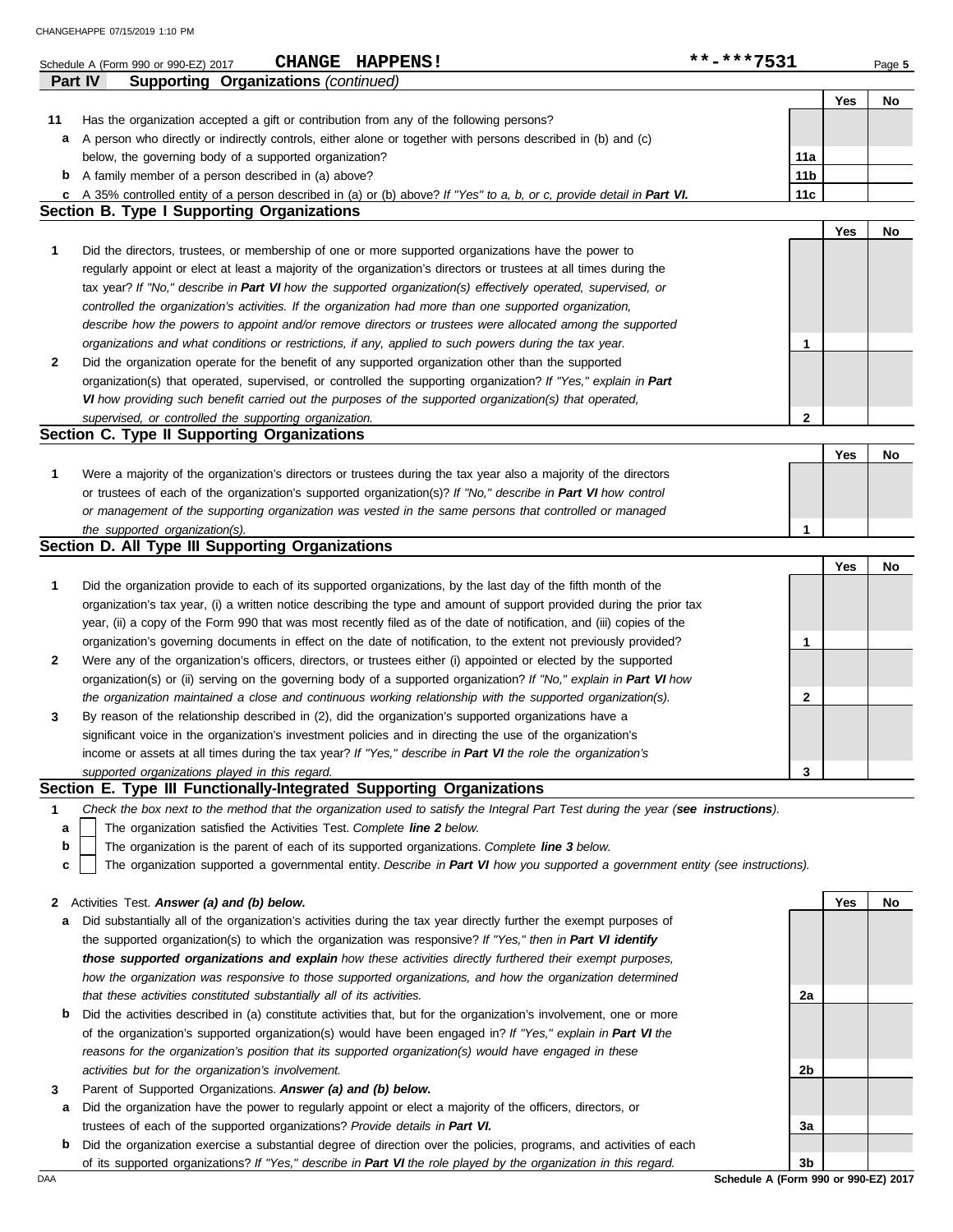Schedule A (Form 990 or 990-EZ) 2017 **CHANGE HAPPENS!** **-***7531

**Part IV Supporting Organizations** *(continued)*

| | | | Yes | No |
|---|---|---|---|---|
| **11** | Has the organization accepted a gift or contribution from any of the following persons? | | | |
| **a** | A person who directly or indirectly controls, either alone or together with persons described in (b) and (c) below, the governing body of a supported organization? | **11a** | | |
| **b** | A family member of a person described in (a) above? | **11b** | | |
| **c** | A 35% controlled entity of a person described in (a) or (b) above? *If "Yes" to a, b, or c, provide detail in* ***Part VI.*** | **11c** | | |

## Section B. Type I Supporting Organizations

| | | | Yes | No |
|---|---|---|---|---|
| **1** | Did the directors, trustees, or membership of one or more supported organizations have the power to regularly appoint or elect at least a majority of the organization's directors or trustees at all times during the tax year? *If "No," describe in* ***Part VI*** *how the supported organization(s) effectively operated, supervised, or controlled the organization's activities. If the organization had more than one supported organization, describe how the powers to appoint and/or remove directors or trustees were allocated among the supported organizations and what conditions or restrictions, if any, applied to such powers during the tax year.* | **1** | | |
| **2** | Did the organization operate for the benefit of any supported organization other than the supported organization(s) that operated, supervised, or controlled the supporting organization? *If "Yes," explain in* ***Part VI*** *how providing such benefit carried out the purposes of the supported organization(s) that operated, supervised, or controlled the supporting organization.* | **2** | | |

## Section C. Type II Supporting Organizations

| | | | Yes | No |
|---|---|---|---|---|
| **1** | Were a majority of the organization's directors or trustees during the tax year also a majority of the directors or trustees of each of the organization's supported organization(s)? *If "No," describe in* ***Part VI*** *how control or management of the supporting organization was vested in the same persons that controlled or managed the supported organization(s).* | **1** | | |

## Section D. All Type III Supporting Organizations

| | | | Yes | No |
|---|---|---|---|---|
| **1** | Did the organization provide to each of its supported organizations, by the last day of the fifth month of the organization's tax year, (i) a written notice describing the type and amount of support provided during the prior tax year, (ii) a copy of the Form 990 that was most recently filed as of the date of notification, and (iii) copies of the organization's governing documents in effect on the date of notification, to the extent not previously provided? | **1** | | |
| **2** | Were any of the organization's officers, directors, or trustees either (i) appointed or elected by the supported organization(s) or (ii) serving on the governing body of a supported organization? *If "No," explain in* ***Part VI*** *how the organization maintained a close and continuous working relationship with the supported organization(s).* | **2** | | |
| **3** | By reason of the relationship described in (2), did the organization's supported organizations have a significant voice in the organization's investment policies and in directing the use of the organization's income or assets at all times during the tax year? *If "Yes," describe in* ***Part VI*** *the role the organization's supported organizations played in this regard.* | **3** | | |

## Section E. Type III Functionally-Integrated Supporting Organizations

**1** *Check the box next to the method that the organization used to satisfy the Integral Part Test during the year (****see instructions****).*

- **a** ☐ The organization satisfied the Activities Test. *Complete* ***line 2*** *below.*
- **b** ☐ The organization is the parent of each of its supported organizations. *Complete* ***line 3*** *below.*
- **c** ☐ The organization supported a governmental entity. *Describe in* ***Part VI*** *how you supported a government entity (see instructions).*

| | | | Yes | No |
|---|---|---|---|---|
| **2** | Activities Test. ***Answer (a) and (b) below.*** | | | |
| **a** | Did substantially all of the organization's activities during the tax year directly further the exempt purposes of the supported organization(s) to which the organization was responsive? *If "Yes," then in* ***Part VI identify those supported organizations and explain*** *how these activities directly furthered their exempt purposes, how the organization was responsive to those supported organizations, and how the organization determined that these activities constituted substantially all of its activities.* | **2a** | | |
| **b** | Did the activities described in (a) constitute activities that, but for the organization's involvement, one or more of the organization's supported organization(s) would have been engaged in? *If "Yes," explain in* ***Part VI*** *the reasons for the organization's position that its supported organization(s) would have engaged in these activities but for the organization's involvement.* | **2b** | | |
| **3** | Parent of Supported Organizations. ***Answer (a) and (b) below.*** | | | |
| **a** | Did the organization have the power to regularly appoint or elect a majority of the officers, directors, or trustees of each of the supported organizations? *Provide details in* ***Part VI.*** | **3a** | | |
| **b** | Did the organization exercise a substantial degree of direction over the policies, programs, and activities of each of its supported organizations? *If "Yes," describe in* ***Part VI*** *the role played by the organization in this regard.* | **3b** | | |

**Schedule A (Form 990 or 990-EZ) 2017**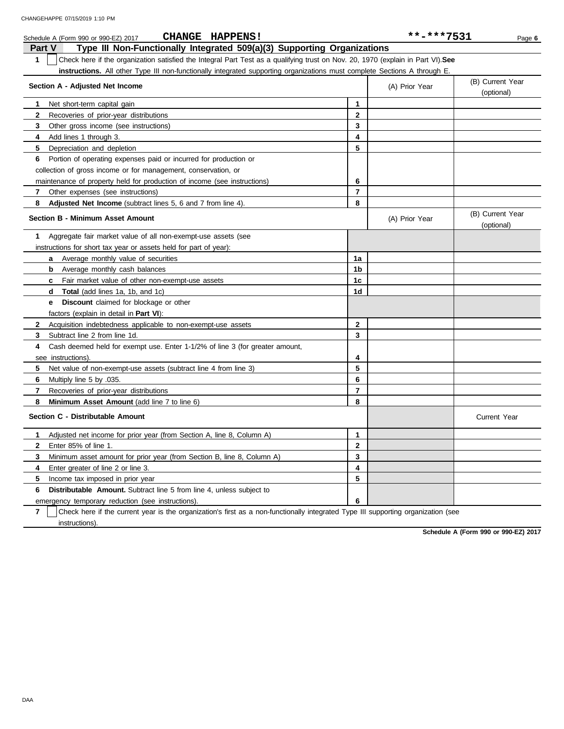Schedule A (Form 990 or 990-EZ) 2017 **CHANGE HAPPENS!** **-***7531

## Part V Type III Non-Functionally Integrated 509(a)(3) Supporting Organizations

**1** ☐ Check here if the organization satisfied the Integral Part Test as a qualifying trust on Nov. 20, 1970 (explain in Part VI). **See instructions.** All other Type III non-functionally integrated supporting organizations must complete Sections A through E.

| Section A - Adjusted Net Income | | (A) Prior Year | (B) Current Year (optional) |
|---|---|---|---|
| 1 Net short-term capital gain | 1 | | |
| 2 Recoveries of prior-year distributions | 2 | | |
| 3 Other gross income (see instructions) | 3 | | |
| 4 Add lines 1 through 3. | 4 | | |
| 5 Depreciation and depletion | 5 | | |
| 6 Portion of operating expenses paid or incurred for production or collection of gross income or for management, conservation, or maintenance of property held for production of income (see instructions) | 6 | | |
| 7 Other expenses (see instructions) | 7 | | |
| 8 **Adjusted Net Income** (subtract lines 5, 6 and 7 from line 4). | 8 | | |

| Section B - Minimum Asset Amount | | (A) Prior Year | (B) Current Year (optional) |
|---|---|---|---|
| 1 Aggregate fair market value of all non-exempt-use assets (see instructions for short tax year or assets held for part of year): | | | |
| a Average monthly value of securities | 1a | | |
| b Average monthly cash balances | 1b | | |
| c Fair market value of other non-exempt-use assets | 1c | | |
| d **Total** (add lines 1a, 1b, and 1c) | 1d | | |
| e **Discount** claimed for blockage or other factors (explain in detail in **Part VI**): | | | |
| 2 Acquisition indebtedness applicable to non-exempt-use assets | 2 | | |
| 3 Subtract line 2 from line 1d. | 3 | | |
| 4 Cash deemed held for exempt use. Enter 1-1/2% of line 3 (for greater amount, see instructions). | 4 | | |
| 5 Net value of non-exempt-use assets (subtract line 4 from line 3) | 5 | | |
| 6 Multiply line 5 by .035. | 6 | | |
| 7 Recoveries of prior-year distributions | 7 | | |
| 8 **Minimum Asset Amount** (add line 7 to line 6) | 8 | | |

| Section C - Distributable Amount | | | Current Year |
|---|---|---|---|
| 1 Adjusted net income for prior year (from Section A, line 8, Column A) | 1 | | |
| 2 Enter 85% of line 1. | 2 | | |
| 3 Minimum asset amount for prior year (from Section B, line 8, Column A) | 3 | | |
| 4 Enter greater of line 2 or line 3. | 4 | | |
| 5 Income tax imposed in prior year | 5 | | |
| 6 **Distributable Amount.** Subtract line 5 from line 4, unless subject to emergency temporary reduction (see instructions). | 6 | | |

**7** ☐ Check here if the current year is the organization's first as a non-functionally integrated Type III supporting organization (see instructions).

**Schedule A (Form 990 or 990-EZ) 2017**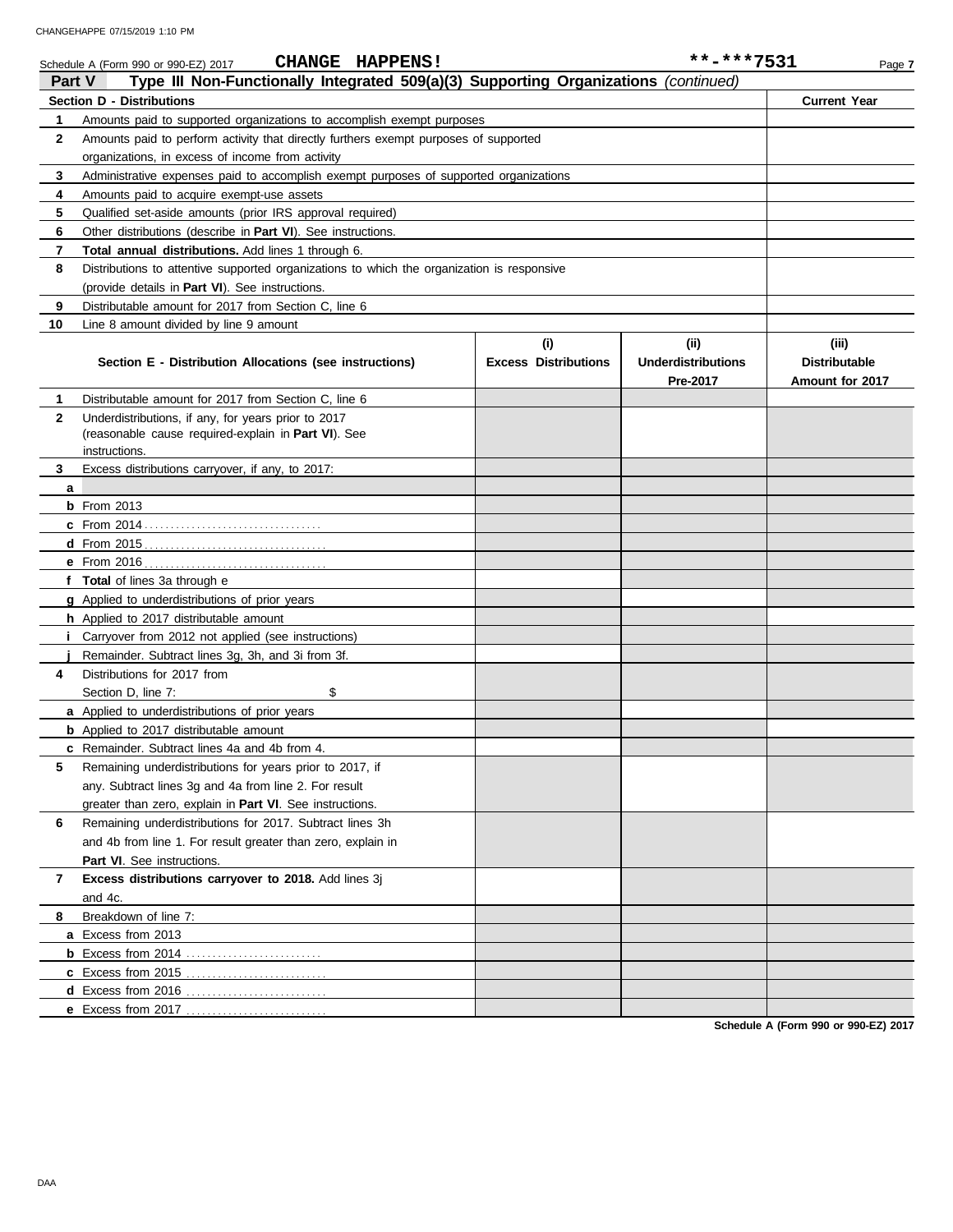Schedule A (Form 990 or 990-EZ) 2017 **CHANGE HAPPENS!** **-***7531

## Part V Type III Non-Functionally Integrated 509(a)(3) Supporting Organizations *(continued)*

| Section D - Distributions | | Current Year |
|---|---|---|
| 1 | Amounts paid to supported organizations to accomplish exempt purposes | |
| 2 | Amounts paid to perform activity that directly furthers exempt purposes of supported organizations, in excess of income from activity | |
| 3 | Administrative expenses paid to accomplish exempt purposes of supported organizations | |
| 4 | Amounts paid to acquire exempt-use assets | |
| 5 | Qualified set-aside amounts (prior IRS approval required) | |
| 6 | Other distributions (describe in **Part VI**). See instructions. | |
| 7 | **Total annual distributions.** Add lines 1 through 6. | |
| 8 | Distributions to attentive supported organizations to which the organization is responsive (provide details in **Part VI**). See instructions. | |
| 9 | Distributable amount for 2017 from Section C, line 6 | |
| 10 | Line 8 amount divided by line 9 amount | |

| | Section E - Distribution Allocations (see instructions) | (i) Excess Distributions | (ii) Underdistributions Pre-2017 | (iii) Distributable Amount for 2017 |
|---|---|---|---|---|
| 1 | Distributable amount for 2017 from Section C, line 6 | | | |
| 2 | Underdistributions, if any, for years prior to 2017 (reasonable cause required-explain in **Part VI**). See instructions. | | | |
| 3 | Excess distributions carryover, if any, to 2017: | | | |
| a | | | | |
| b | From 2013 | | | |
| c | From 2014 | | | |
| d | From 2015 | | | |
| e | From 2016 | | | |
| f | **Total** of lines 3a through e | | | |
| g | Applied to underdistributions of prior years | | | |
| h | Applied to 2017 distributable amount | | | |
| i | Carryover from 2012 not applied (see instructions) | | | |
| j | Remainder. Subtract lines 3g, 3h, and 3i from 3f. | | | |
| 4 | Distributions for 2017 from Section D, line 7: $ | | | |
| a | Applied to underdistributions of prior years | | | |
| b | Applied to 2017 distributable amount | | | |
| c | Remainder. Subtract lines 4a and 4b from 4. | | | |
| 5 | Remaining underdistributions for years prior to 2017, if any. Subtract lines 3g and 4a from line 2. For result greater than zero, explain in **Part VI**. See instructions. | | | |
| 6 | Remaining underdistributions for 2017. Subtract lines 3h and 4b from line 1. For result greater than zero, explain in **Part VI**. See instructions. | | | |
| 7 | **Excess distributions carryover to 2018.** Add lines 3j and 4c. | | | |
| 8 | Breakdown of line 7: | | | |
| a | Excess from 2013 | | | |
| b | Excess from 2014 | | | |
| c | Excess from 2015 | | | |
| d | Excess from 2016 | | | |
| e | Excess from 2017 | | | |

**Schedule A (Form 990 or 990-EZ) 2017**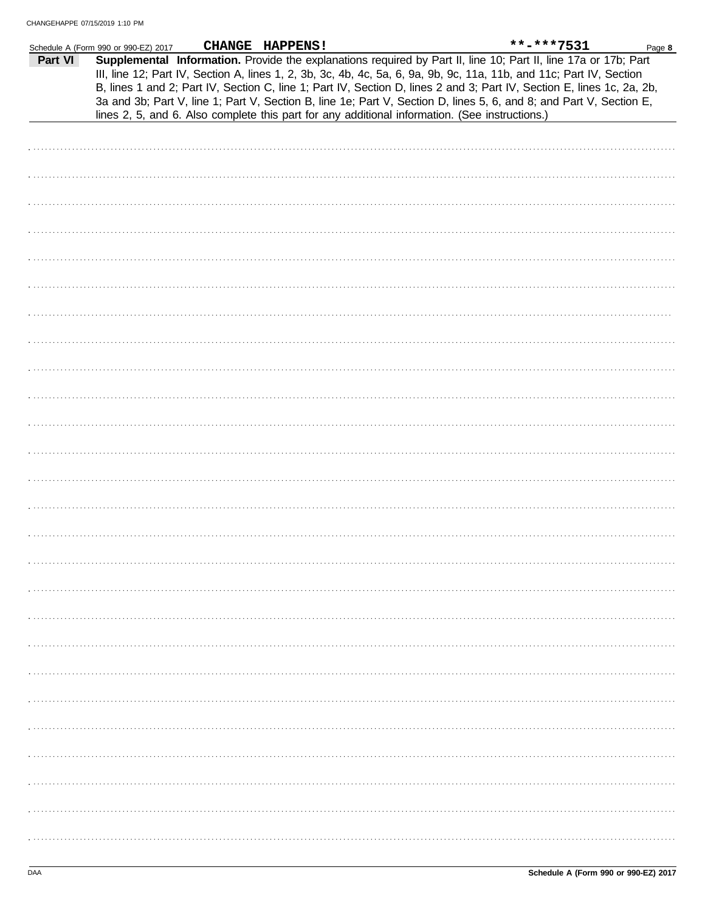CHANGEHAPPE 07/15/2019 1:10 PM

Schedule A (Form 990 or 990-EZ) 2017 **CHANGE HAPPENS!** **-***7531 Page **8**

**Part VI** **Supplemental Information.** Provide the explanations required by Part II, line 10; Part II, line 17a or 17b; Part III, line 12; Part IV, Section A, lines 1, 2, 3b, 3c, 4b, 4c, 5a, 6, 9a, 9b, 9c, 11a, 11b, and 11c; Part IV, Section B, lines 1 and 2; Part IV, Section C, line 1; Part IV, Section D, lines 2 and 3; Part IV, Section E, lines 1c, 2a, 2b, 3a and 3b; Part V, line 1; Part V, Section B, line 1e; Part V, Section D, lines 5, 6, and 8; and Part V, Section E, lines 2, 5, and 6. Also complete this part for any additional information. (See instructions.)

DAA **Schedule A (Form 990 or 990-EZ) 2017**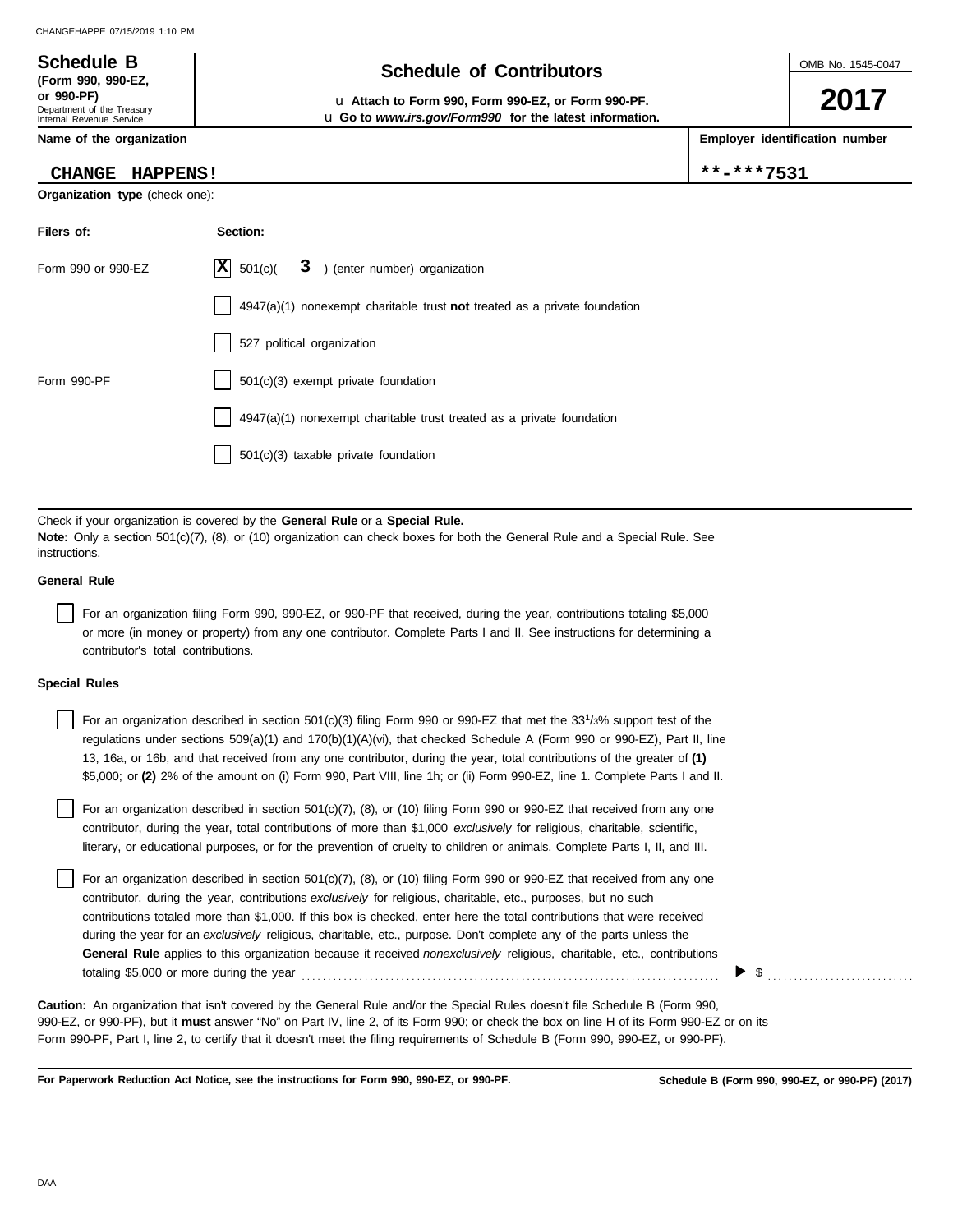**Schedule B**
**(Form 990, 990-EZ, or 990-PF)**
Department of the Treasury
Internal Revenue Service

# Schedule of Contributors

u **Attach to Form 990, Form 990-EZ, or Form 990-PF.**
u **Go to** ***www.irs.gov/Form990*** **for the latest information.**

OMB No. 1545-0047

**2017**

| **Name of the organization** | **Employer identification number** |
|---|---|
| **CHANGE HAPPENS!** | **\*\*-\*\*\*7531** |

**Organization type** (check one):

| **Filers of:** | **Section:** |
|---|---|
| Form 990 or 990-EZ | [X] 501(c)( **3** ) (enter number) organization |
| | [ ] 4947(a)(1) nonexempt charitable trust **not** treated as a private foundation |
| | [ ] 527 political organization |
| Form 990-PF | [ ] 501(c)(3) exempt private foundation |
| | [ ] 4947(a)(1) nonexempt charitable trust treated as a private foundation |
| | [ ] 501(c)(3) taxable private foundation |

Check if your organization is covered by the **General Rule** or a **Special Rule.**
**Note:** Only a section 501(c)(7), (8), or (10) organization can check boxes for both the General Rule and a Special Rule. See instructions.

**General Rule**

[ ] For an organization filing Form 990, 990-EZ, or 990-PF that received, during the year, contributions totaling $5,000 or more (in money or property) from any one contributor. Complete Parts I and II. See instructions for determining a contributor's total contributions.

**Special Rules**

[ ] For an organization described in section 501(c)(3) filing Form 990 or 990-EZ that met the 33 1/3% support test of the regulations under sections 509(a)(1) and 170(b)(1)(A)(vi), that checked Schedule A (Form 990 or 990-EZ), Part II, line 13, 16a, or 16b, and that received from any one contributor, during the year, total contributions of the greater of **(1)** $5,000; or **(2)** 2% of the amount on (i) Form 990, Part VIII, line 1h; or (ii) Form 990-EZ, line 1. Complete Parts I and II.

[ ] For an organization described in section 501(c)(7), (8), or (10) filing Form 990 or 990-EZ that received from any one contributor, during the year, total contributions of more than $1,000 *exclusively* for religious, charitable, scientific, literary, or educational purposes, or for the prevention of cruelty to children or animals. Complete Parts I, II, and III.

[ ] For an organization described in section 501(c)(7), (8), or (10) filing Form 990 or 990-EZ that received from any one contributor, during the year, contributions *exclusively* for religious, charitable, etc., purposes, but no such contributions totaled more than $1,000. If this box is checked, enter here the total contributions that were received during the year for an *exclusively* religious, charitable, etc., purpose. Don't complete any of the parts unless the **General Rule** applies to this organization because it received *nonexclusively* religious, charitable, etc., contributions totaling $5,000 or more during the year ▶ $

**Caution:** An organization that isn't covered by the General Rule and/or the Special Rules doesn't file Schedule B (Form 990, 990-EZ, or 990-PF), but it **must** answer "No" on Part IV, line 2, of its Form 990; or check the box on line H of its Form 990-EZ or on its Form 990-PF, Part I, line 2, to certify that it doesn't meet the filing requirements of Schedule B (Form 990, 990-EZ, or 990-PF).

**For Paperwork Reduction Act Notice, see the instructions for Form 990, 990-EZ, or 990-PF.** **Schedule B (Form 990, 990-EZ, or 990-PF) (2017)**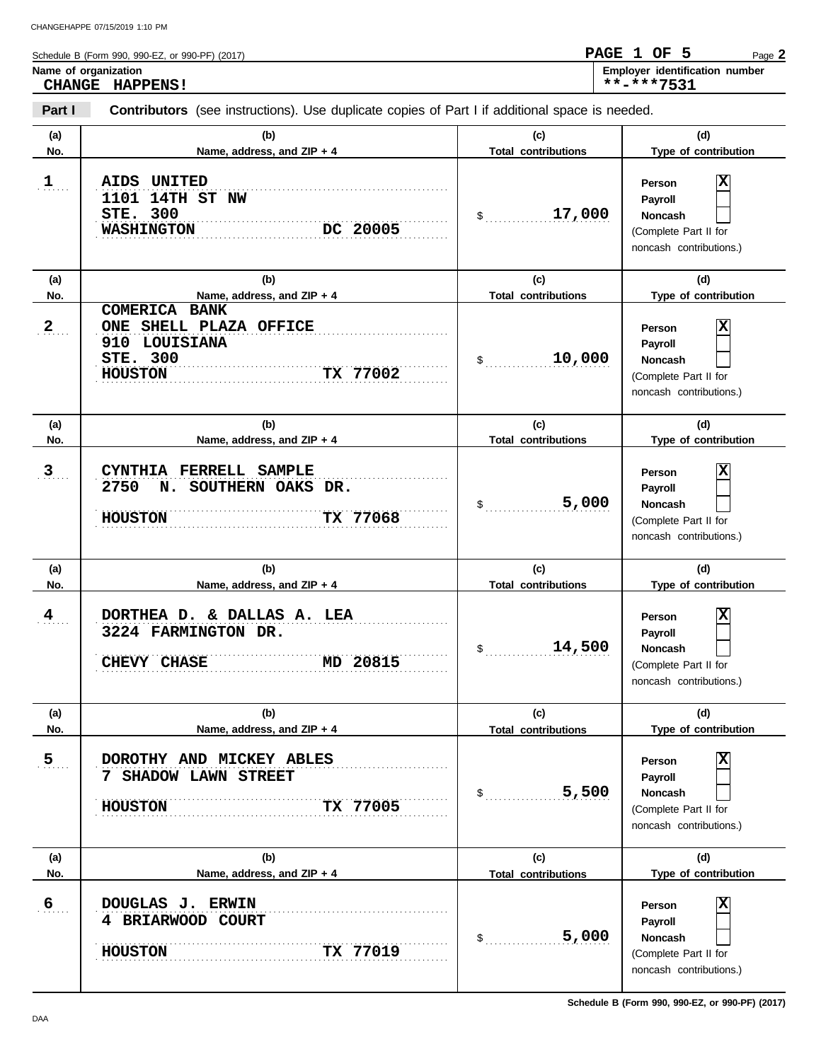Schedule B (Form 990, 990-EZ, or 990-PF) (2017)

**PAGE 1 OF 5**

**Name of organization**
**CHANGE HAPPENS!**

**Employer identification number**
**\*\*-\*\*\*7531**

**Part I** **Contributors** (see instructions). Use duplicate copies of Part I if additional space is needed.

| (a) No. | (b) Name, address, and ZIP + 4 | (c) Total contributions | (d) Type of contribution |
|---|---|---|---|
| 1 | AIDS UNITED<br>1101 14TH ST NW<br>STE. 300<br>WASHINGTON DC 20005 | $ 17,000 | Person [X]<br>Payroll [ ]<br>Noncash [ ]<br>(Complete Part II for noncash contributions.) |
| 2 | COMERICA BANK<br>ONE SHELL PLAZA OFFICE<br>910 LOUISIANA<br>STE. 300<br>HOUSTON TX 77002 | $ 10,000 | Person [X]<br>Payroll [ ]<br>Noncash [ ]<br>(Complete Part II for noncash contributions.) |
| 3 | CYNTHIA FERRELL SAMPLE<br>2750 N. SOUTHERN OAKS DR.<br>HOUSTON TX 77068 | $ 5,000 | Person [X]<br>Payroll [ ]<br>Noncash [ ]<br>(Complete Part II for noncash contributions.) |
| 4 | DORTHEA D. & DALLAS A. LEA<br>3224 FARMINGTON DR.<br>CHEVY CHASE MD 20815 | $ 14,500 | Person [X]<br>Payroll [ ]<br>Noncash [ ]<br>(Complete Part II for noncash contributions.) |
| 5 | DOROTHY AND MICKEY ABLES<br>7 SHADOW LAWN STREET<br>HOUSTON TX 77005 | $ 5,500 | Person [X]<br>Payroll [ ]<br>Noncash [ ]<br>(Complete Part II for noncash contributions.) |
| 6 | DOUGLAS J. ERWIN<br>4 BRIARWOOD COURT<br>HOUSTON TX 77019 | $ 5,000 | Person [X]<br>Payroll [ ]<br>Noncash [ ]<br>(Complete Part II for noncash contributions.) |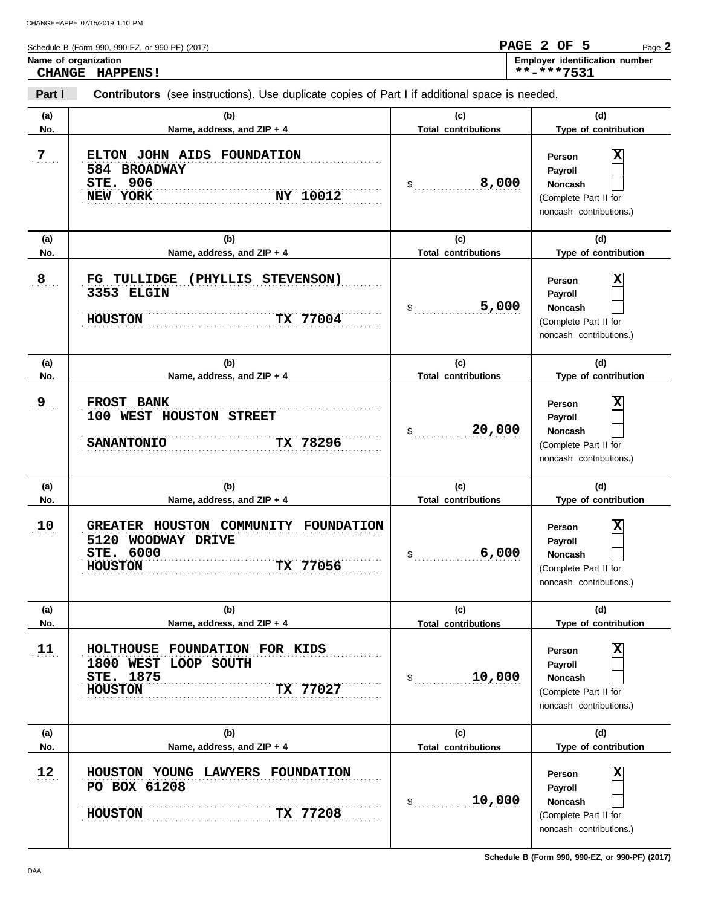Schedule B (Form 990, 990-EZ, or 990-PF) (2017)

**Name of organization**
**CHANGE HAPPENS!**

**Employer identification number**
**\*\*-\*\*\*7531**

**Part I** **Contributors** (see instructions). Use duplicate copies of Part I if additional space is needed.

| (a) No. | (b) Name, address, and ZIP + 4 | (c) Total contributions | (d) Type of contribution |
|---|---|---|---|
| 7 | ELTON JOHN AIDS FOUNDATION<br>584 BROADWAY<br>STE. 906<br>NEW YORK NY 10012 | $ 8,000 | Person [X]<br>Payroll [ ]<br>Noncash [ ]<br>(Complete Part II for noncash contributions.) |
| 8 | FG TULLIDGE (PHYLLIS STEVENSON)<br>3353 ELGIN<br>HOUSTON TX 77004 | $ 5,000 | Person [X]<br>Payroll [ ]<br>Noncash [ ]<br>(Complete Part II for noncash contributions.) |
| 9 | FROST BANK<br>100 WEST HOUSTON STREET<br>SANANTONIO TX 78296 | $ 20,000 | Person [X]<br>Payroll [ ]<br>Noncash [ ]<br>(Complete Part II for noncash contributions.) |
| 10 | GREATER HOUSTON COMMUNITY FOUNDATION<br>5120 WOODWAY DRIVE<br>STE. 6000<br>HOUSTON TX 77056 | $ 6,000 | Person [X]<br>Payroll [ ]<br>Noncash [ ]<br>(Complete Part II for noncash contributions.) |
| 11 | HOLTHOUSE FOUNDATION FOR KIDS<br>1800 WEST LOOP SOUTH<br>STE. 1875<br>HOUSTON TX 77027 | $ 10,000 | Person [X]<br>Payroll [ ]<br>Noncash [ ]<br>(Complete Part II for noncash contributions.) |
| 12 | HOUSTON YOUNG LAWYERS FOUNDATION<br>PO BOX 61208<br>HOUSTON TX 77208 | $ 10,000 | Person [X]<br>Payroll [ ]<br>Noncash [ ]<br>(Complete Part II for noncash contributions.) |

Schedule B (Form 990, 990-EZ, or 990-PF) (2017)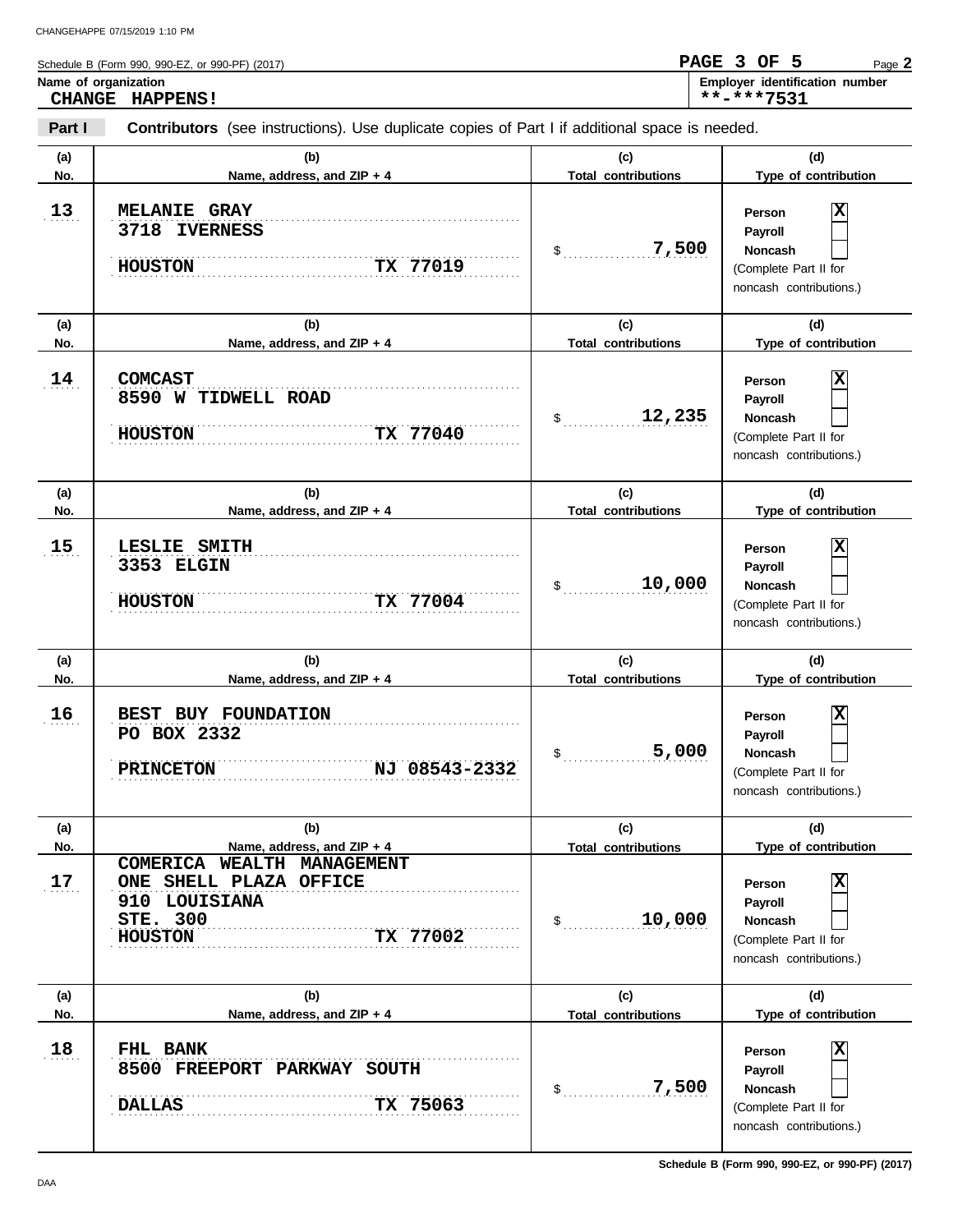Schedule B (Form 990, 990-EZ, or 990-PF) (2017)

**PAGE 3 OF 5** Page **2**

**Name of organization**
**CHANGE HAPPENS!**

**Employer identification number**
**\*\*-\*\*\*7531**

**Part I** **Contributors** (see instructions). Use duplicate copies of Part I if additional space is needed.

| (a) No. | (b) Name, address, and ZIP + 4 | (c) Total contributions | (d) Type of contribution |
|---|---|---|---|
| 13 | MELANIE GRAY<br>3718 IVERNESS<br>HOUSTON TX 77019 | $ 7,500 | Person [X]<br>Payroll [ ]<br>Noncash [ ]<br>(Complete Part II for noncash contributions.) |
| 14 | COMCAST<br>8590 W TIDWELL ROAD<br>HOUSTON TX 77040 | $ 12,235 | Person [X]<br>Payroll [ ]<br>Noncash [ ]<br>(Complete Part II for noncash contributions.) |
| 15 | LESLIE SMITH<br>3353 ELGIN<br>HOUSTON TX 77004 | $ 10,000 | Person [X]<br>Payroll [ ]<br>Noncash [ ]<br>(Complete Part II for noncash contributions.) |
| 16 | BEST BUY FOUNDATION<br>PO BOX 2332<br>PRINCETON NJ 08543-2332 | $ 5,000 | Person [X]<br>Payroll [ ]<br>Noncash [ ]<br>(Complete Part II for noncash contributions.) |
| 17 | COMERICA WEALTH MANAGEMENT<br>ONE SHELL PLAZA OFFICE<br>910 LOUISIANA<br>STE. 300<br>HOUSTON TX 77002 | $ 10,000 | Person [X]<br>Payroll [ ]<br>Noncash [ ]<br>(Complete Part II for noncash contributions.) |
| 18 | FHL BANK<br>8500 FREEPORT PARKWAY SOUTH<br>DALLAS TX 75063 | $ 7,500 | Person [X]<br>Payroll [ ]<br>Noncash [ ]<br>(Complete Part II for noncash contributions.) |

Schedule B (Form 990, 990-EZ, or 990-PF) (2017)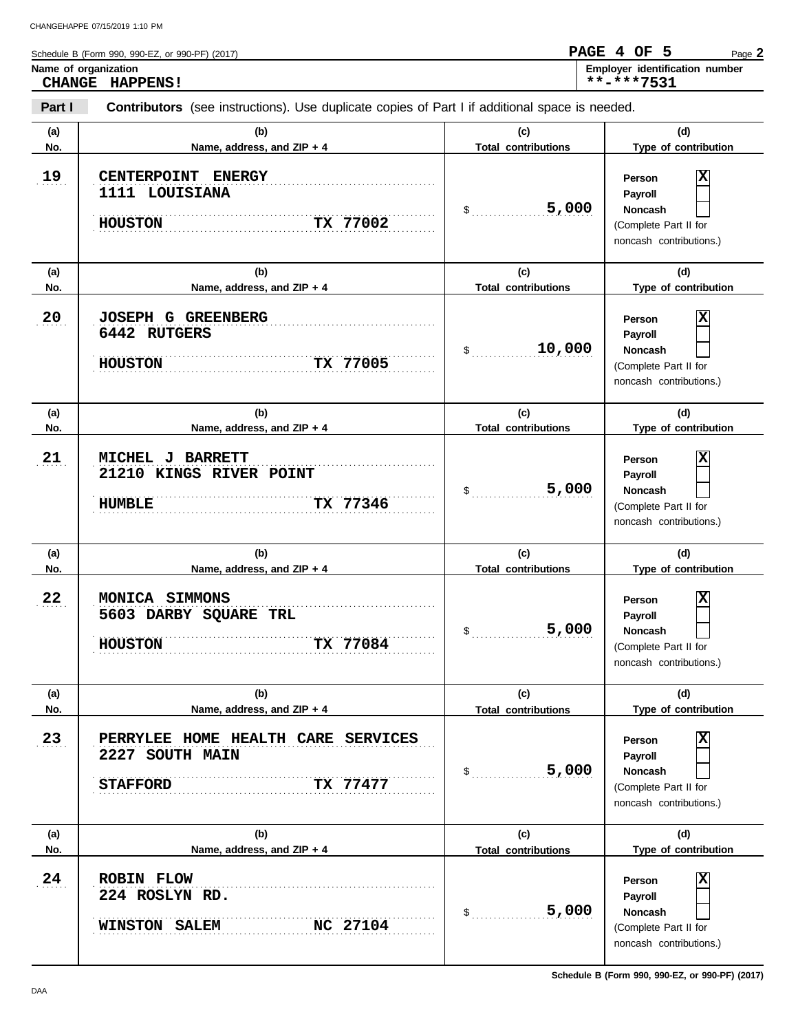Schedule B (Form 990, 990-EZ, or 990-PF) (2017)

**Name of organization**
**CHANGE HAPPENS!**

**Employer identification number**
**\*\*-\*\*\*7531**

**Part I** **Contributors** (see instructions). Use duplicate copies of Part I if additional space is needed.

| (a) No. | (b) Name, address, and ZIP + 4 | (c) Total contributions | (d) Type of contribution |
|---|---|---|---|
| 19 | CENTERPOINT ENERGY<br>1111 LOUISIANA<br>HOUSTON TX 77002 | $ 5,000 | Person [X]<br>Payroll [ ]<br>Noncash [ ]<br>(Complete Part II for noncash contributions.) |
| 20 | JOSEPH G GREENBERG<br>6442 RUTGERS<br>HOUSTON TX 77005 | $ 10,000 | Person [X]<br>Payroll [ ]<br>Noncash [ ]<br>(Complete Part II for noncash contributions.) |
| 21 | MICHEL J BARRETT<br>21210 KINGS RIVER POINT<br>HUMBLE TX 77346 | $ 5,000 | Person [X]<br>Payroll [ ]<br>Noncash [ ]<br>(Complete Part II for noncash contributions.) |
| 22 | MONICA SIMMONS<br>5603 DARBY SQUARE TRL<br>HOUSTON TX 77084 | $ 5,000 | Person [X]<br>Payroll [ ]<br>Noncash [ ]<br>(Complete Part II for noncash contributions.) |
| 23 | PERRYLEE HOME HEALTH CARE SERVICES<br>2227 SOUTH MAIN<br>STAFFORD TX 77477 | $ 5,000 | Person [X]<br>Payroll [ ]<br>Noncash [ ]<br>(Complete Part II for noncash contributions.) |
| 24 | ROBIN FLOW<br>224 ROSLYN RD.<br>WINSTON SALEM NC 27104 | $ 5,000 | Person [X]<br>Payroll [ ]<br>Noncash [ ]<br>(Complete Part II for noncash contributions.) |

Schedule B (Form 990, 990-EZ, or 990-PF) (2017)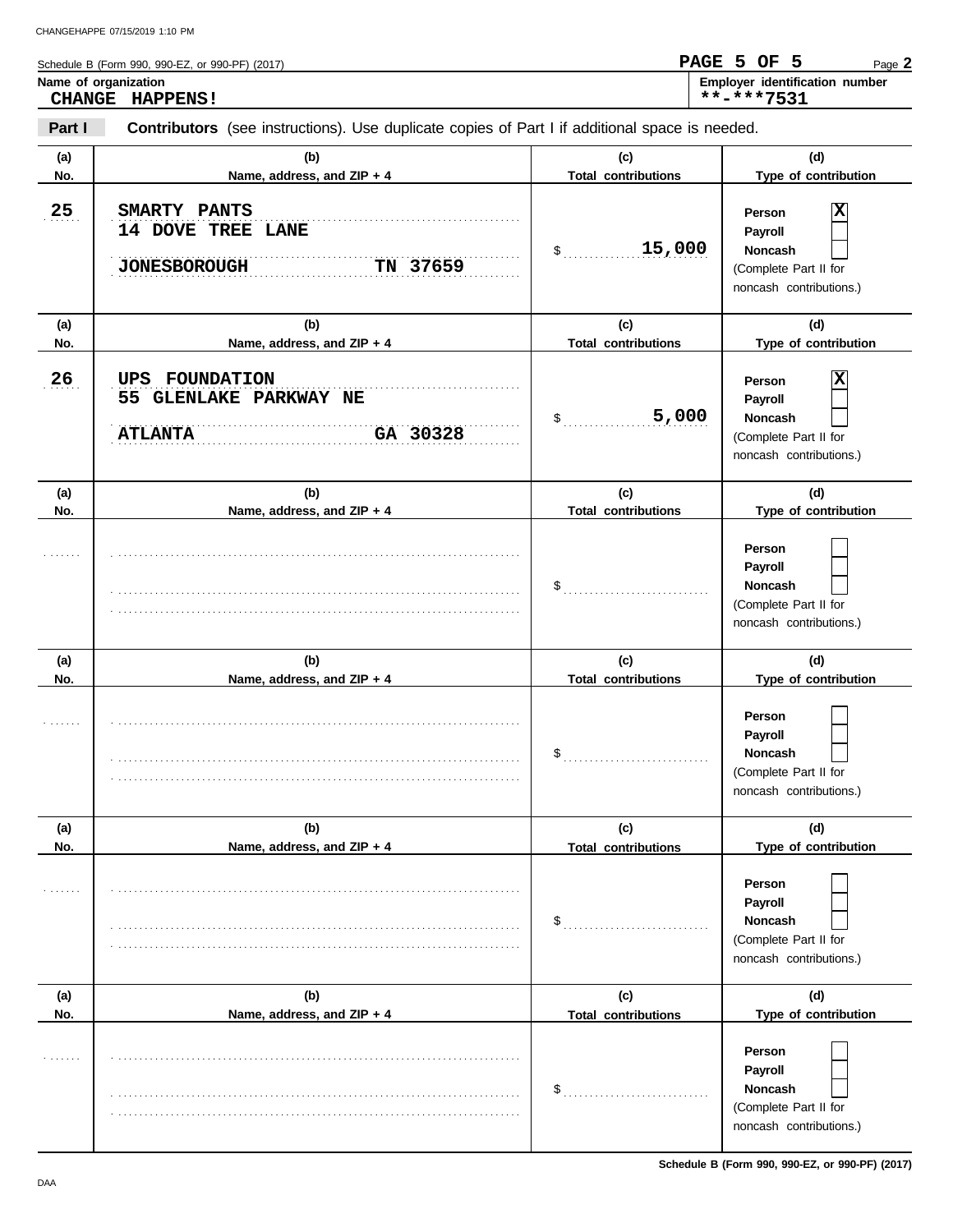Schedule B (Form 990, 990-EZ, or 990-PF) (2017)

**Name of organization**
**CHANGE HAPPENS!**

**Employer identification number**
**-***7531

**Part I** **Contributors** (see instructions). Use duplicate copies of Part I if additional space is needed.

| (a) No. | (b) Name, address, and ZIP + 4 | (c) Total contributions | (d) Type of contribution |
|---|---|---|---|
| 25 | SMARTY PANTS<br>14 DOVE TREE LANE<br>JONESBOROUGH TN 37659 | $ 15,000 | Person [X]<br>Payroll [ ]<br>Noncash [ ]<br>(Complete Part II for noncash contributions.) |
| 26 | UPS FOUNDATION<br>55 GLENLAKE PARKWAY NE<br>ATLANTA GA 30328 | $ 5,000 | Person [X]<br>Payroll [ ]<br>Noncash [ ]<br>(Complete Part II for noncash contributions.) |
| | | $ | Person [ ]<br>Payroll [ ]<br>Noncash [ ]<br>(Complete Part II for noncash contributions.) |
| | | $ | Person [ ]<br>Payroll [ ]<br>Noncash [ ]<br>(Complete Part II for noncash contributions.) |
| | | $ | Person [ ]<br>Payroll [ ]<br>Noncash [ ]<br>(Complete Part II for noncash contributions.) |
| | | $ | Person [ ]<br>Payroll [ ]<br>Noncash [ ]<br>(Complete Part II for noncash contributions.) |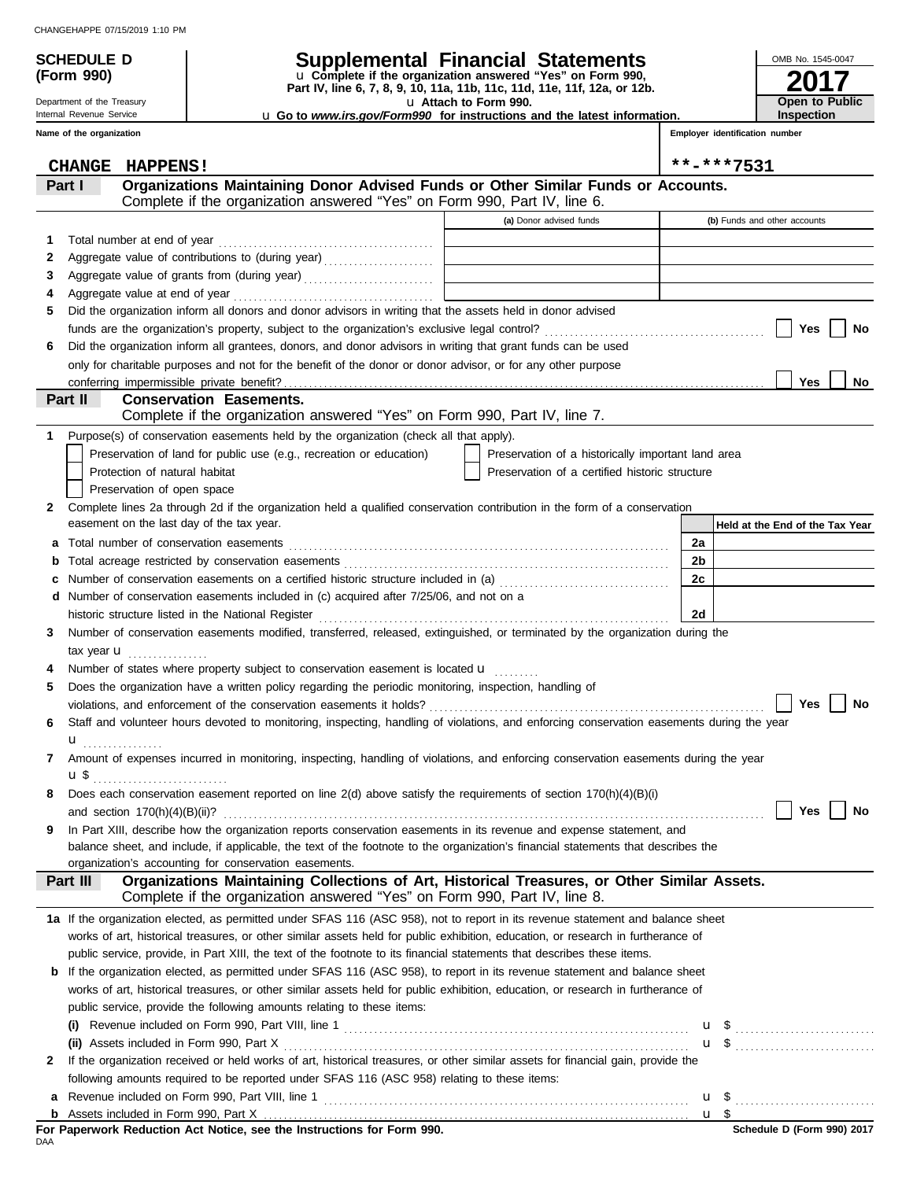CHANGEHAPPE 07/15/2019 1:10 PM

**SCHEDULE D (Form 990)**

Department of the Treasury
Internal Revenue Service

# Supplemental Financial Statements

u Complete if the organization answered "Yes" on Form 990, Part IV, line 6, 7, 8, 9, 10, 11a, 11b, 11c, 11d, 11e, 11f, 12a, or 12b.
u Attach to Form 990.
u Go to *www.irs.gov/Form990* for instructions and the latest information.

OMB No. 1545-0047

**2017**

**Open to Public Inspection**

Name of the organization: **CHANGE HAPPENS!**

Employer identification number: **\*\*-\*\*\*7531**

## Part I — Organizations Maintaining Donor Advised Funds or Other Similar Funds or Accounts.
Complete if the organization answered "Yes" on Form 990, Part IV, line 6.

| | | (a) Donor advised funds | (b) Funds and other accounts |
|---|---|---|---|
| 1 | Total number at end of year | | |
| 2 | Aggregate value of contributions to (during year) | | |
| 3 | Aggregate value of grants from (during year) | | |
| 4 | Aggregate value at end of year | | |

5 Did the organization inform all donors and donor advisors in writing that the assets held in donor advised funds are the organization's property, subject to the organization's exclusive legal control? ☐ Yes ☐ No

6 Did the organization inform all grantees, donors, and donor advisors in writing that grant funds can be used only for charitable purposes and not for the benefit of the donor or donor advisor, or for any other purpose conferring impermissible private benefit? ☐ Yes ☐ No

## Part II — Conservation Easements.
Complete if the organization answered "Yes" on Form 990, Part IV, line 7.

1 Purpose(s) of conservation easements held by the organization (check all that apply).

- ☐ Preservation of land for public use (e.g., recreation or education)
- ☐ Protection of natural habitat
- ☐ Preservation of open space
- ☐ Preservation of a historically important land area
- ☐ Preservation of a certified historic structure

2 Complete lines 2a through 2d if the organization held a qualified conservation contribution in the form of a conservation easement on the last day of the tax year.

| | | | Held at the End of the Tax Year |
|---|---|---|---|
| a | Total number of conservation easements | 2a | |
| b | Total acreage restricted by conservation easements | 2b | |
| c | Number of conservation easements on a certified historic structure included in (a) | 2c | |
| d | Number of conservation easements included in (c) acquired after 7/25/06, and not on a historic structure listed in the National Register | 2d | |

3 Number of conservation easements modified, transferred, released, extinguished, or terminated by the organization during the tax year u

4 Number of states where property subject to conservation easement is located u

5 Does the organization have a written policy regarding the periodic monitoring, inspection, handling of violations, and enforcement of the conservation easements it holds? ☐ Yes ☐ No

6 Staff and volunteer hours devoted to monitoring, inspecting, handling of violations, and enforcing conservation easements during the year u

7 Amount of expenses incurred in monitoring, inspecting, handling of violations, and enforcing conservation easements during the year u $

8 Does each conservation easement reported on line 2(d) above satisfy the requirements of section 170(h)(4)(B)(i) and section 170(h)(4)(B)(ii)? ☐ Yes ☐ No

9 In Part XIII, describe how the organization reports conservation easements in its revenue and expense statement, and balance sheet, and include, if applicable, the text of the footnote to the organization's financial statements that describes the organization's accounting for conservation easements.

## Part III — Organizations Maintaining Collections of Art, Historical Treasures, or Other Similar Assets.
Complete if the organization answered "Yes" on Form 990, Part IV, line 8.

1a If the organization elected, as permitted under SFAS 116 (ASC 958), not to report in its revenue statement and balance sheet works of art, historical treasures, or other similar assets held for public exhibition, education, or research in furtherance of public service, provide, in Part XIII, the text of the footnote to its financial statements that describes these items.

b If the organization elected, as permitted under SFAS 116 (ASC 958), to report in its revenue statement and balance sheet works of art, historical treasures, or other similar assets held for public exhibition, education, or research in furtherance of public service, provide the following amounts relating to these items:

(i) Revenue included on Form 990, Part VIII, line 1 u $

(ii) Assets included in Form 990, Part X u $

2 If the organization received or held works of art, historical treasures, or other similar assets for financial gain, provide the following amounts required to be reported under SFAS 116 (ASC 958) relating to these items:

a Revenue included on Form 990, Part VIII, line 1 u $

b Assets included in Form 990, Part X u $

**For Paperwork Reduction Act Notice, see the Instructions for Form 990.**

DAA

**Schedule D (Form 990) 2017**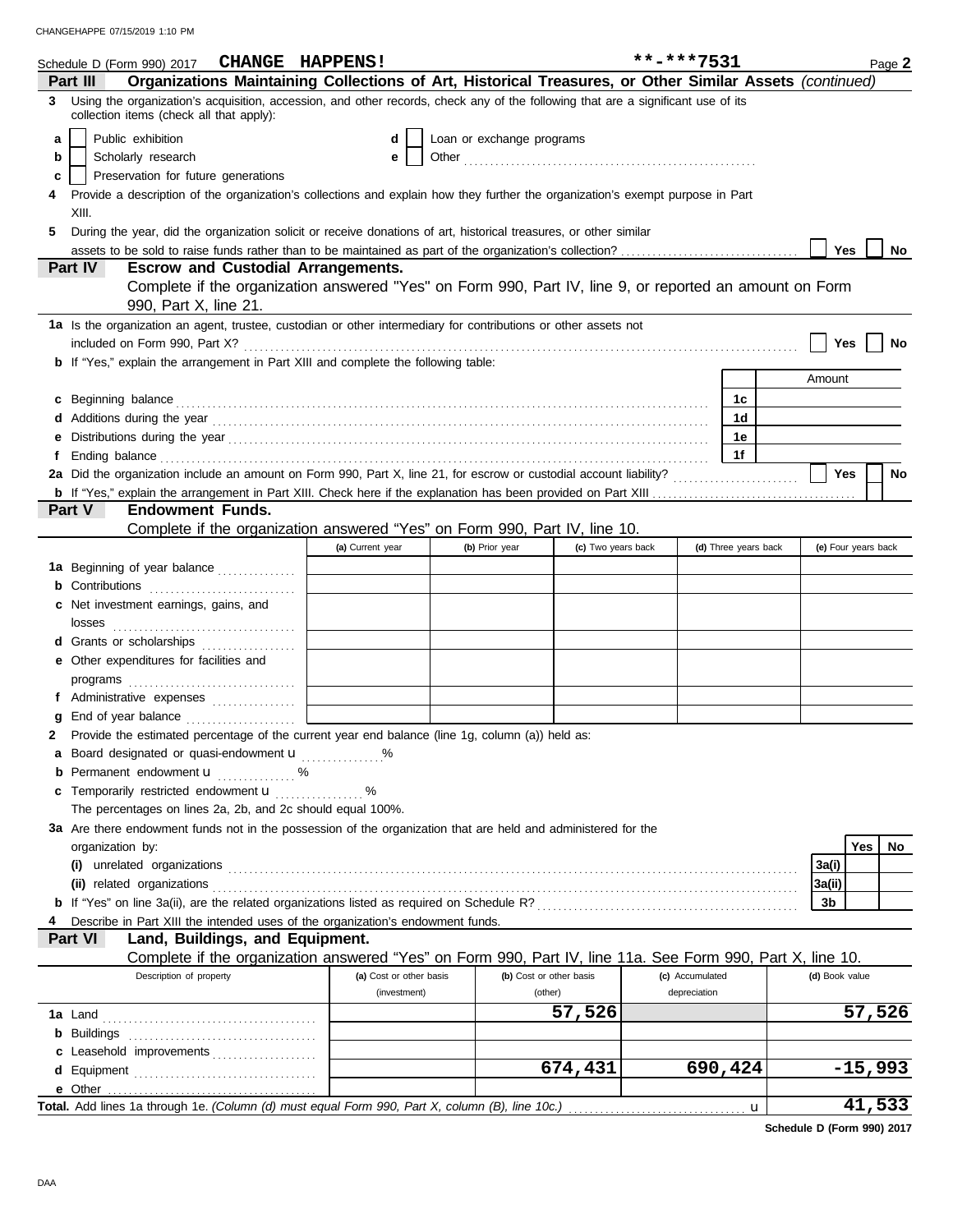Schedule D (Form 990) 2017 **CHANGE HAPPENS!** **-***7531 Page **2**

## Part III Organizations Maintaining Collections of Art, Historical Treasures, or Other Similar Assets *(continued)*

**3** Using the organization's acquisition, accession, and other records, check any of the following that are a significant use of its collection items (check all that apply):

- **a** ☐ Public exhibition
- **b** ☐ Scholarly research
- **c** ☐ Preservation for future generations
- **d** ☐ Loan or exchange programs
- **e** ☐ Other ..................................................

**4** Provide a description of the organization's collections and explain how they further the organization's exempt purpose in Part XIII.

**5** During the year, did the organization solicit or receive donations of art, historical treasures, or other similar assets to be sold to raise funds rather than to be maintained as part of the organization's collection? ☐ Yes ☐ No

## Part IV Escrow and Custodial Arrangements.

Complete if the organization answered "Yes" on Form 990, Part IV, line 9, or reported an amount on Form 990, Part X, line 21.

**1a** Is the organization an agent, trustee, custodian or other intermediary for contributions or other assets not included on Form 990, Part X? ☐ Yes ☐ No

**b** If "Yes," explain the arrangement in Part XIII and complete the following table:

| | | Amount |
|---|---|---|
| **c** Beginning balance | 1c | |
| **d** Additions during the year | 1d | |
| **e** Distributions during the year | 1e | |
| **f** Ending balance | 1f | |

**2a** Did the organization include an amount on Form 990, Part X, line 21, for escrow or custodial account liability? ☐ Yes ☐ No

**b** If "Yes," explain the arrangement in Part XIII. Check here if the explanation has been provided on Part XIII ☐

## Part V Endowment Funds.

Complete if the organization answered "Yes" on Form 990, Part IV, line 10.

| | (a) Current year | (b) Prior year | (c) Two years back | (d) Three years back | (e) Four years back |
|---|---|---|---|---|---|
| **1a** Beginning of year balance | | | | | |
| **b** Contributions | | | | | |
| **c** Net investment earnings, gains, and losses | | | | | |
| **d** Grants or scholarships | | | | | |
| **e** Other expenditures for facilities and programs | | | | | |
| **f** Administrative expenses | | | | | |
| **g** End of year balance | | | | | |

**2** Provide the estimated percentage of the current year end balance (line 1g, column (a)) held as:

- **a** Board designated or quasi-endowment u ........ %
- **b** Permanent endowment u ........ %
- **c** Temporarily restricted endowment u ........ %

The percentages on lines 2a, 2b, and 2c should equal 100%.

**3a** Are there endowment funds not in the possession of the organization that are held and administered for the organization by:

| | | Yes | No |
|---|---|---|---|
| **(i)** unrelated organizations | 3a(i) | | |
| **(ii)** related organizations | 3a(ii) | | |
| **b** If "Yes" on line 3a(ii), are the related organizations listed as required on Schedule R? | 3b | | |

**4** Describe in Part XIII the intended uses of the organization's endowment funds.

## Part VI Land, Buildings, and Equipment.

Complete if the organization answered "Yes" on Form 990, Part IV, line 11a. See Form 990, Part X, line 10.

| Description of property | (a) Cost or other basis (investment) | (b) Cost or other basis (other) | (c) Accumulated depreciation | (d) Book value |
|---|---|---|---|---|
| **1a** Land | | 57,526 | | 57,526 |
| **b** Buildings | | | | |
| **c** Leasehold improvements | | | | |
| **d** Equipment | | 674,431 | 690,424 | -15,993 |
| **e** Other | | | | |
| **Total.** Add lines 1a through 1e. *(Column (d) must equal Form 990, Part X, column (B), line 10c.)* u | | | | 41,533 |

**Schedule D (Form 990) 2017**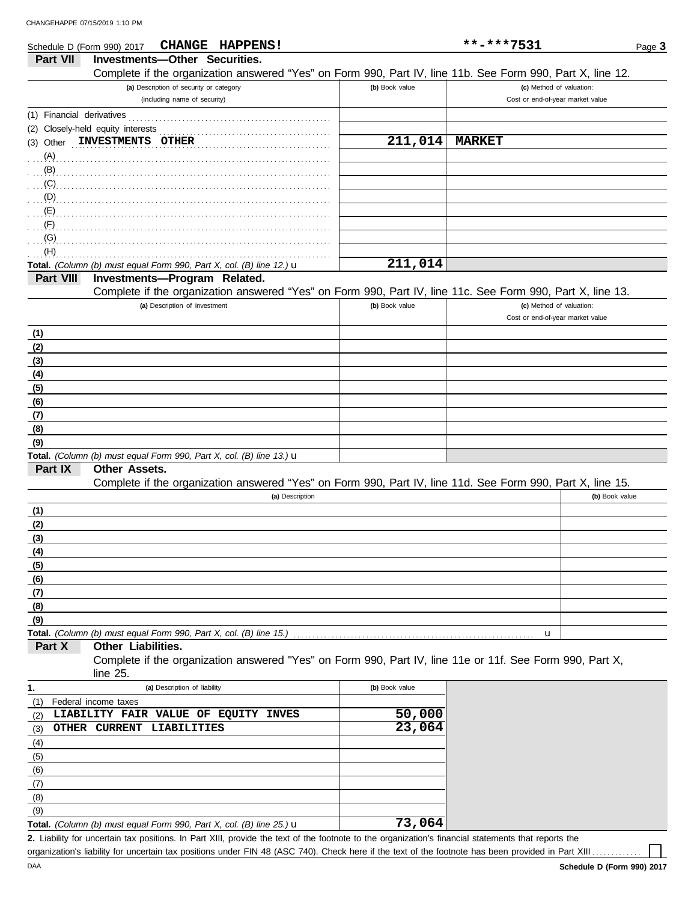Schedule D (Form 990) 2017 **CHANGE HAPPENS!** **-***7531

## Part VII Investments—Other Securities.

Complete if the organization answered "Yes" on Form 990, Part IV, line 11b. See Form 990, Part X, line 12.

| (a) Description of security or category (including name of security) | (b) Book value | (c) Method of valuation: Cost or end-of-year market value |
|---|---|---|
| (1) Financial derivatives | | |
| (2) Closely-held equity interests | | |
| (3) Other INVESTMENTS OTHER | 211,014 | MARKET |
| (A) | | |
| (B) | | |
| (C) | | |
| (D) | | |
| (E) | | |
| (F) | | |
| (G) | | |
| (H) | | |
| **Total.** *(Column (b) must equal Form 990, Part X, col. (B) line 12.)* u | 211,014 | |

## Part VIII Investments—Program Related.

Complete if the organization answered "Yes" on Form 990, Part IV, line 11c. See Form 990, Part X, line 13.

| (a) Description of investment | (b) Book value | (c) Method of valuation: Cost or end-of-year market value |
|---|---|---|
| (1) | | |
| (2) | | |
| (3) | | |
| (4) | | |
| (5) | | |
| (6) | | |
| (7) | | |
| (8) | | |
| (9) | | |
| **Total.** *(Column (b) must equal Form 990, Part X, col. (B) line 13.)* u | | |

## Part IX Other Assets.

Complete if the organization answered "Yes" on Form 990, Part IV, line 11d. See Form 990, Part X, line 15.

| (a) Description | (b) Book value |
|---|---|
| (1) | |
| (2) | |
| (3) | |
| (4) | |
| (5) | |
| (6) | |
| (7) | |
| (8) | |
| (9) | |
| **Total.** *(Column (b) must equal Form 990, Part X, col. (B) line 15.)* u | |

## Part X Other Liabilities.

Complete if the organization answered "Yes" on Form 990, Part IV, line 11e or 11f. See Form 990, Part X, line 25.

| 1. (a) Description of liability | (b) Book value |
|---|---|
| (1) Federal income taxes | |
| (2) LIABILITY FAIR VALUE OF EQUITY INVES | 50,000 |
| (3) OTHER CURRENT LIABILITIES | 23,064 |
| (4) | |
| (5) | |
| (6) | |
| (7) | |
| (8) | |
| (9) | |
| **Total.** *(Column (b) must equal Form 990, Part X, col. (B) line 25.)* u | 73,064 |

**2.** Liability for uncertain tax positions. In Part XIII, provide the text of the footnote to the organization's financial statements that reports the organization's liability for uncertain tax positions under FIN 48 (ASC 740). Check here if the text of the footnote has been provided in Part XIII ☐

Schedule D (Form 990) 2017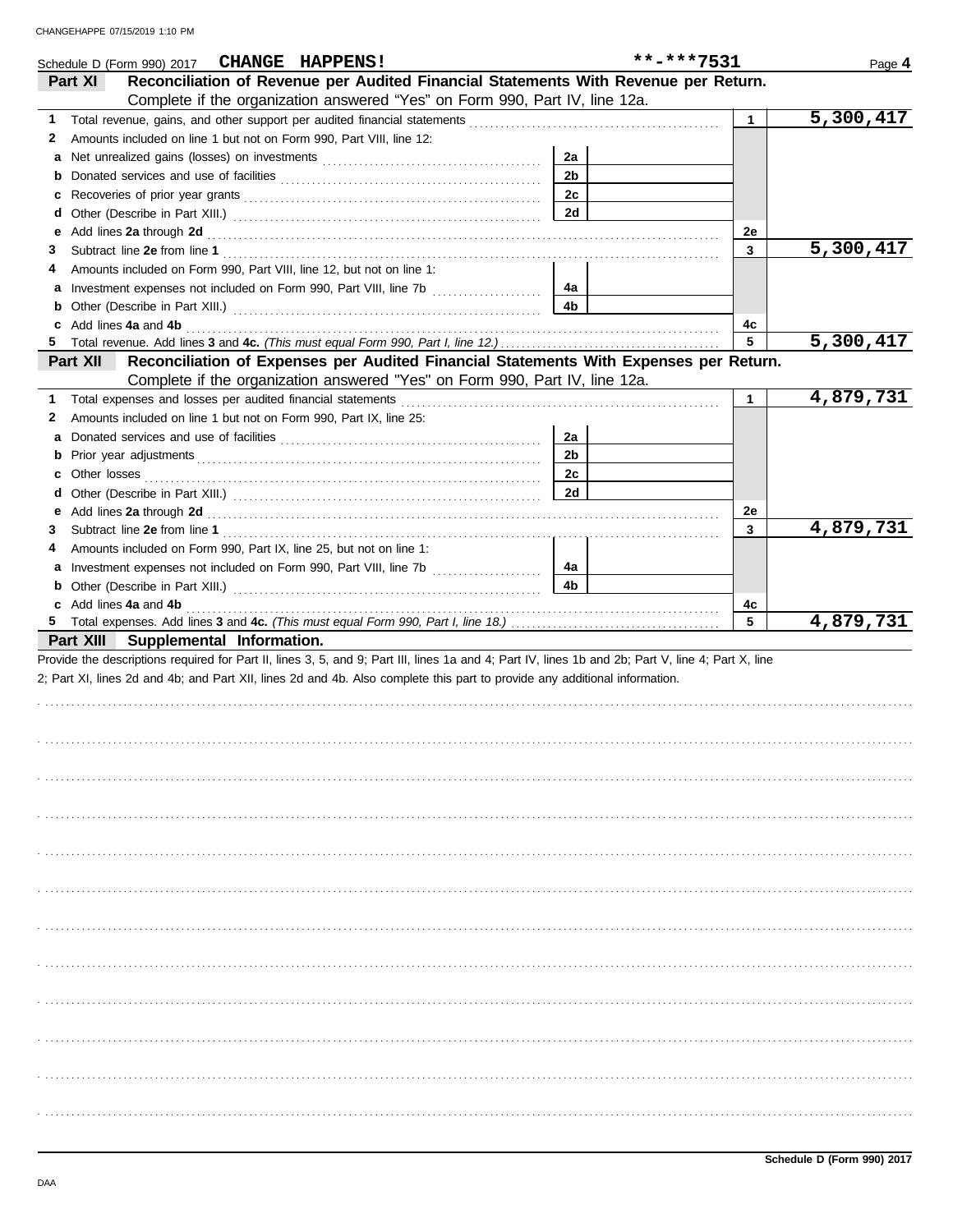Schedule D (Form 990) 2017 **CHANGE HAPPENS!** **-***7531 Page **4**

## Part XI — Reconciliation of Revenue per Audited Financial Statements With Revenue per Return.

Complete if the organization answered "Yes" on Form 990, Part IV, line 12a.

| | | | | | |
|---|---|---|---|---|---|
| **1** | Total revenue, gains, and other support per audited financial statements | | | 1 | 5,300,417 |
| **2** | Amounts included on line 1 but not on Form 990, Part VIII, line 12: | | | | |
| **a** | Net unrealized gains (losses) on investments | 2a | | | |
| **b** | Donated services and use of facilities | 2b | | | |
| **c** | Recoveries of prior year grants | 2c | | | |
| **d** | Other (Describe in Part XIII.) | 2d | | | |
| **e** | Add lines **2a** through **2d** | | | 2e | |
| **3** | Subtract line **2e** from line **1** | | | 3 | 5,300,417 |
| **4** | Amounts included on Form 990, Part VIII, line 12, but not on line 1: | | | | |
| **a** | Investment expenses not included on Form 990, Part VIII, line 7b | 4a | | | |
| **b** | Other (Describe in Part XIII.) | 4b | | | |
| **c** | Add lines **4a** and **4b** | | | 4c | |
| **5** | Total revenue. Add lines **3** and **4c.** *(This must equal Form 990, Part I, line 12.)* | | | 5 | 5,300,417 |

## Part XII — Reconciliation of Expenses per Audited Financial Statements With Expenses per Return.

Complete if the organization answered "Yes" on Form 990, Part IV, line 12a.

| | | | | | |
|---|---|---|---|---|---|
| **1** | Total expenses and losses per audited financial statements | | | 1 | 4,879,731 |
| **2** | Amounts included on line 1 but not on Form 990, Part IX, line 25: | | | | |
| **a** | Donated services and use of facilities | 2a | | | |
| **b** | Prior year adjustments | 2b | | | |
| **c** | Other losses | 2c | | | |
| **d** | Other (Describe in Part XIII.) | 2d | | | |
| **e** | Add lines **2a** through **2d** | | | 2e | |
| **3** | Subtract line **2e** from line **1** | | | 3 | 4,879,731 |
| **4** | Amounts included on Form 990, Part IX, line 25, but not on line 1: | | | | |
| **a** | Investment expenses not included on Form 990, Part VIII, line 7b | 4a | | | |
| **b** | Other (Describe in Part XIII.) | 4b | | | |
| **c** | Add lines **4a** and **4b** | | | 4c | |
| **5** | Total expenses. Add lines **3** and **4c.** *(This must equal Form 990, Part I, line 18.)* | | | 5 | 4,879,731 |

## Part XIII — Supplemental Information.

Provide the descriptions required for Part II, lines 3, 5, and 9; Part III, lines 1a and 4; Part IV, lines 1b and 2b; Part V, line 4; Part X, line 2; Part XI, lines 2d and 4b; and Part XII, lines 2d and 4b. Also complete this part to provide any additional information.

**Schedule D (Form 990) 2017**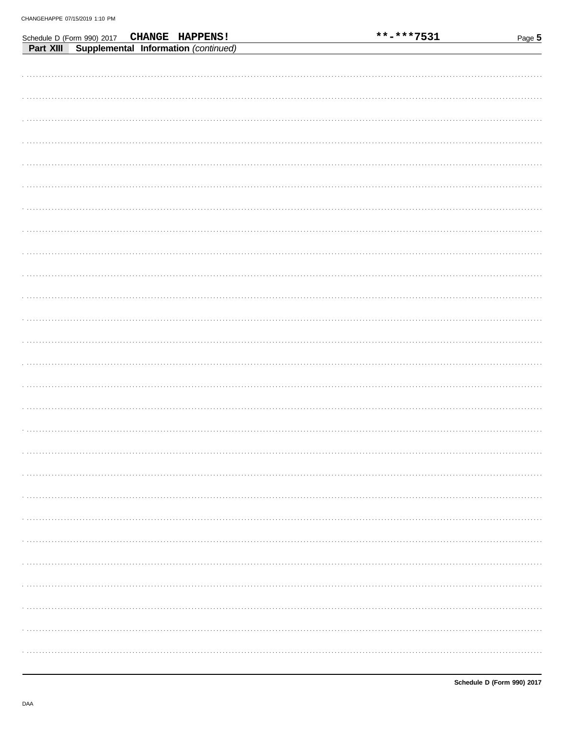Schedule D (Form 990) 2017 **CHANGE HAPPENS!** **-***7531

**Part XIII Supplemental Information** *(continued)*

DAA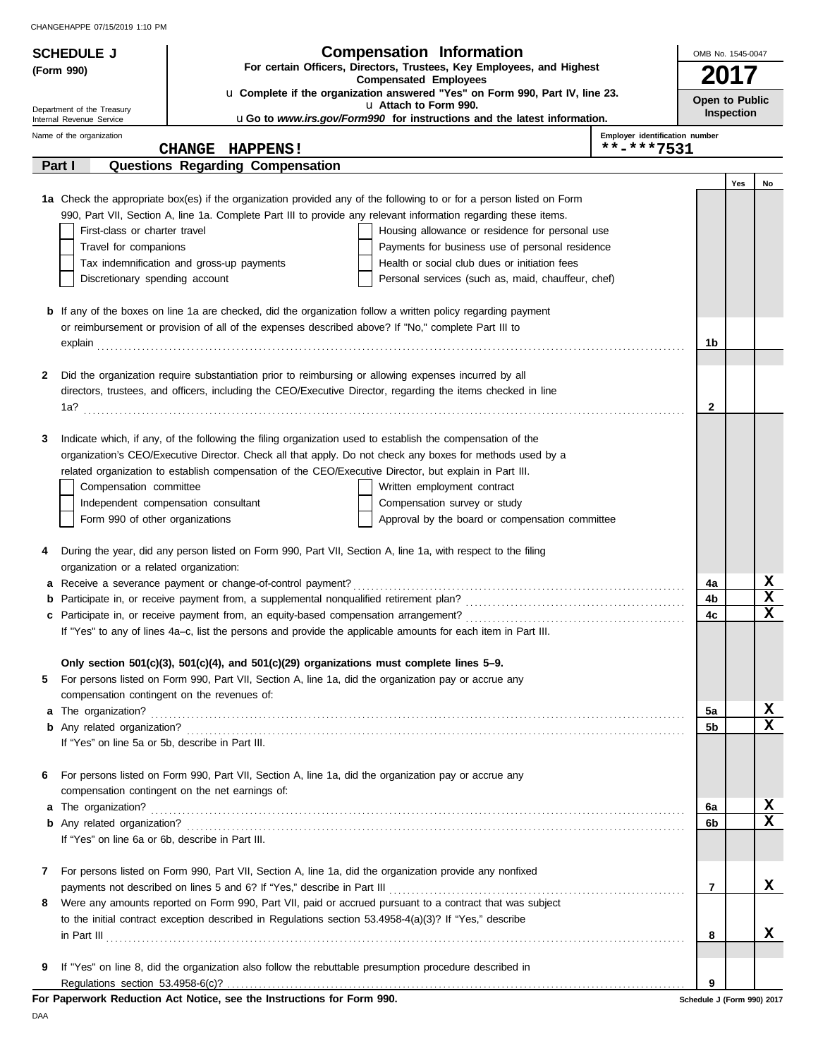CHANGEHAPPE 07/15/2019 1:10 PM

# SCHEDULE J (Form 990)

## Compensation Information

**For certain Officers, Directors, Trustees, Key Employees, and Highest Compensated Employees**

u Complete if the organization answered "Yes" on Form 990, Part IV, line 23.
u Attach to Form 990.
u Go to *www.irs.gov/Form990* for instructions and the latest information.

OMB No. 1545-0047

**2017**

**Open to Public Inspection**

Department of the Treasury
Internal Revenue Service

Name of the organization: **CHANGE HAPPENS!**

Employer identification number: **\*\*-\*\*\*7531**

## Part I Questions Regarding Compensation

| | | | Yes | No |
|---|---|---|---|---|
| **1a** | Check the appropriate box(es) if the organization provided any of the following to or for a person listed on Form 990, Part VII, Section A, line 1a. Complete Part III to provide any relevant information regarding these items.<br>☐ First-class or charter travel ☐ Housing allowance or residence for personal use<br>☐ Travel for companions ☐ Payments for business use of personal residence<br>☐ Tax indemnification and gross-up payments ☐ Health or social club dues or initiation fees<br>☐ Discretionary spending account ☐ Personal services (such as, maid, chauffeur, chef) | | | |
| **b** | If any of the boxes on line 1a are checked, did the organization follow a written policy regarding payment or reimbursement or provision of all of the expenses described above? If "No," complete Part III to explain | 1b | | |
| **2** | Did the organization require substantiation prior to reimbursing or allowing expenses incurred by all directors, trustees, and officers, including the CEO/Executive Director, regarding the items checked in line 1a? | 2 | | |
| **3** | Indicate which, if any, of the following the filing organization used to establish the compensation of the organization's CEO/Executive Director. Check all that apply. Do not check any boxes for methods used by a related organization to establish compensation of the CEO/Executive Director, but explain in Part III.<br>☐ Compensation committee ☐ Written employment contract<br>☐ Independent compensation consultant ☐ Compensation survey or study<br>☐ Form 990 of other organizations ☐ Approval by the board or compensation committee | | | |
| **4** | During the year, did any person listed on Form 990, Part VII, Section A, line 1a, with respect to the filing organization or a related organization: | | | |
| **a** | Receive a severance payment or change-of-control payment? | 4a | | X |
| **b** | Participate in, or receive payment from, a supplemental nonqualified retirement plan? | 4b | | X |
| **c** | Participate in, or receive payment from, an equity-based compensation arrangement? | 4c | | X |
| | If "Yes" to any of lines 4a–c, list the persons and provide the applicable amounts for each item in Part III. | | | |
| | **Only section 501(c)(3), 501(c)(4), and 501(c)(29) organizations must complete lines 5–9.** | | | |
| **5** | For persons listed on Form 990, Part VII, Section A, line 1a, did the organization pay or accrue any compensation contingent on the revenues of: | | | |
| **a** | The organization? | 5a | | X |
| **b** | Any related organization? | 5b | | X |
| | If "Yes" on line 5a or 5b, describe in Part III. | | | |
| **6** | For persons listed on Form 990, Part VII, Section A, line 1a, did the organization pay or accrue any compensation contingent on the net earnings of: | | | |
| **a** | The organization? | 6a | | X |
| **b** | Any related organization? | 6b | | X |
| | If "Yes" on line 6a or 6b, describe in Part III. | | | |
| **7** | For persons listed on Form 990, Part VII, Section A, line 1a, did the organization provide any nonfixed payments not described on lines 5 and 6? If "Yes," describe in Part III | 7 | | X |
| **8** | Were any amounts reported on Form 990, Part VII, paid or accrued pursuant to a contract that was subject to the initial contract exception described in Regulations section 53.4958-4(a)(3)? If "Yes," describe in Part III | 8 | | X |
| **9** | If "Yes" on line 8, did the organization also follow the rebuttable presumption procedure described in Regulations section 53.4958-6(c)? | 9 | | |

**For Paperwork Reduction Act Notice, see the Instructions for Form 990.** Schedule J (Form 990) 2017

DAA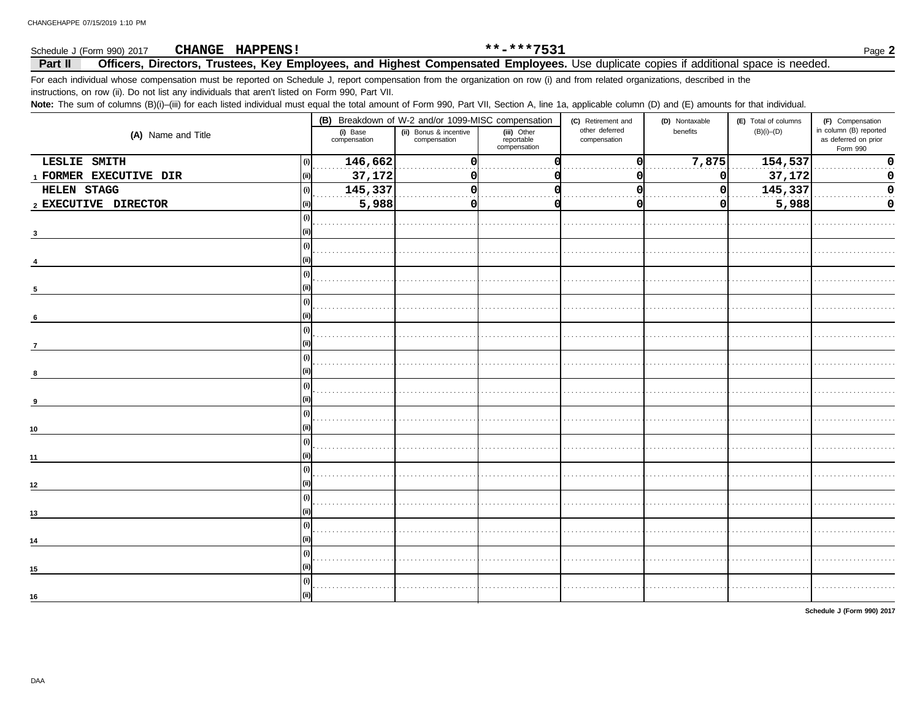Schedule J (Form 990) 2017 **CHANGE HAPPENS!** **-***7531

**Part II Officers, Directors, Trustees, Key Employees, and Highest Compensated Employees.** Use duplicate copies if additional space is needed.

For each individual whose compensation must be reported on Schedule J, report compensation from the organization on row (i) and from related organizations, described in the instructions, on row (ii). Do not list any individuals that aren't listed on Form 990, Part VII.

**Note:** The sum of columns (B)(i)–(iii) for each listed individual must equal the total amount of Form 990, Part VII, Section A, line 1a, applicable column (D) and (E) amounts for that individual.

| (A) Name and Title | | (B) Breakdown of W-2 and/or 1099-MISC compensation | | | (C) Retirement and other deferred compensation | (D) Nontaxable benefits | (E) Total of columns (B)(i)–(D) | (F) Compensation in column (B) reported as deferred on prior Form 990 |
|---|---|---|---|---|---|---|---|---|
| | | (i) Base compensation | (ii) Bonus & incentive compensation | (iii) Other reportable compensation | | | | |
| 1 LESLIE SMITH | (i) | 146,662 | 0 | 0 | 0 | 7,875 | 154,537 | 0 |
| FORMER EXECUTIVE DIR | (ii) | 37,172 | 0 | 0 | 0 | 0 | 37,172 | 0 |
| 2 HELEN STAGG | (i) | 145,337 | 0 | 0 | 0 | 0 | 145,337 | 0 |
| EXECUTIVE DIRECTOR | (ii) | 5,988 | 0 | 0 | 0 | 0 | 5,988 | 0 |
| 3 | (i) | | | | | | | |
| | (ii) | | | | | | | |
| 4 | (i) | | | | | | | |
| | (ii) | | | | | | | |
| 5 | (i) | | | | | | | |
| | (ii) | | | | | | | |
| 6 | (i) | | | | | | | |
| | (ii) | | | | | | | |
| 7 | (i) | | | | | | | |
| | (ii) | | | | | | | |
| 8 | (i) | | | | | | | |
| | (ii) | | | | | | | |
| 9 | (i) | | | | | | | |
| | (ii) | | | | | | | |
| 10 | (i) | | | | | | | |
| | (ii) | | | | | | | |
| 11 | (i) | | | | | | | |
| | (ii) | | | | | | | |
| 12 | (i) | | | | | | | |
| | (ii) | | | | | | | |
| 13 | (i) | | | | | | | |
| | (ii) | | | | | | | |
| 14 | (i) | | | | | | | |
| | (ii) | | | | | | | |
| 15 | (i) | | | | | | | |
| | (ii) | | | | | | | |
| 16 | (i) | | | | | | | |
| | (ii) | | | | | | | |

Schedule J (Form 990) 2017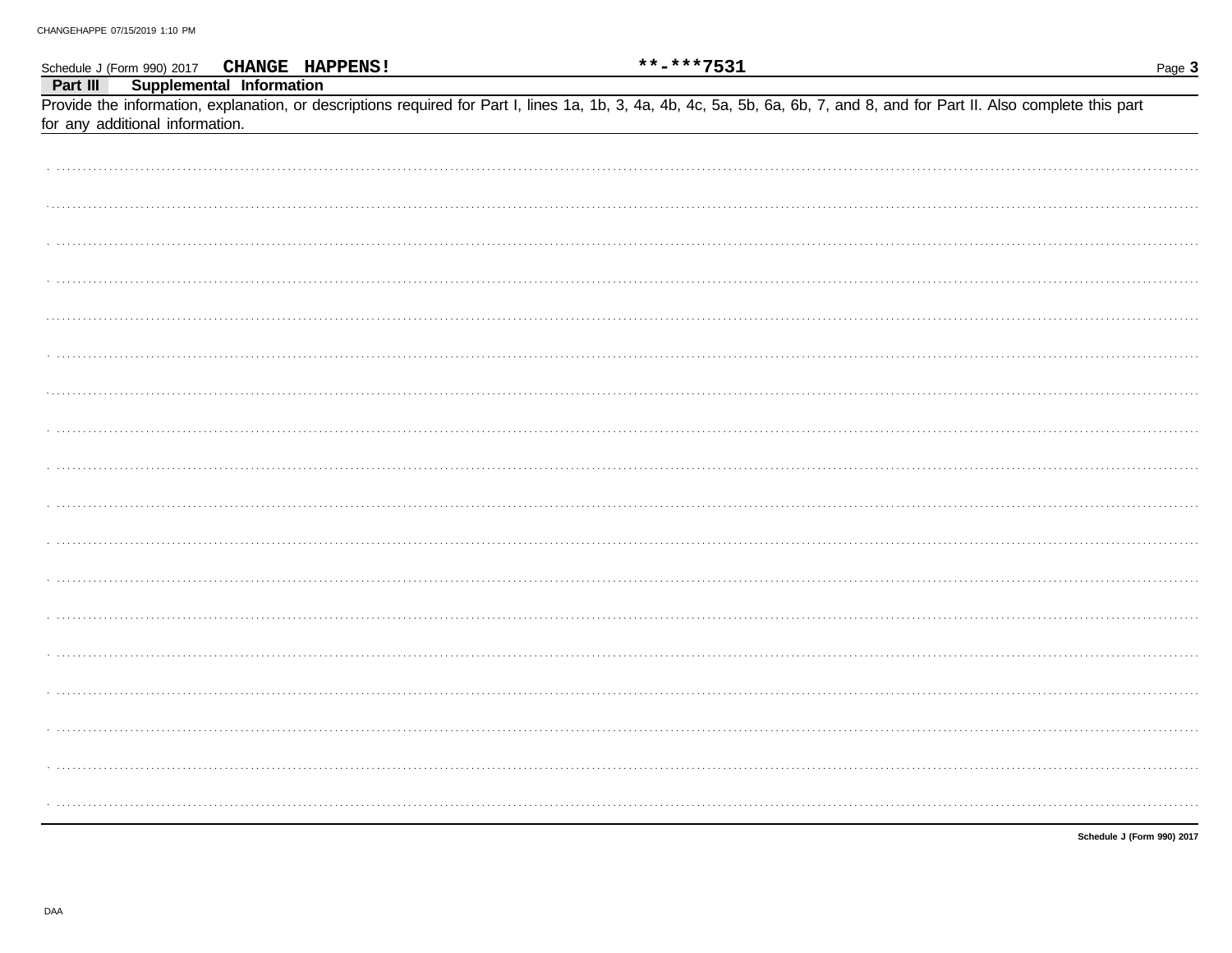Schedule J (Form 990) 2017 **CHANGE HAPPENS!** **-***7531

## Part III Supplemental Information

Provide the information, explanation, or descriptions required for Part I, lines 1a, 1b, 3, 4a, 4b, 4c, 5a, 5b, 6a, 6b, 7, and 8, and for Part II. Also complete this part for any additional information.

Schedule J (Form 990) 2017

DAA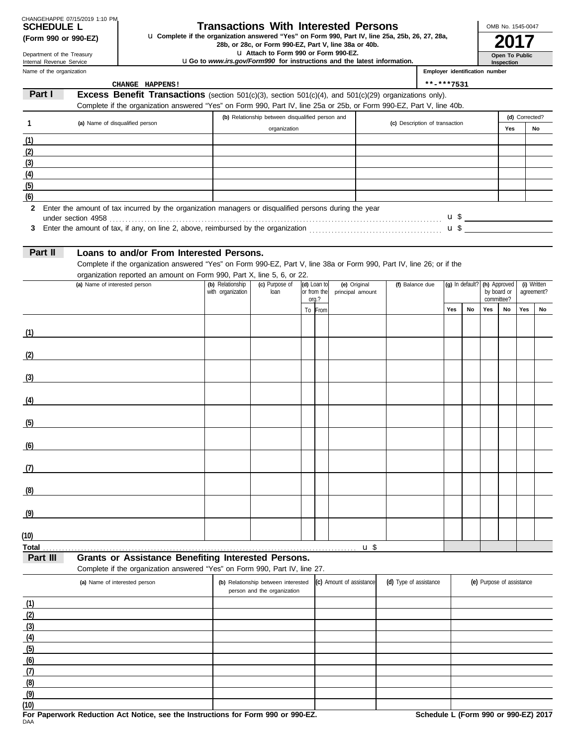CHANGEHAPPE 07/15/2019 1:10 PM

# SCHEDULE L (Form 990 or 990-EZ)

Department of the Treasury
Internal Revenue Service

## Transactions With Interested Persons

u Complete if the organization answered "Yes" on Form 990, Part IV, line 25a, 25b, 26, 27, 28a, 28b, or 28c, or Form 990-EZ, Part V, line 38a or 40b.
u Attach to Form 990 or Form 990-EZ.
u Go to *www.irs.gov/Form990* for instructions and the latest information.

OMB No. 1545-0047

**2017**

**Open To Public Inspection**

Name of the organization: CHANGE HAPPENS!

Employer identification number: **-***7531

## Part I Excess Benefit Transactions (section 501(c)(3), section 501(c)(4), and 501(c)(29) organizations only).

Complete if the organization answered "Yes" on Form 990, Part IV, line 25a or 25b, or Form 990-EZ, Part V, line 40b.

| 1 | (a) Name of disqualified person | (b) Relationship between disqualified person and organization | (c) Description of transaction | (d) Corrected? Yes | (d) Corrected? No |
|---|---|---|---|---|---|
| (1) | | | | | |
| (2) | | | | | |
| (3) | | | | | |
| (4) | | | | | |
| (5) | | | | | |
| (6) | | | | | |

2 Enter the amount of tax incurred by the organization managers or disqualified persons during the year under section 4958 . . . u $

3 Enter the amount of tax, if any, on line 2, above, reimbursed by the organization . . . u $

## Part II Loans to and/or From Interested Persons.

Complete if the organization answered "Yes" on Form 990-EZ, Part V, line 38a or Form 990, Part IV, line 26; or if the organization reported an amount on Form 990, Part X, line 5, 6, or 22.

| | (a) Name of interested person | (b) Relationship with organization | (c) Purpose of loan | (d) Loan to or from the org.? | | (e) Original principal amount | (f) Balance due | (g) In default? | | (h) Approved by board or committee? | | (i) Written agreement? | |
|---|---|---|---|---|---|---|---|---|---|---|---|---|---|
| | | | | To | From | | | Yes | No | Yes | No | Yes | No |
| (1) | | | | | | | | | | | | | |
| (2) | | | | | | | | | | | | | |
| (3) | | | | | | | | | | | | | |
| (4) | | | | | | | | | | | | | |
| (5) | | | | | | | | | | | | | |
| (6) | | | | | | | | | | | | | |
| (7) | | | | | | | | | | | | | |
| (8) | | | | | | | | | | | | | |
| (9) | | | | | | | | | | | | | |
| (10) | | | | | | | | | | | | | |
| Total | | | | | | u $ | | | | | | | |

## Part III Grants or Assistance Benefiting Interested Persons.

Complete if the organization answered "Yes" on Form 990, Part IV, line 27.

| | (a) Name of interested person | (b) Relationship between interested person and the organization | (c) Amount of assistance | (d) Type of assistance | (e) Purpose of assistance |
|---|---|---|---|---|---|
| (1) | | | | | |
| (2) | | | | | |
| (3) | | | | | |
| (4) | | | | | |
| (5) | | | | | |
| (6) | | | | | |
| (7) | | | | | |
| (8) | | | | | |
| (9) | | | | | |
| (10) | | | | | |

**For Paperwork Reduction Act Notice, see the Instructions for Form 990 or 990-EZ.**

DAA

**Schedule L (Form 990 or 990-EZ) 2017**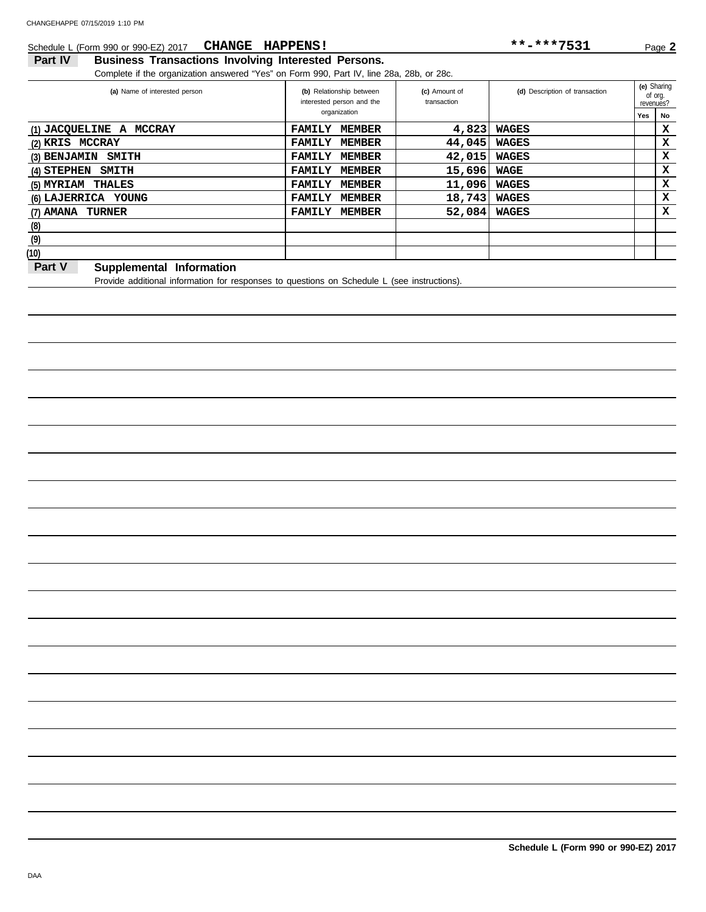Schedule L (Form 990 or 990-EZ) 2017 **CHANGE HAPPENS!** **-***7531 Page **2**

## Part IV Business Transactions Involving Interested Persons.

Complete if the organization answered "Yes" on Form 990, Part IV, line 28a, 28b, or 28c.

| (a) Name of interested person | (b) Relationship between interested person and the organization | (c) Amount of transaction | (d) Description of transaction | (e) Sharing of org. revenues? Yes | No |
|---|---|---|---|---|---|
| (1) JACQUELINE A MCCRAY | FAMILY MEMBER | 4,823 | WAGES | | X |
| (2) KRIS MCCRAY | FAMILY MEMBER | 44,045 | WAGES | | X |
| (3) BENJAMIN SMITH | FAMILY MEMBER | 42,015 | WAGES | | X |
| (4) STEPHEN SMITH | FAMILY MEMBER | 15,696 | WAGE | | X |
| (5) MYRIAM THALES | FAMILY MEMBER | 11,096 | WAGES | | X |
| (6) LAJERRICA YOUNG | FAMILY MEMBER | 18,743 | WAGES | | X |
| (7) AMANA TURNER | FAMILY MEMBER | 52,084 | WAGES | | X |
| (8) | | | | | |
| (9) | | | | | |
| (10) | | | | | |

## Part V Supplemental Information

Provide additional information for responses to questions on Schedule L (see instructions).

**Schedule L (Form 990 or 990-EZ) 2017**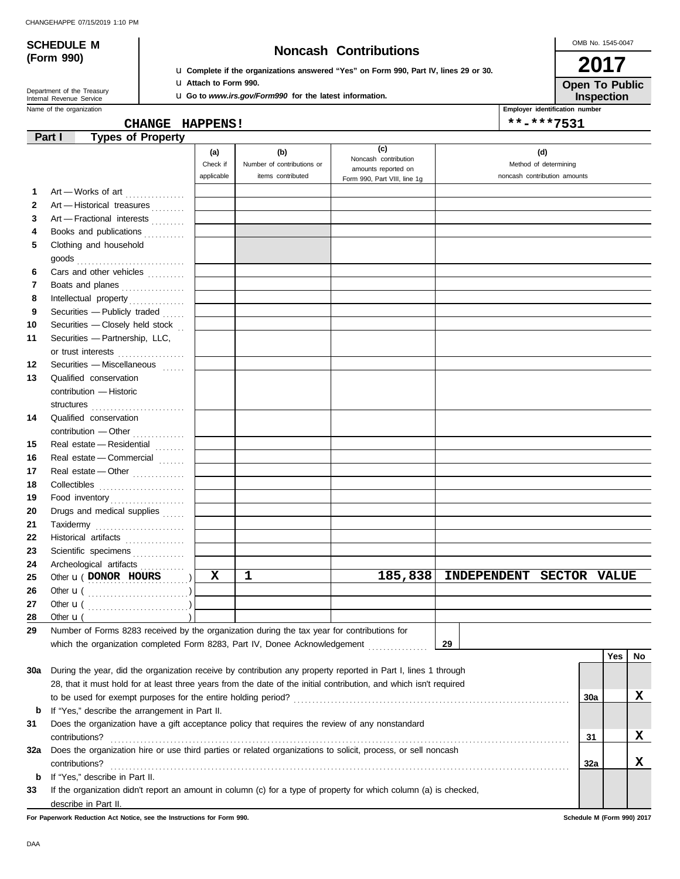CHANGEHAPPE 07/15/2019 1:10 PM

# SCHEDULE M (Form 990)

## Noncash Contributions

OMB No. 1545-0047

**2017**

**Open To Public Inspection**

Department of the Treasury
Internal Revenue Service

u **Complete if the organizations answered "Yes" on Form 990, Part IV, lines 29 or 30.**
u **Attach to Form 990.**
u **Go to *www.irs.gov/Form990* for the latest information.**

Name of the organization: **CHANGE HAPPENS!**

Employer identification number: **\*\*-\*\*\*7531**

### Part I Types of Property

| | | (a) Check if applicable | (b) Number of contributions or items contributed | (c) Noncash contribution amounts reported on Form 990, Part VIII, line 1g | (d) Method of determining noncash contribution amounts |
|---|---|---|---|---|---|
| 1 | Art — Works of art | | | | |
| 2 | Art — Historical treasures | | | | |
| 3 | Art — Fractional interests | | | | |
| 4 | Books and publications | | | | |
| 5 | Clothing and household goods | | | | |
| 6 | Cars and other vehicles | | | | |
| 7 | Boats and planes | | | | |
| 8 | Intellectual property | | | | |
| 9 | Securities — Publicly traded | | | | |
| 10 | Securities — Closely held stock | | | | |
| 11 | Securities — Partnership, LLC, or trust interests | | | | |
| 12 | Securities — Miscellaneous | | | | |
| 13 | Qualified conservation contribution — Historic structures | | | | |
| 14 | Qualified conservation contribution — Other | | | | |
| 15 | Real estate — Residential | | | | |
| 16 | Real estate — Commercial | | | | |
| 17 | Real estate — Other | | | | |
| 18 | Collectibles | | | | |
| 19 | Food inventory | | | | |
| 20 | Drugs and medical supplies | | | | |
| 21 | Taxidermy | | | | |
| 22 | Historical artifacts | | | | |
| 23 | Scientific specimens | | | | |
| 24 | Archeological artifacts | | | | |
| 25 | Other u ( DONOR HOURS ) | X | 1 | 185,838 | INDEPENDENT SECTOR VALUE |
| 26 | Other u ( ) | | | | |
| 27 | Other u ( ) | | | | |
| 28 | Other u ( ) | | | | |

29 Number of Forms 8283 received by the organization during the tax year for contributions for which the organization completed Form 8283, Part IV, Donee Acknowledgement ........ **29**

| | | | Yes | No |
|---|---|---|---|---|
| 30a | During the year, did the organization receive by contribution any property reported in Part I, lines 1 through 28, that it must hold for at least three years from the date of the initial contribution, and which isn't required to be used for exempt purposes for the entire holding period? | 30a | | X |
| b | If "Yes," describe the arrangement in Part II. | | | |
| 31 | Does the organization have a gift acceptance policy that requires the review of any nonstandard contributions? | 31 | | X |
| 32a | Does the organization hire or use third parties or related organizations to solicit, process, or sell noncash contributions? | 32a | | X |
| b | If "Yes," describe in Part II. | | | |
| 33 | If the organization didn't report an amount in column (c) for a type of property for which column (a) is checked, describe in Part II. | | | |

**For Paperwork Reduction Act Notice, see the Instructions for Form 990.**

**Schedule M (Form 990) 2017**

DAA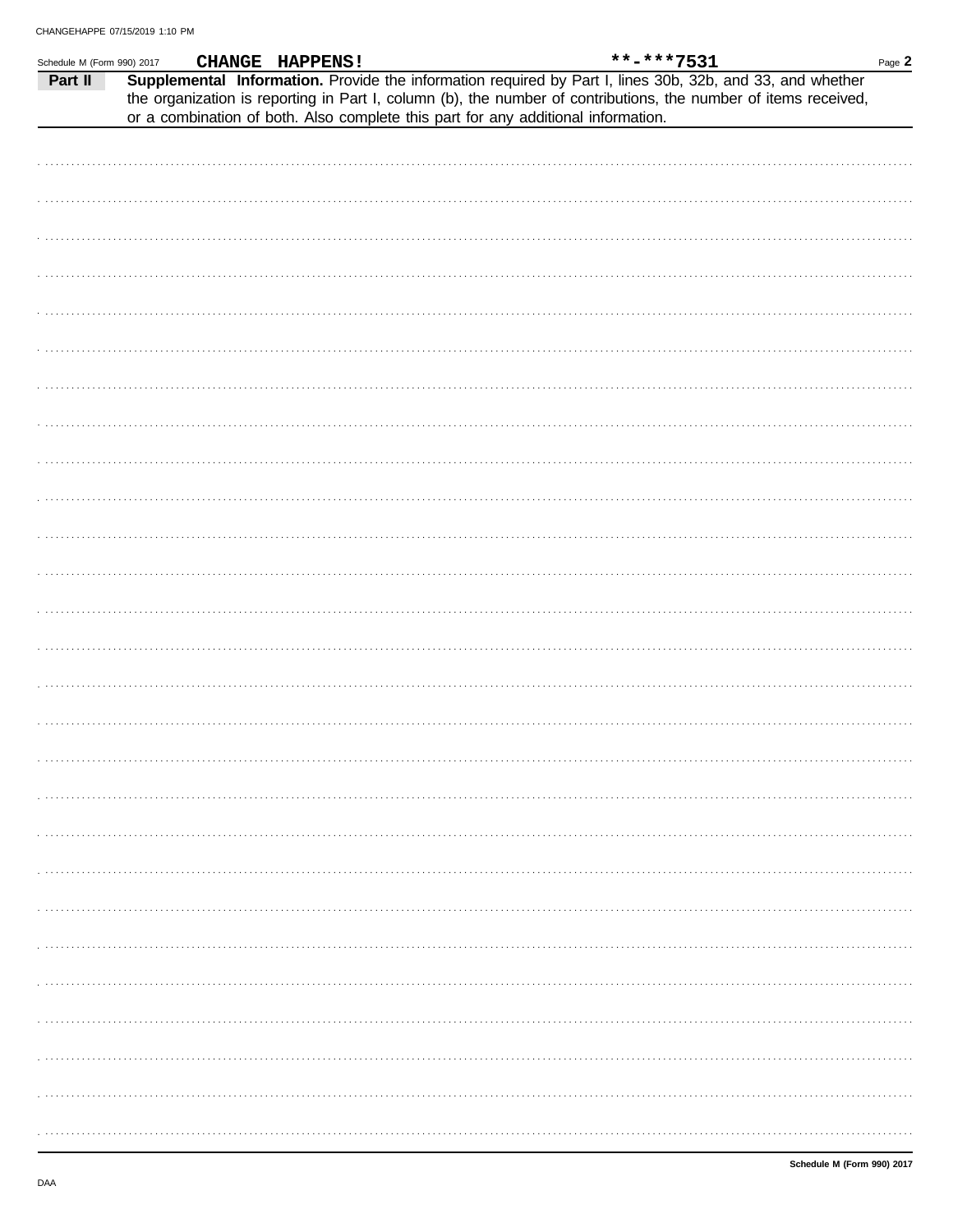CHANGE HAPPENS! **-***7531

**Part II** **Supplemental Information.** Provide the information required by Part I, lines 30b, 32b, and 33, and whether the organization is reporting in Part I, column (b), the number of contributions, the number of items received, or a combination of both. Also complete this part for any additional information.

DAA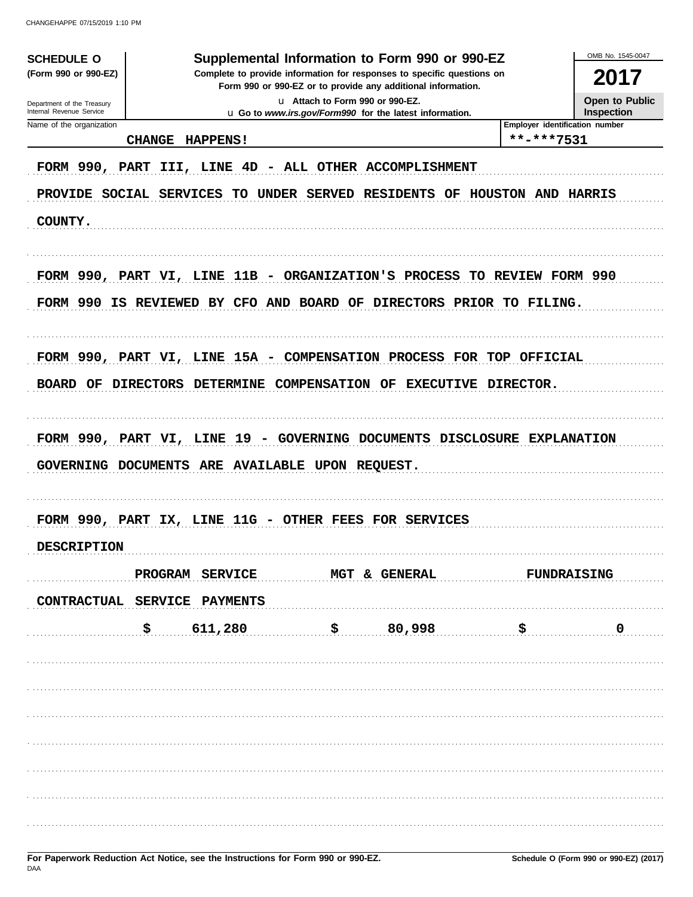**SCHEDULE O** (Form 990 or 990-EZ)

Department of the Treasury
Internal Revenue Service

# Supplemental Information to Form 990 or 990-EZ

**Complete to provide information for responses to specific questions on Form 990 or 990-EZ or to provide any additional information.**

u Attach to Form 990 or 990-EZ.

u Go to *www.irs.gov/Form990* for the latest information.

OMB No. 1545-0047

**2017**

**Open to Public Inspection**

Name of the organization: CHANGE HAPPENS!

Employer identification number: **-***7531

FORM 990, PART III, LINE 4D - ALL OTHER ACCOMPLISHMENT

PROVIDE SOCIAL SERVICES TO UNDER SERVED RESIDENTS OF HOUSTON AND HARRIS COUNTY.

FORM 990, PART VI, LINE 11B - ORGANIZATION'S PROCESS TO REVIEW FORM 990

FORM 990 IS REVIEWED BY CFO AND BOARD OF DIRECTORS PRIOR TO FILING.

FORM 990, PART VI, LINE 15A - COMPENSATION PROCESS FOR TOP OFFICIAL

BOARD OF DIRECTORS DETERMINE COMPENSATION OF EXECUTIVE DIRECTOR.

FORM 990, PART VI, LINE 19 - GOVERNING DOCUMENTS DISCLOSURE EXPLANATION

GOVERNING DOCUMENTS ARE AVAILABLE UPON REQUEST.

FORM 990, PART IX, LINE 11G - OTHER FEES FOR SERVICES

| DESCRIPTION | PROGRAM SERVICE | MGT & GENERAL | FUNDRAISING |
|---|---|---|---|
| CONTRACTUAL SERVICE PAYMENTS | $ 611,280 | $ 80,998 | $ 0 |

For Paperwork Reduction Act Notice, see the Instructions for Form 990 or 990-EZ.

Schedule O (Form 990 or 990-EZ) (2017)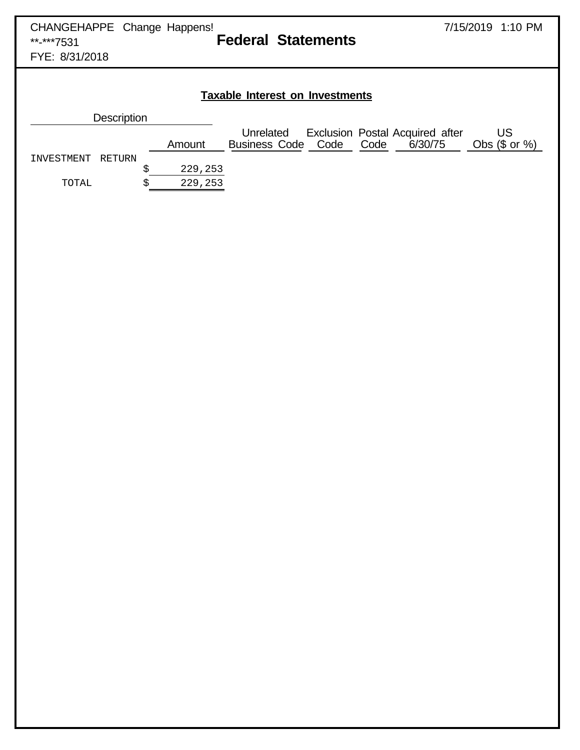CHANGEHAPPE Change Happens!
**-***7531
FYE: 8/31/2018

7/15/2019 1:10 PM

# Federal Statements

## Taxable Interest on Investments

| Description | Amount | Unrelated Business Code | Exclusion Code | Postal Code | Acquired after 6/30/75 | US Obs ($ or %) |
|---|---|---|---|---|---|---|
| INVESTMENT RETURN | $ 229,253 | | | | | |
| TOTAL | $ 229,253 | | | | | |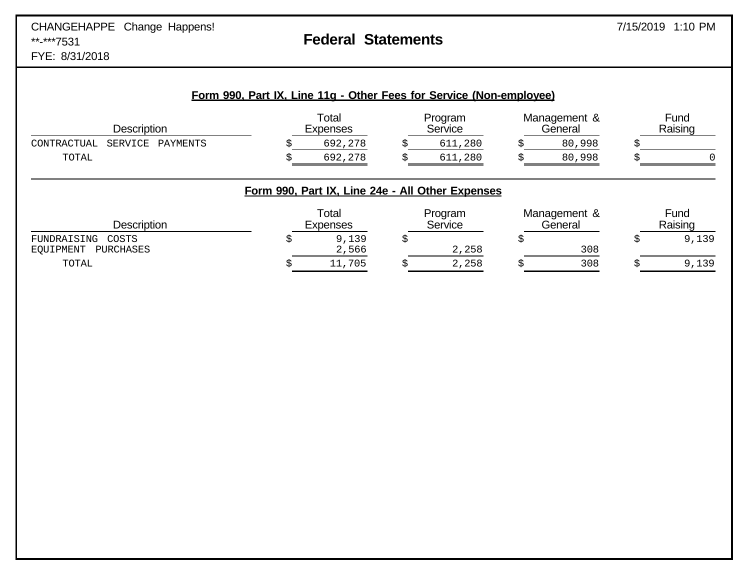CHANGEHAPPE Change Happens!
**-***7531
FYE: 8/31/2018

# Federal Statements

7/15/2019 1:10 PM

## Form 990, Part IX, Line 11g - Other Fees for Service (Non-employee)

| Description | Total Expenses | Program Service | Management & General | Fund Raising |
|---|---|---|---|---|
| CONTRACTUAL SERVICE PAYMENTS | $ 692,278 | $ 611,280 | $ 80,998 | $ |
| TOTAL | $ 692,278 | $ 611,280 | $ 80,998 | $ 0 |

## Form 990, Part IX, Line 24e - All Other Expenses

| Description | Total Expenses | Program Service | Management & General | Fund Raising |
|---|---|---|---|---|
| FUNDRAISING COSTS | $ 9,139 | $ | $ | $ 9,139 |
| EQUIPMENT PURCHASES | 2,566 | 2,258 | 308 | |
| TOTAL | $ 11,705 | $ 2,258 | $ 308 | $ 9,139 |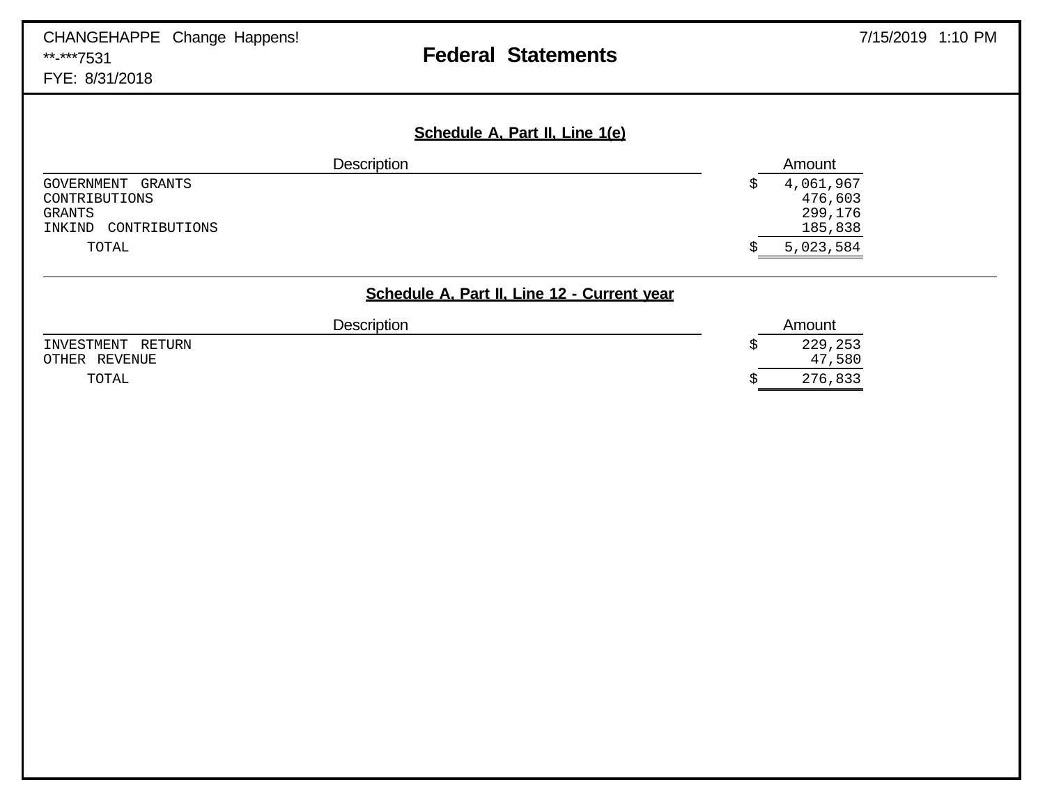CHANGEHAPPE Change Happens!
**-***7531
FYE: 8/31/2018

# Federal Statements

## Schedule A, Part II, Line 1(e)

| Description | Amount |
|---|---|
| GOVERNMENT GRANTS | $ 4,061,967 |
| CONTRIBUTIONS | 476,603 |
| GRANTS | 299,176 |
| INKIND CONTRIBUTIONS | 185,838 |
| TOTAL | $ 5,023,584 |

## Schedule A, Part II, Line 12 - Current year

| Description | Amount |
|---|---|
| INVESTMENT RETURN | $ 229,253 |
| OTHER REVENUE | 47,580 |
| TOTAL | $ 276,833 |